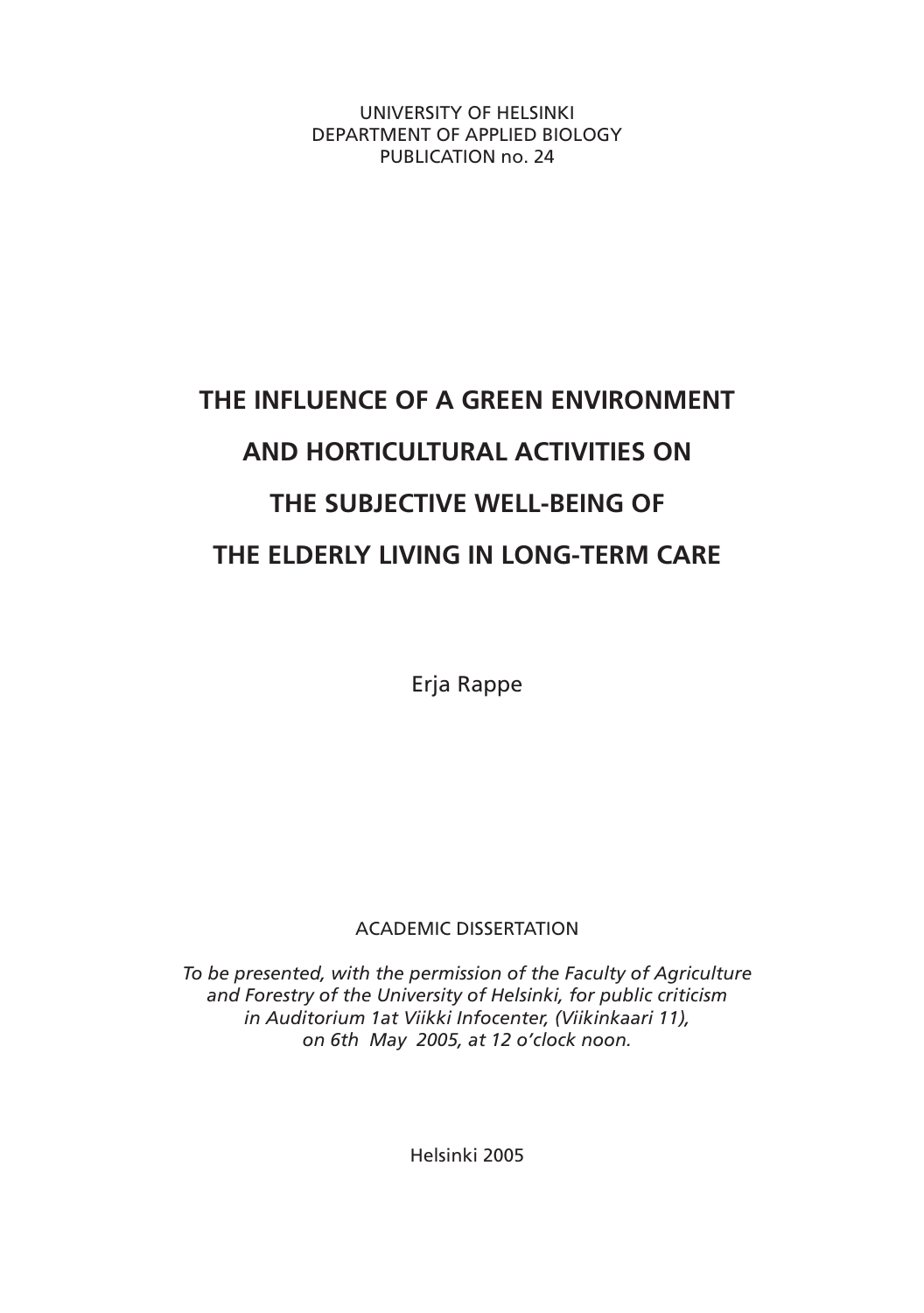UNIVERSITY OF HELSINKI
DEPARTMENT OF APPLIED BIOLOGY
PUBLICATION no. 24

# THE INFLUENCE OF A GREEN ENVIRONMENT AND HORTICULTURAL ACTIVITIES ON THE SUBJECTIVE WELL-BEING OF THE ELDERLY LIVING IN LONG-TERM CARE

Erja Rappe

ACADEMIC DISSERTATION

*To be presented, with the permission of the Faculty of Agriculture and Forestry of the University of Helsinki, for public criticism in Auditorium 1at Viikki Infocenter, (Viikinkaari 11), on 6th May 2005, at 12 o'clock noon.*

Helsinki 2005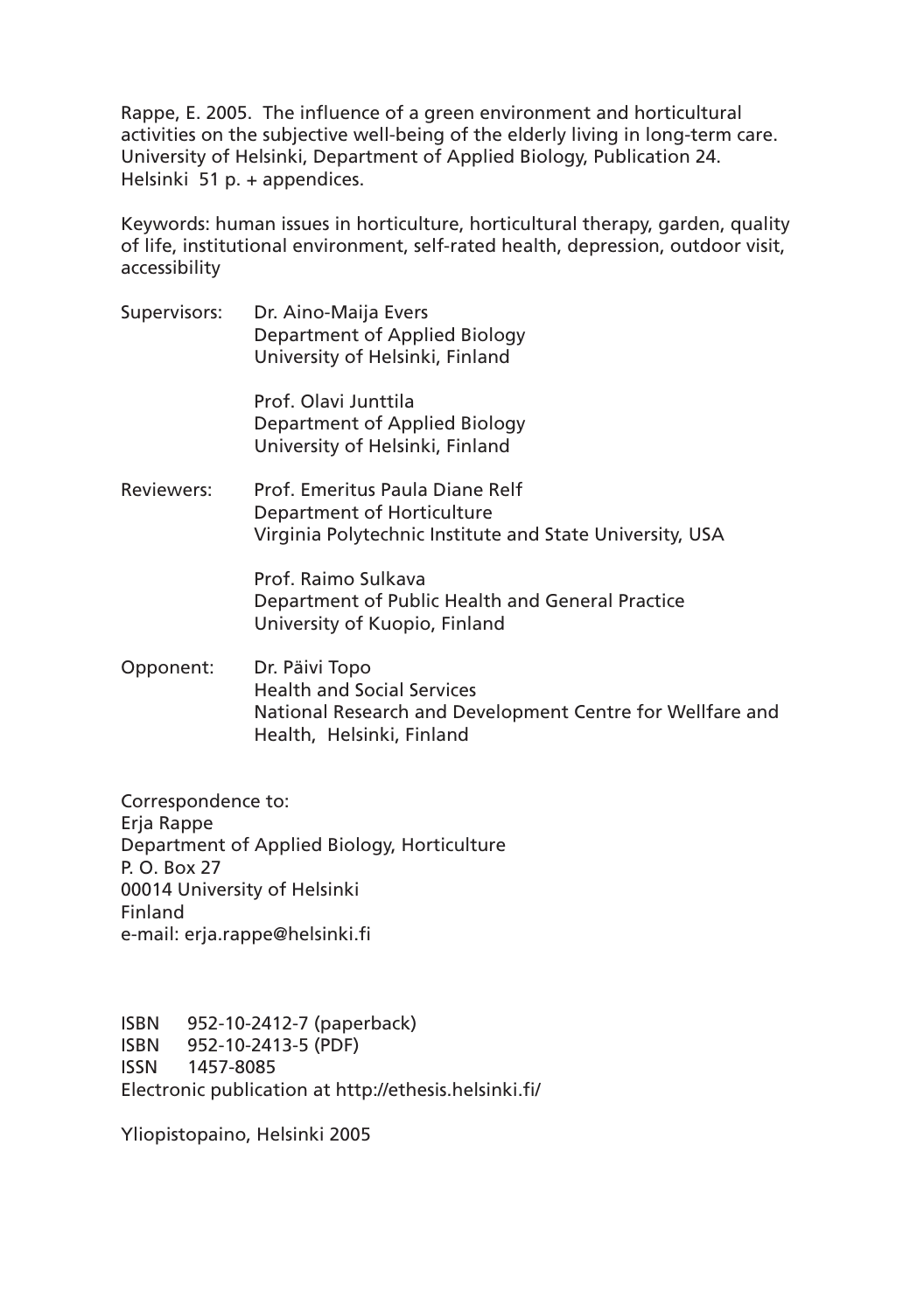Rappe, E. 2005. The influence of a green environment and horticultural activities on the subjective well-being of the elderly living in long-term care. University of Helsinki, Department of Applied Biology, Publication 24. Helsinki 51 p. + appendices.

Keywords: human issues in horticulture, horticultural therapy, garden, quality of life, institutional environment, self-rated health, depression, outdoor visit, accessibility

Supervisors: Dr. Aino-Maija Evers
Department of Applied Biology
University of Helsinki, Finland

Prof. Olavi Junttila
Department of Applied Biology
University of Helsinki, Finland

Reviewers: Prof. Emeritus Paula Diane Relf
Department of Horticulture
Virginia Polytechnic Institute and State University, USA

Prof. Raimo Sulkava
Department of Public Health and General Practice
University of Kuopio, Finland

Opponent: Dr. Päivi Topo
Health and Social Services
National Research and Development Centre for Wellfare and Health, Helsinki, Finland

Correspondence to:
Erja Rappe
Department of Applied Biology, Horticulture
P. O. Box 27
00014 University of Helsinki
Finland
e-mail: erja.rappe@helsinki.fi

ISBN 952-10-2412-7 (paperback)
ISBN 952-10-2413-5 (PDF)
ISSN 1457-8085
Electronic publication at http://ethesis.helsinki.fi/

Yliopistopaino, Helsinki 2005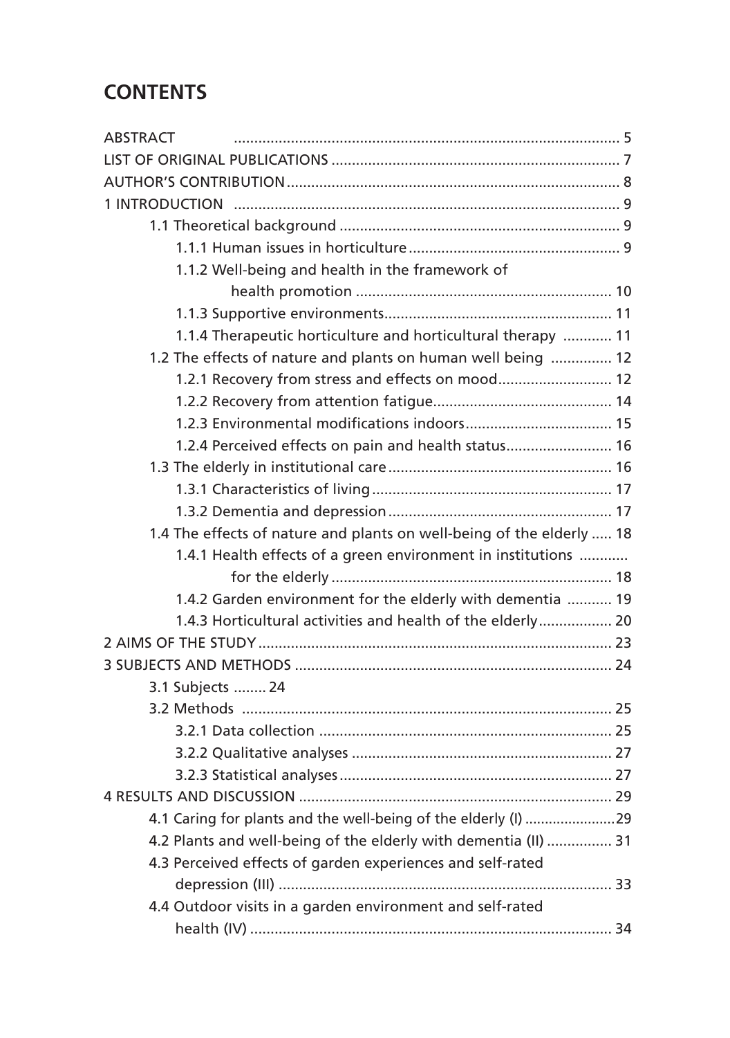## CONTENTS

ABSTRACT ..... 5
LIST OF ORIGINAL PUBLICATIONS ..... 7
AUTHOR'S CONTRIBUTION ..... 8
1 INTRODUCTION ..... 9
- 1.1 Theoretical background ..... 9
  - 1.1.1 Human issues in horticulture ..... 9
  - 1.1.2 Well-being and health in the framework of health promotion ..... 10
  - 1.1.3 Supportive environments ..... 11
  - 1.1.4 Therapeutic horticulture and horticultural therapy ..... 11
- 1.2 The effects of nature and plants on human well being ..... 12
  - 1.2.1 Recovery from stress and effects on mood ..... 12
  - 1.2.2 Recovery from attention fatigue ..... 14
  - 1.2.3 Environmental modifications indoors ..... 15
  - 1.2.4 Perceived effects on pain and health status ..... 16
- 1.3 The elderly in institutional care ..... 16
  - 1.3.1 Characteristics of living ..... 17
  - 1.3.2 Dementia and depression ..... 17
- 1.4 The effects of nature and plants on well-being of the elderly ..... 18
  - 1.4.1 Health effects of a green environment in institutions for the elderly ..... 18
  - 1.4.2 Garden environment for the elderly with dementia ..... 19
  - 1.4.3 Horticultural activities and health of the elderly ..... 20

2 AIMS OF THE STUDY ..... 23
3 SUBJECTS AND METHODS ..... 24
- 3.1 Subjects ..... 24
- 3.2 Methods ..... 25
  - 3.2.1 Data collection ..... 25
  - 3.2.2 Qualitative analyses ..... 27
  - 3.2.3 Statistical analyses ..... 27

4 RESULTS AND DISCUSSION ..... 29
- 4.1 Caring for plants and the well-being of the elderly (I) ..... 29
- 4.2 Plants and well-being of the elderly with dementia (II) ..... 31
- 4.3 Perceived effects of garden experiences and self-rated depression (III) ..... 33
- 4.4 Outdoor visits in a garden environment and self-rated health (IV) ..... 34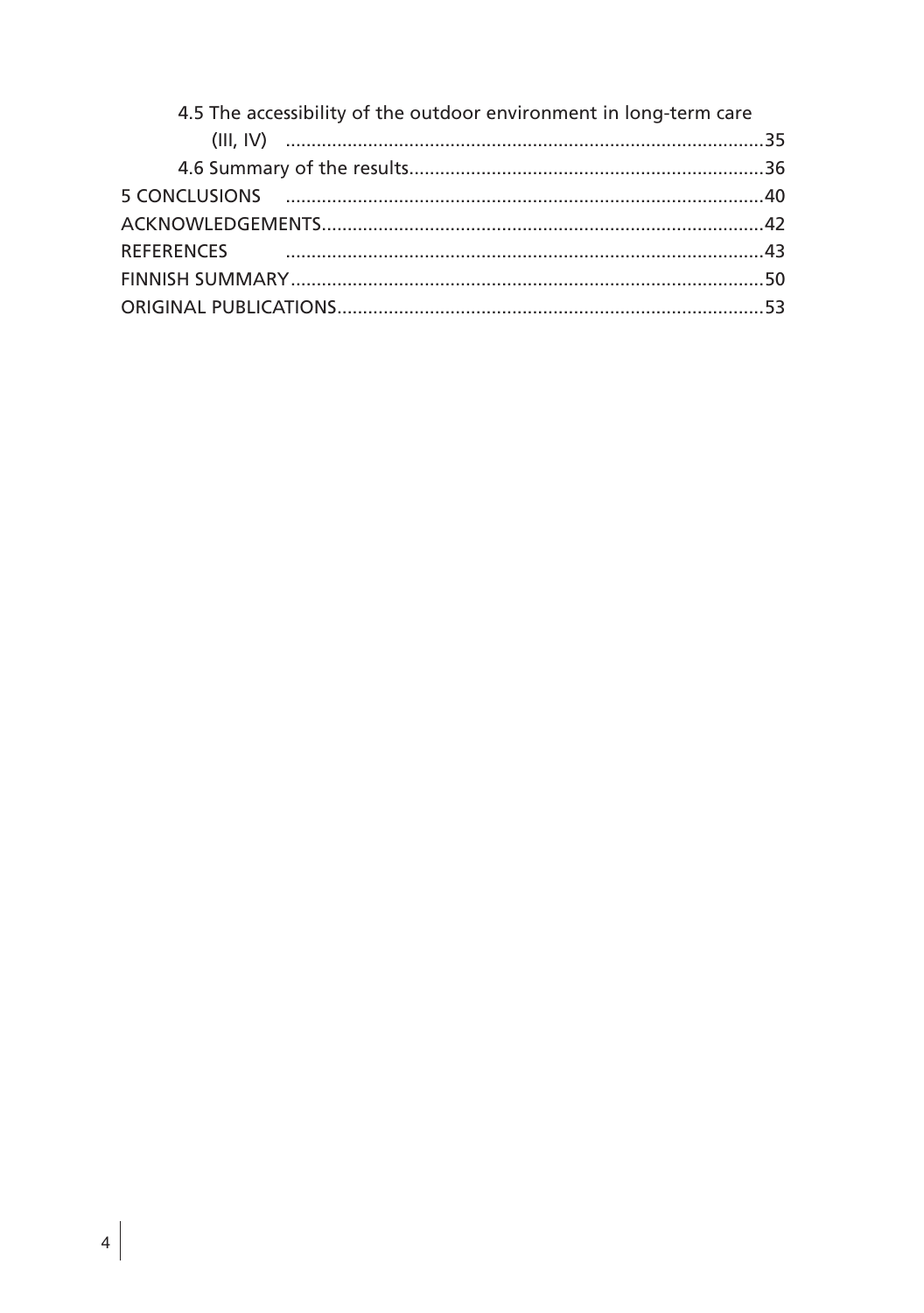4.5 The accessibility of the outdoor environment in long-term care (III, IV) ....35

4.6 Summary of the results....36

5 CONCLUSIONS ....40

ACKNOWLEDGEMENTS....42

REFERENCES ....43

FINNISH SUMMARY....50

ORIGINAL PUBLICATIONS....53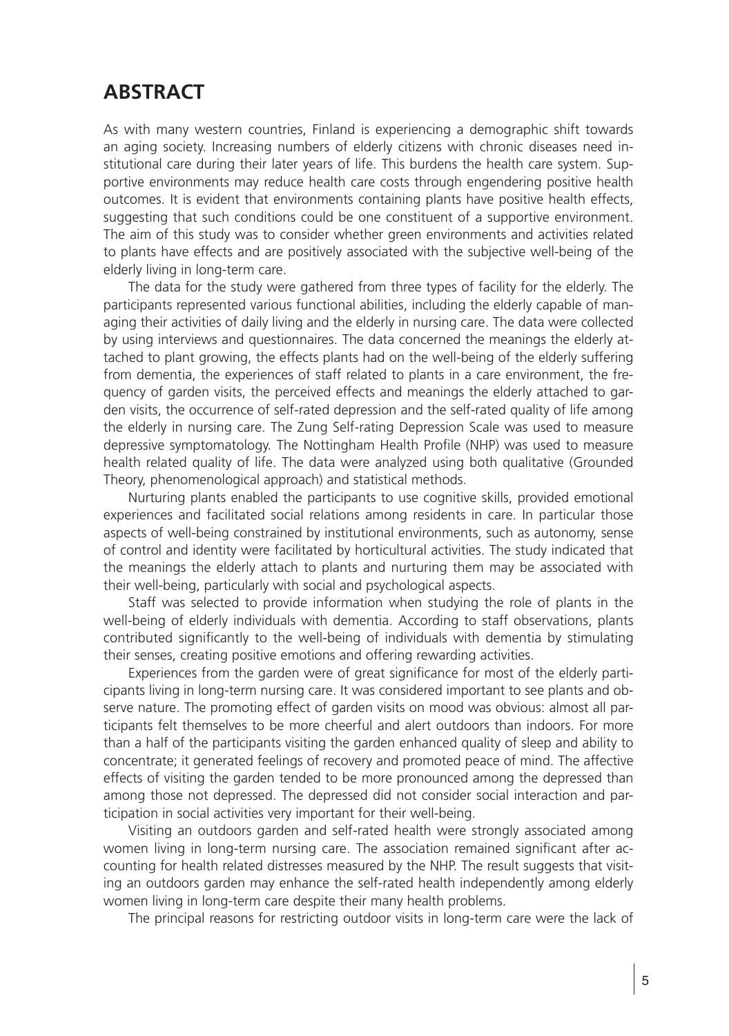# ABSTRACT

As with many western countries, Finland is experiencing a demographic shift towards an aging society. Increasing numbers of elderly citizens with chronic diseases need institutional care during their later years of life. This burdens the health care system. Supportive environments may reduce health care costs through engendering positive health outcomes. It is evident that environments containing plants have positive health effects, suggesting that such conditions could be one constituent of a supportive environment. The aim of this study was to consider whether green environments and activities related to plants have effects and are positively associated with the subjective well-being of the elderly living in long-term care.

The data for the study were gathered from three types of facility for the elderly. The participants represented various functional abilities, including the elderly capable of managing their activities of daily living and the elderly in nursing care. The data were collected by using interviews and questionnaires. The data concerned the meanings the elderly attached to plant growing, the effects plants had on the well-being of the elderly suffering from dementia, the experiences of staff related to plants in a care environment, the frequency of garden visits, the perceived effects and meanings the elderly attached to garden visits, the occurrence of self-rated depression and the self-rated quality of life among the elderly in nursing care. The Zung Self-rating Depression Scale was used to measure depressive symptomatology. The Nottingham Health Profile (NHP) was used to measure health related quality of life. The data were analyzed using both qualitative (Grounded Theory, phenomenological approach) and statistical methods.

Nurturing plants enabled the participants to use cognitive skills, provided emotional experiences and facilitated social relations among residents in care. In particular those aspects of well-being constrained by institutional environments, such as autonomy, sense of control and identity were facilitated by horticultural activities. The study indicated that the meanings the elderly attach to plants and nurturing them may be associated with their well-being, particularly with social and psychological aspects.

Staff was selected to provide information when studying the role of plants in the well-being of elderly individuals with dementia. According to staff observations, plants contributed significantly to the well-being of individuals with dementia by stimulating their senses, creating positive emotions and offering rewarding activities.

Experiences from the garden were of great significance for most of the elderly participants living in long-term nursing care. It was considered important to see plants and observe nature. The promoting effect of garden visits on mood was obvious: almost all participants felt themselves to be more cheerful and alert outdoors than indoors. For more than a half of the participants visiting the garden enhanced quality of sleep and ability to concentrate; it generated feelings of recovery and promoted peace of mind. The affective effects of visiting the garden tended to be more pronounced among the depressed than among those not depressed. The depressed did not consider social interaction and participation in social activities very important for their well-being.

Visiting an outdoors garden and self-rated health were strongly associated among women living in long-term nursing care. The association remained significant after accounting for health related distresses measured by the NHP. The result suggests that visiting an outdoors garden may enhance the self-rated health independently among elderly women living in long-term care despite their many health problems.

The principal reasons for restricting outdoor visits in long-term care were the lack of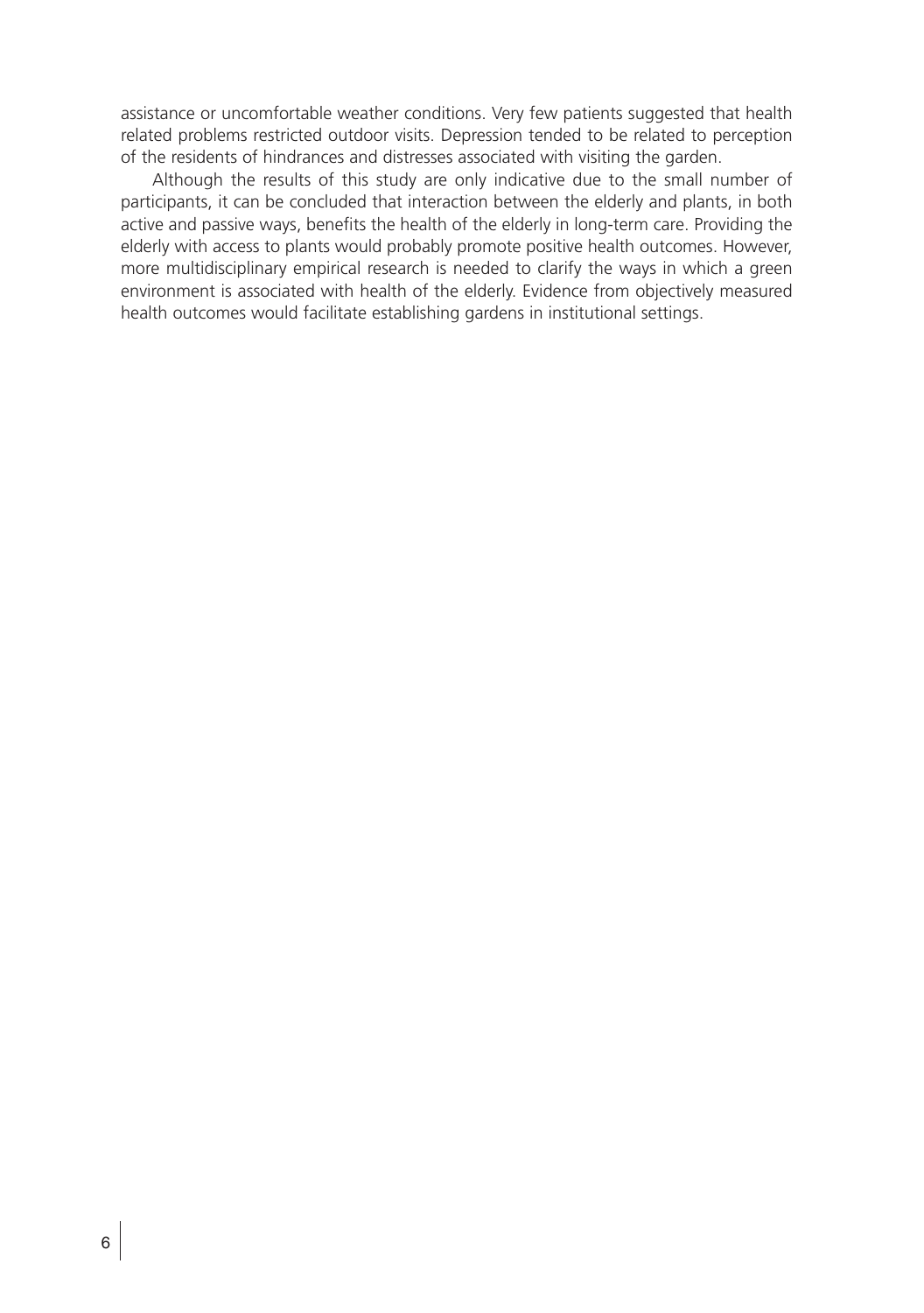assistance or uncomfortable weather conditions. Very few patients suggested that health related problems restricted outdoor visits. Depression tended to be related to perception of the residents of hindrances and distresses associated with visiting the garden.

Although the results of this study are only indicative due to the small number of participants, it can be concluded that interaction between the elderly and plants, in both active and passive ways, benefits the health of the elderly in long-term care. Providing the elderly with access to plants would probably promote positive health outcomes. However, more multidisciplinary empirical research is needed to clarify the ways in which a green environment is associated with health of the elderly. Evidence from objectively measured health outcomes would facilitate establishing gardens in institutional settings.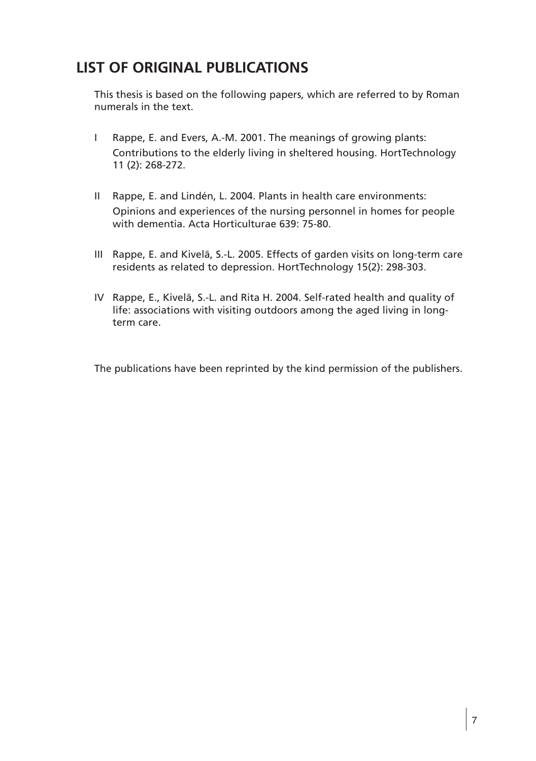## LIST OF ORIGINAL PUBLICATIONS

This thesis is based on the following papers, which are referred to by Roman numerals in the text.

I Rappe, E. and Evers, A.-M. 2001. The meanings of growing plants: Contributions to the elderly living in sheltered housing. HortTechnology 11 (2): 268-272.

II Rappe, E. and Lindén, L. 2004. Plants in health care environments: Opinions and experiences of the nursing personnel in homes for people with dementia. Acta Horticulturae 639: 75-80.

III Rappe, E. and Kivelä, S.-L. 2005. Effects of garden visits on long-term care residents as related to depression. HortTechnology 15(2): 298-303.

IV Rappe, E., Kivelä, S.-L. and Rita H. 2004. Self-rated health and quality of life: associations with visiting outdoors among the aged living in long-term care.

The publications have been reprinted by the kind permission of the publishers.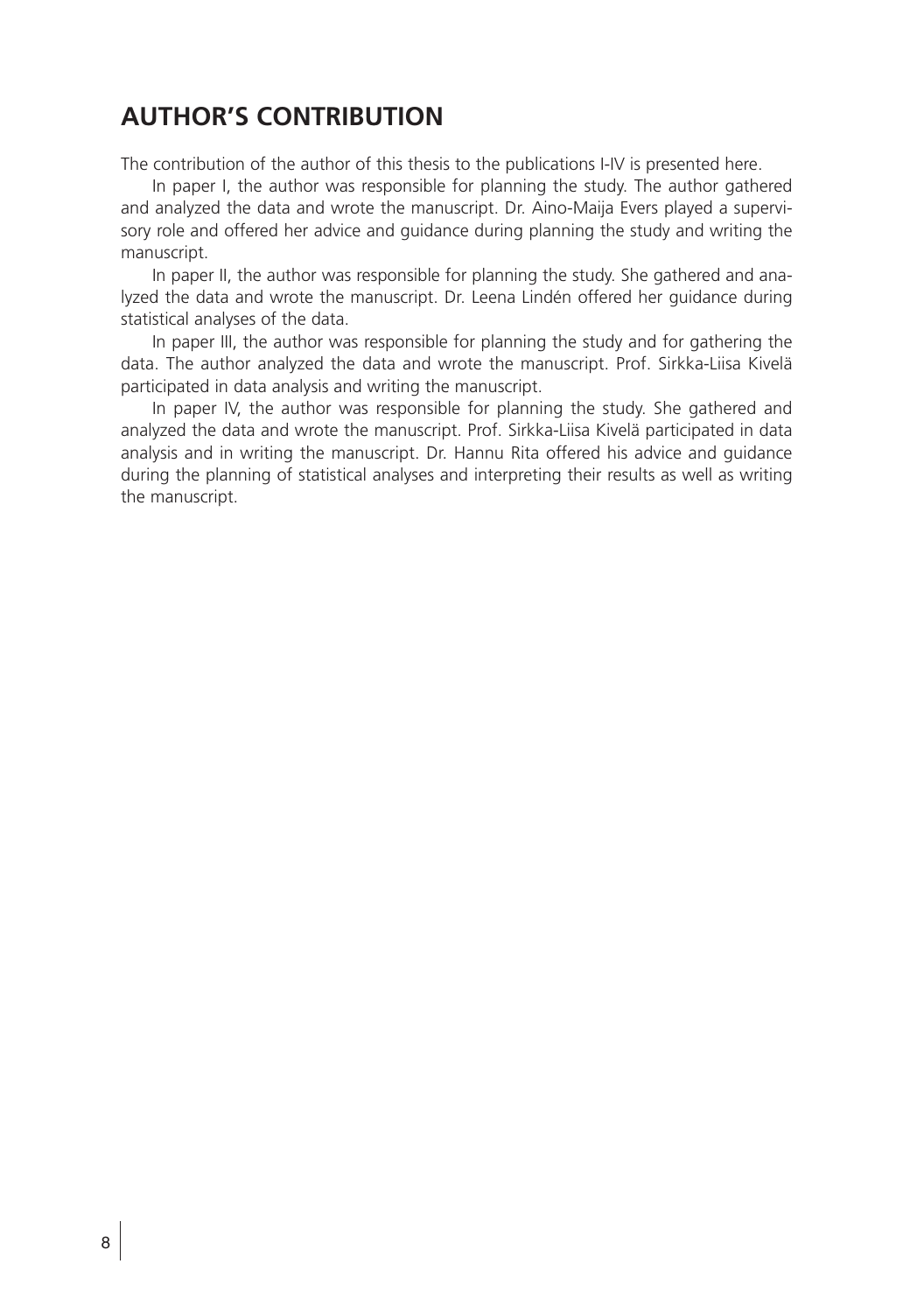# AUTHOR'S CONTRIBUTION

The contribution of the author of this thesis to the publications I-IV is presented here.

In paper I, the author was responsible for planning the study. The author gathered and analyzed the data and wrote the manuscript. Dr. Aino-Maija Evers played a supervisory role and offered her advice and guidance during planning the study and writing the manuscript.

In paper II, the author was responsible for planning the study. She gathered and analyzed the data and wrote the manuscript. Dr. Leena Lindén offered her guidance during statistical analyses of the data.

In paper III, the author was responsible for planning the study and for gathering the data. The author analyzed the data and wrote the manuscript. Prof. Sirkka-Liisa Kivelä participated in data analysis and writing the manuscript.

In paper IV, the author was responsible for planning the study. She gathered and analyzed the data and wrote the manuscript. Prof. Sirkka-Liisa Kivelä participated in data analysis and in writing the manuscript. Dr. Hannu Rita offered his advice and guidance during the planning of statistical analyses and interpreting their results as well as writing the manuscript.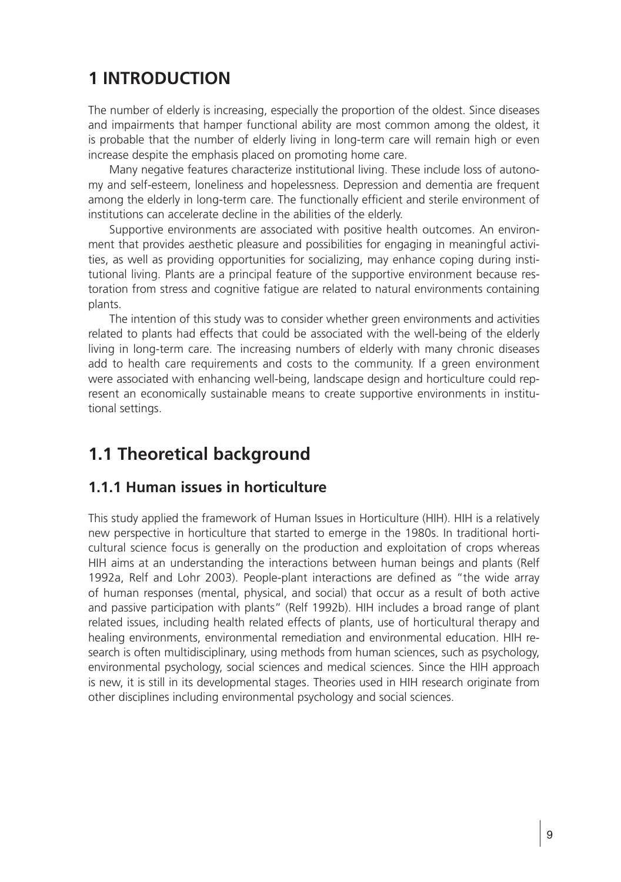# 1 INTRODUCTION

The number of elderly is increasing, especially the proportion of the oldest. Since diseases and impairments that hamper functional ability are most common among the oldest, it is probable that the number of elderly living in long-term care will remain high or even increase despite the emphasis placed on promoting home care.

Many negative features characterize institutional living. These include loss of autonomy and self-esteem, loneliness and hopelessness. Depression and dementia are frequent among the elderly in long-term care. The functionally efficient and sterile environment of institutions can accelerate decline in the abilities of the elderly.

Supportive environments are associated with positive health outcomes. An environment that provides aesthetic pleasure and possibilities for engaging in meaningful activities, as well as providing opportunities for socializing, may enhance coping during institutional living. Plants are a principal feature of the supportive environment because restoration from stress and cognitive fatigue are related to natural environments containing plants.

The intention of this study was to consider whether green environments and activities related to plants had effects that could be associated with the well-being of the elderly living in long-term care. The increasing numbers of elderly with many chronic diseases add to health care requirements and costs to the community. If a green environment were associated with enhancing well-being, landscape design and horticulture could represent an economically sustainable means to create supportive environments in institutional settings.

## 1.1 Theoretical background

### 1.1.1 Human issues in horticulture

This study applied the framework of Human Issues in Horticulture (HIH). HIH is a relatively new perspective in horticulture that started to emerge in the 1980s. In traditional horticultural science focus is generally on the production and exploitation of crops whereas HIH aims at an understanding the interactions between human beings and plants (Relf 1992a, Relf and Lohr 2003). People-plant interactions are defined as "the wide array of human responses (mental, physical, and social) that occur as a result of both active and passive participation with plants" (Relf 1992b). HIH includes a broad range of plant related issues, including health related effects of plants, use of horticultural therapy and healing environments, environmental remediation and environmental education. HIH research is often multidisciplinary, using methods from human sciences, such as psychology, environmental psychology, social sciences and medical sciences. Since the HIH approach is new, it is still in its developmental stages. Theories used in HIH research originate from other disciplines including environmental psychology and social sciences.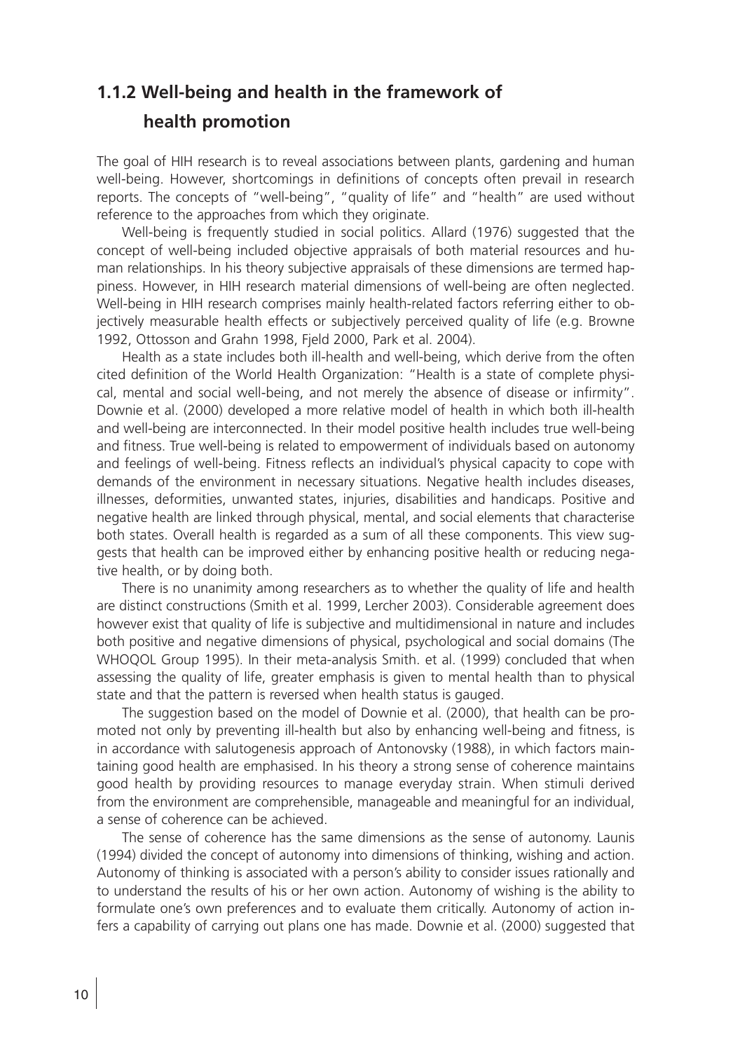## 1.1.2 Well-being and health in the framework of health promotion

The goal of HIH research is to reveal associations between plants, gardening and human well-being. However, shortcomings in definitions of concepts often prevail in research reports. The concepts of "well-being", "quality of life" and "health" are used without reference to the approaches from which they originate.

Well-being is frequently studied in social politics. Allard (1976) suggested that the concept of well-being included objective appraisals of both material resources and human relationships. In his theory subjective appraisals of these dimensions are termed happiness. However, in HIH research material dimensions of well-being are often neglected. Well-being in HIH research comprises mainly health-related factors referring either to objectively measurable health effects or subjectively perceived quality of life (e.g. Browne 1992, Ottosson and Grahn 1998, Fjeld 2000, Park et al. 2004).

Health as a state includes both ill-health and well-being, which derive from the often cited definition of the World Health Organization: "Health is a state of complete physical, mental and social well-being, and not merely the absence of disease or infirmity". Downie et al. (2000) developed a more relative model of health in which both ill-health and well-being are interconnected. In their model positive health includes true well-being and fitness. True well-being is related to empowerment of individuals based on autonomy and feelings of well-being. Fitness reflects an individual's physical capacity to cope with demands of the environment in necessary situations. Negative health includes diseases, illnesses, deformities, unwanted states, injuries, disabilities and handicaps. Positive and negative health are linked through physical, mental, and social elements that characterise both states. Overall health is regarded as a sum of all these components. This view suggests that health can be improved either by enhancing positive health or reducing negative health, or by doing both.

There is no unanimity among researchers as to whether the quality of life and health are distinct constructions (Smith et al. 1999, Lercher 2003). Considerable agreement does however exist that quality of life is subjective and multidimensional in nature and includes both positive and negative dimensions of physical, psychological and social domains (The WHOQOL Group 1995). In their meta-analysis Smith. et al. (1999) concluded that when assessing the quality of life, greater emphasis is given to mental health than to physical state and that the pattern is reversed when health status is gauged.

The suggestion based on the model of Downie et al. (2000), that health can be promoted not only by preventing ill-health but also by enhancing well-being and fitness, is in accordance with salutogenesis approach of Antonovsky (1988), in which factors maintaining good health are emphasised. In his theory a strong sense of coherence maintains good health by providing resources to manage everyday strain. When stimuli derived from the environment are comprehensible, manageable and meaningful for an individual, a sense of coherence can be achieved.

The sense of coherence has the same dimensions as the sense of autonomy. Launis (1994) divided the concept of autonomy into dimensions of thinking, wishing and action. Autonomy of thinking is associated with a person's ability to consider issues rationally and to understand the results of his or her own action. Autonomy of wishing is the ability to formulate one's own preferences and to evaluate them critically. Autonomy of action infers a capability of carrying out plans one has made. Downie et al. (2000) suggested that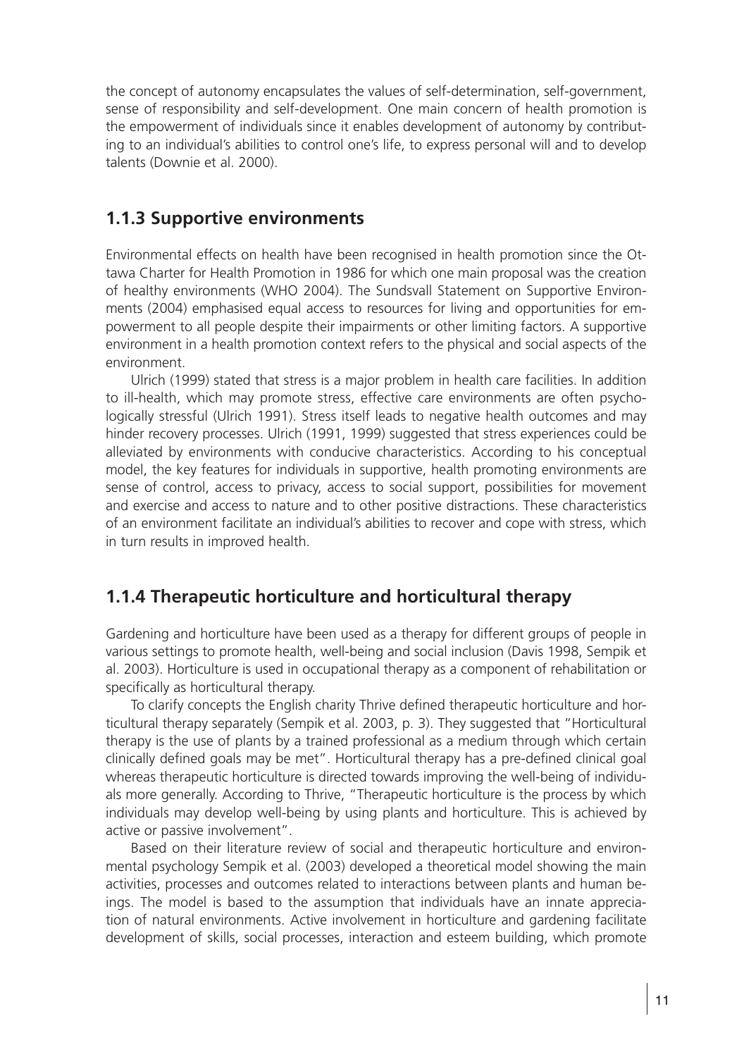the concept of autonomy encapsulates the values of self-determination, self-government, sense of responsibility and self-development. One main concern of health promotion is the empowerment of individuals since it enables development of autonomy by contributing to an individual's abilities to control one's life, to express personal will and to develop talents (Downie et al. 2000).

### 1.1.3 Supportive environments

Environmental effects on health have been recognised in health promotion since the Ottawa Charter for Health Promotion in 1986 for which one main proposal was the creation of healthy environments (WHO 2004). The Sundsvall Statement on Supportive Environments (2004) emphasised equal access to resources for living and opportunities for empowerment to all people despite their impairments or other limiting factors. A supportive environment in a health promotion context refers to the physical and social aspects of the environment.

Ulrich (1999) stated that stress is a major problem in health care facilities. In addition to ill-health, which may promote stress, effective care environments are often psychologically stressful (Ulrich 1991). Stress itself leads to negative health outcomes and may hinder recovery processes. Ulrich (1991, 1999) suggested that stress experiences could be alleviated by environments with conducive characteristics. According to his conceptual model, the key features for individuals in supportive, health promoting environments are sense of control, access to privacy, access to social support, possibilities for movement and exercise and access to nature and to other positive distractions. These characteristics of an environment facilitate an individual's abilities to recover and cope with stress, which in turn results in improved health.

### 1.1.4 Therapeutic horticulture and horticultural therapy

Gardening and horticulture have been used as a therapy for different groups of people in various settings to promote health, well-being and social inclusion (Davis 1998, Sempik et al. 2003). Horticulture is used in occupational therapy as a component of rehabilitation or specifically as horticultural therapy.

To clarify concepts the English charity Thrive defined therapeutic horticulture and horticultural therapy separately (Sempik et al. 2003, p. 3). They suggested that "Horticultural therapy is the use of plants by a trained professional as a medium through which certain clinically defined goals may be met". Horticultural therapy has a pre-defined clinical goal whereas therapeutic horticulture is directed towards improving the well-being of individuals more generally. According to Thrive, "Therapeutic horticulture is the process by which individuals may develop well-being by using plants and horticulture. This is achieved by active or passive involvement".

Based on their literature review of social and therapeutic horticulture and environmental psychology Sempik et al. (2003) developed a theoretical model showing the main activities, processes and outcomes related to interactions between plants and human beings. The model is based to the assumption that individuals have an innate appreciation of natural environments. Active involvement in horticulture and gardening facilitate development of skills, social processes, interaction and esteem building, which promote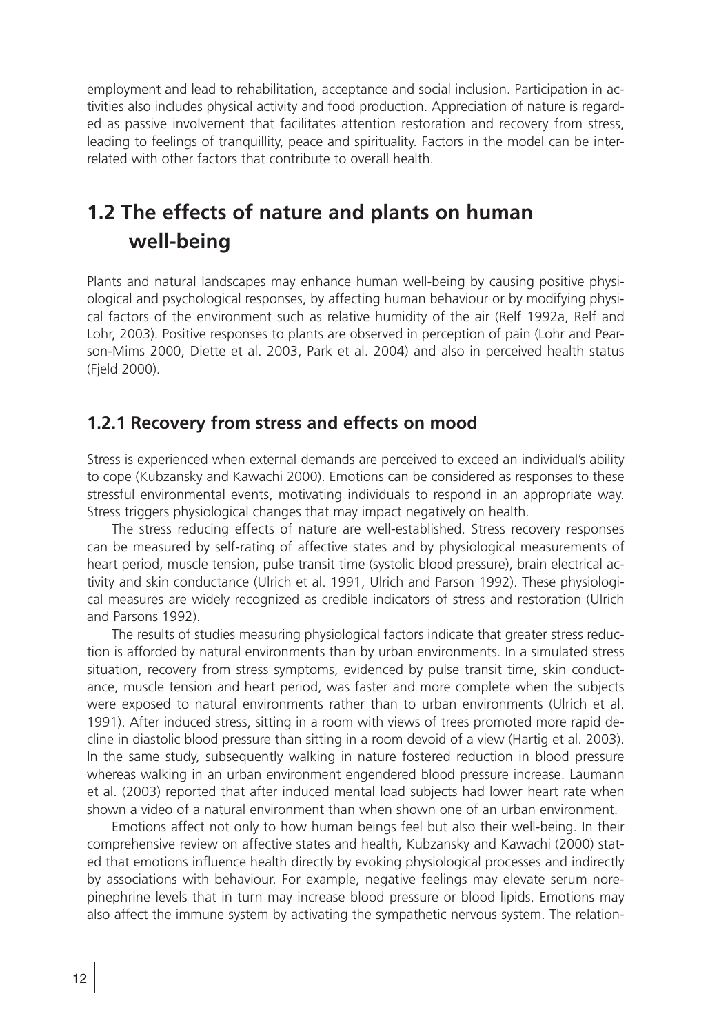employment and lead to rehabilitation, acceptance and social inclusion. Participation in activities also includes physical activity and food production. Appreciation of nature is regarded as passive involvement that facilitates attention restoration and recovery from stress, leading to feelings of tranquillity, peace and spirituality. Factors in the model can be interrelated with other factors that contribute to overall health.

## 1.2 The effects of nature and plants on human well-being

Plants and natural landscapes may enhance human well-being by causing positive physiological and psychological responses, by affecting human behaviour or by modifying physical factors of the environment such as relative humidity of the air (Relf 1992a, Relf and Lohr, 2003). Positive responses to plants are observed in perception of pain (Lohr and Pearson-Mims 2000, Diette et al. 2003, Park et al. 2004) and also in perceived health status (Fjeld 2000).

### 1.2.1 Recovery from stress and effects on mood

Stress is experienced when external demands are perceived to exceed an individual's ability to cope (Kubzansky and Kawachi 2000). Emotions can be considered as responses to these stressful environmental events, motivating individuals to respond in an appropriate way. Stress triggers physiological changes that may impact negatively on health.

The stress reducing effects of nature are well-established. Stress recovery responses can be measured by self-rating of affective states and by physiological measurements of heart period, muscle tension, pulse transit time (systolic blood pressure), brain electrical activity and skin conductance (Ulrich et al. 1991, Ulrich and Parson 1992). These physiological measures are widely recognized as credible indicators of stress and restoration (Ulrich and Parsons 1992).

The results of studies measuring physiological factors indicate that greater stress reduction is afforded by natural environments than by urban environments. In a simulated stress situation, recovery from stress symptoms, evidenced by pulse transit time, skin conductance, muscle tension and heart period, was faster and more complete when the subjects were exposed to natural environments rather than to urban environments (Ulrich et al. 1991). After induced stress, sitting in a room with views of trees promoted more rapid decline in diastolic blood pressure than sitting in a room devoid of a view (Hartig et al. 2003). In the same study, subsequently walking in nature fostered reduction in blood pressure whereas walking in an urban environment engendered blood pressure increase. Laumann et al. (2003) reported that after induced mental load subjects had lower heart rate when shown a video of a natural environment than when shown one of an urban environment.

Emotions affect not only to how human beings feel but also their well-being. In their comprehensive review on affective states and health, Kubzansky and Kawachi (2000) stated that emotions influence health directly by evoking physiological processes and indirectly by associations with behaviour. For example, negative feelings may elevate serum norepinephrine levels that in turn may increase blood pressure or blood lipids. Emotions may also affect the immune system by activating the sympathetic nervous system. The relation-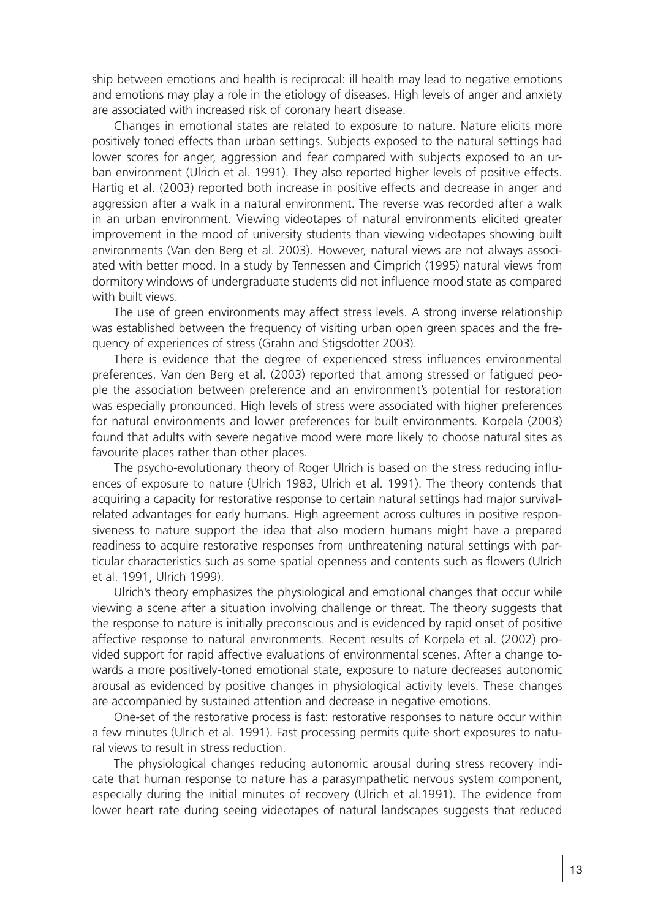ship between emotions and health is reciprocal: ill health may lead to negative emotions and emotions may play a role in the etiology of diseases. High levels of anger and anxiety are associated with increased risk of coronary heart disease.

Changes in emotional states are related to exposure to nature. Nature elicits more positively toned effects than urban settings. Subjects exposed to the natural settings had lower scores for anger, aggression and fear compared with subjects exposed to an urban environment (Ulrich et al. 1991). They also reported higher levels of positive effects. Hartig et al. (2003) reported both increase in positive effects and decrease in anger and aggression after a walk in a natural environment. The reverse was recorded after a walk in an urban environment. Viewing videotapes of natural environments elicited greater improvement in the mood of university students than viewing videotapes showing built environments (Van den Berg et al. 2003). However, natural views are not always associated with better mood. In a study by Tennessen and Cimprich (1995) natural views from dormitory windows of undergraduate students did not influence mood state as compared with built views.

The use of green environments may affect stress levels. A strong inverse relationship was established between the frequency of visiting urban open green spaces and the frequency of experiences of stress (Grahn and Stigsdotter 2003).

There is evidence that the degree of experienced stress influences environmental preferences. Van den Berg et al. (2003) reported that among stressed or fatigued people the association between preference and an environment's potential for restoration was especially pronounced. High levels of stress were associated with higher preferences for natural environments and lower preferences for built environments. Korpela (2003) found that adults with severe negative mood were more likely to choose natural sites as favourite places rather than other places.

The psycho-evolutionary theory of Roger Ulrich is based on the stress reducing influences of exposure to nature (Ulrich 1983, Ulrich et al. 1991). The theory contends that acquiring a capacity for restorative response to certain natural settings had major survival-related advantages for early humans. High agreement across cultures in positive responsiveness to nature support the idea that also modern humans might have a prepared readiness to acquire restorative responses from unthreatening natural settings with particular characteristics such as some spatial openness and contents such as flowers (Ulrich et al. 1991, Ulrich 1999).

Ulrich's theory emphasizes the physiological and emotional changes that occur while viewing a scene after a situation involving challenge or threat. The theory suggests that the response to nature is initially preconscious and is evidenced by rapid onset of positive affective response to natural environments. Recent results of Korpela et al. (2002) provided support for rapid affective evaluations of environmental scenes. After a change towards a more positively-toned emotional state, exposure to nature decreases autonomic arousal as evidenced by positive changes in physiological activity levels. These changes are accompanied by sustained attention and decrease in negative emotions.

One-set of the restorative process is fast: restorative responses to nature occur within a few minutes (Ulrich et al. 1991). Fast processing permits quite short exposures to natural views to result in stress reduction.

The physiological changes reducing autonomic arousal during stress recovery indicate that human response to nature has a parasympathetic nervous system component, especially during the initial minutes of recovery (Ulrich et al.1991). The evidence from lower heart rate during seeing videotapes of natural landscapes suggests that reduced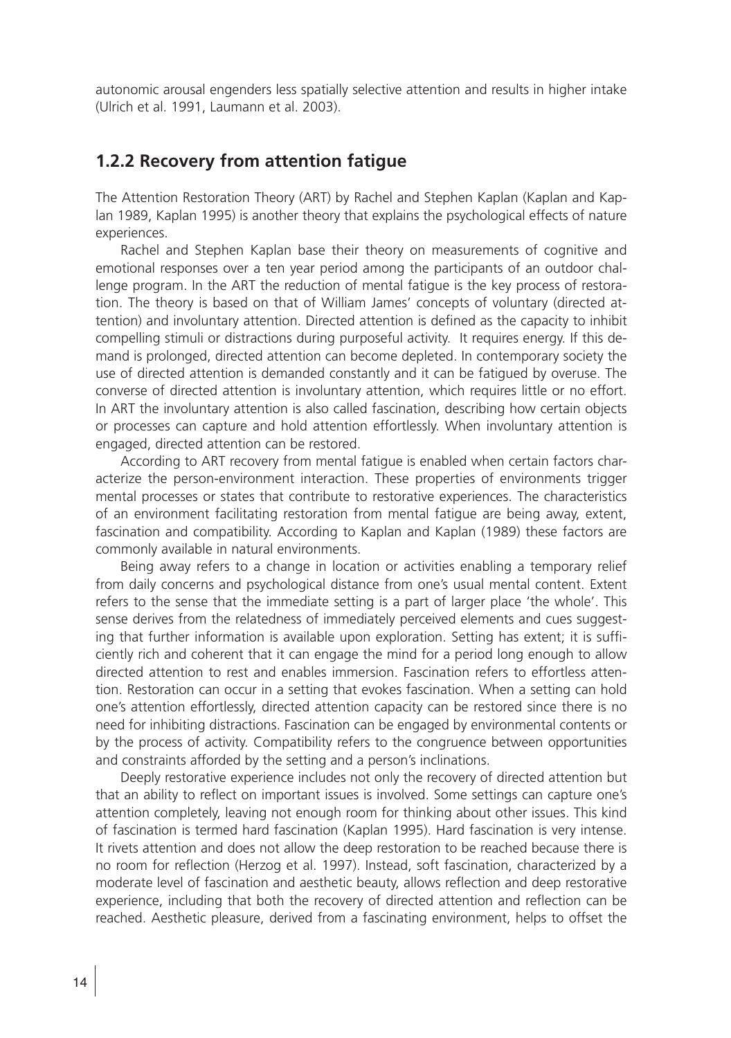autonomic arousal engenders less spatially selective attention and results in higher intake (Ulrich et al. 1991, Laumann et al. 2003).

## 1.2.2 Recovery from attention fatigue

The Attention Restoration Theory (ART) by Rachel and Stephen Kaplan (Kaplan and Kaplan 1989, Kaplan 1995) is another theory that explains the psychological effects of nature experiences.

Rachel and Stephen Kaplan base their theory on measurements of cognitive and emotional responses over a ten year period among the participants of an outdoor challenge program. In the ART the reduction of mental fatigue is the key process of restoration. The theory is based on that of William James' concepts of voluntary (directed attention) and involuntary attention. Directed attention is defined as the capacity to inhibit compelling stimuli or distractions during purposeful activity. It requires energy. If this demand is prolonged, directed attention can become depleted. In contemporary society the use of directed attention is demanded constantly and it can be fatigued by overuse. The converse of directed attention is involuntary attention, which requires little or no effort. In ART the involuntary attention is also called fascination, describing how certain objects or processes can capture and hold attention effortlessly. When involuntary attention is engaged, directed attention can be restored.

According to ART recovery from mental fatigue is enabled when certain factors characterize the person-environment interaction. These properties of environments trigger mental processes or states that contribute to restorative experiences. The characteristics of an environment facilitating restoration from mental fatigue are being away, extent, fascination and compatibility. According to Kaplan and Kaplan (1989) these factors are commonly available in natural environments.

Being away refers to a change in location or activities enabling a temporary relief from daily concerns and psychological distance from one's usual mental content. Extent refers to the sense that the immediate setting is a part of larger place 'the whole'. This sense derives from the relatedness of immediately perceived elements and cues suggesting that further information is available upon exploration. Setting has extent; it is sufficiently rich and coherent that it can engage the mind for a period long enough to allow directed attention to rest and enables immersion. Fascination refers to effortless attention. Restoration can occur in a setting that evokes fascination. When a setting can hold one's attention effortlessly, directed attention capacity can be restored since there is no need for inhibiting distractions. Fascination can be engaged by environmental contents or by the process of activity. Compatibility refers to the congruence between opportunities and constraints afforded by the setting and a person's inclinations.

Deeply restorative experience includes not only the recovery of directed attention but that an ability to reflect on important issues is involved. Some settings can capture one's attention completely, leaving not enough room for thinking about other issues. This kind of fascination is termed hard fascination (Kaplan 1995). Hard fascination is very intense. It rivets attention and does not allow the deep restoration to be reached because there is no room for reflection (Herzog et al. 1997). Instead, soft fascination, characterized by a moderate level of fascination and aesthetic beauty, allows reflection and deep restorative experience, including that both the recovery of directed attention and reflection can be reached. Aesthetic pleasure, derived from a fascinating environment, helps to offset the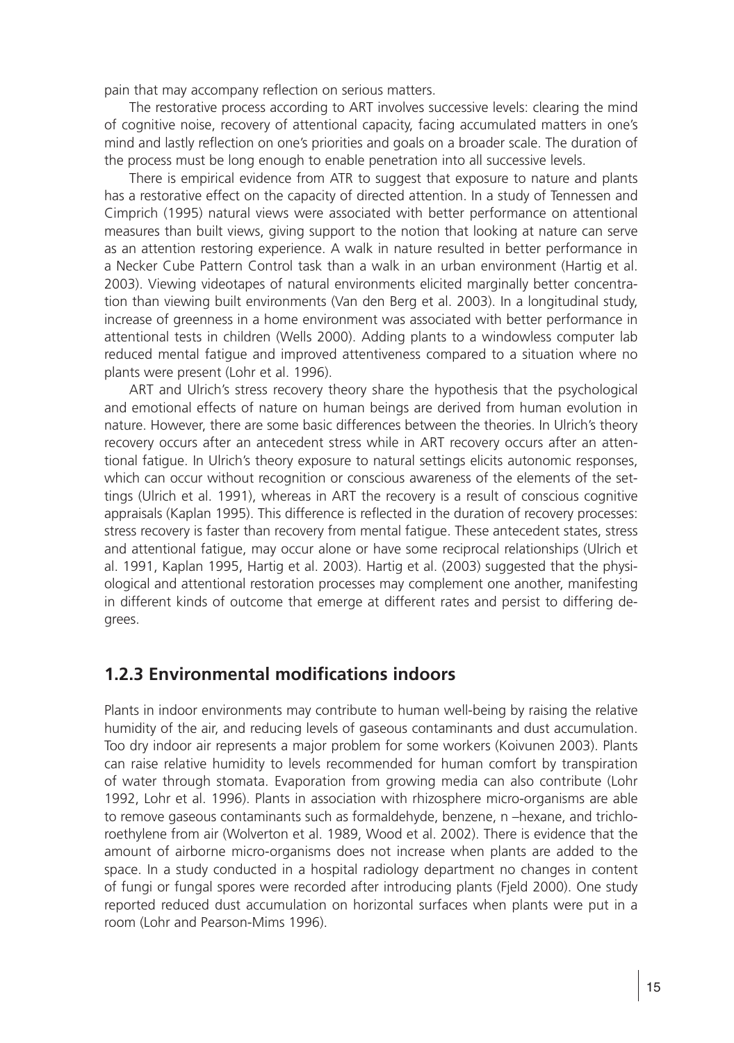pain that may accompany reflection on serious matters.

The restorative process according to ART involves successive levels: clearing the mind of cognitive noise, recovery of attentional capacity, facing accumulated matters in one's mind and lastly reflection on one's priorities and goals on a broader scale. The duration of the process must be long enough to enable penetration into all successive levels.

There is empirical evidence from ATR to suggest that exposure to nature and plants has a restorative effect on the capacity of directed attention. In a study of Tennessen and Cimprich (1995) natural views were associated with better performance on attentional measures than built views, giving support to the notion that looking at nature can serve as an attention restoring experience. A walk in nature resulted in better performance in a Necker Cube Pattern Control task than a walk in an urban environment (Hartig et al. 2003). Viewing videotapes of natural environments elicited marginally better concentration than viewing built environments (Van den Berg et al. 2003). In a longitudinal study, increase of greenness in a home environment was associated with better performance in attentional tests in children (Wells 2000). Adding plants to a windowless computer lab reduced mental fatigue and improved attentiveness compared to a situation where no plants were present (Lohr et al. 1996).

ART and Ulrich's stress recovery theory share the hypothesis that the psychological and emotional effects of nature on human beings are derived from human evolution in nature. However, there are some basic differences between the theories. In Ulrich's theory recovery occurs after an antecedent stress while in ART recovery occurs after an attentional fatigue. In Ulrich's theory exposure to natural settings elicits autonomic responses, which can occur without recognition or conscious awareness of the elements of the settings (Ulrich et al. 1991), whereas in ART the recovery is a result of conscious cognitive appraisals (Kaplan 1995). This difference is reflected in the duration of recovery processes: stress recovery is faster than recovery from mental fatigue. These antecedent states, stress and attentional fatigue, may occur alone or have some reciprocal relationships (Ulrich et al. 1991, Kaplan 1995, Hartig et al. 2003). Hartig et al. (2003) suggested that the physiological and attentional restoration processes may complement one another, manifesting in different kinds of outcome that emerge at different rates and persist to differing degrees.

### 1.2.3 Environmental modifications indoors

Plants in indoor environments may contribute to human well-being by raising the relative humidity of the air, and reducing levels of gaseous contaminants and dust accumulation. Too dry indoor air represents a major problem for some workers (Koivunen 2003). Plants can raise relative humidity to levels recommended for human comfort by transpiration of water through stomata. Evaporation from growing media can also contribute (Lohr 1992, Lohr et al. 1996). Plants in association with rhizosphere micro-organisms are able to remove gaseous contaminants such as formaldehyde, benzene, n –hexane, and trichloroethylene from air (Wolverton et al. 1989, Wood et al. 2002). There is evidence that the amount of airborne micro-organisms does not increase when plants are added to the space. In a study conducted in a hospital radiology department no changes in content of fungi or fungal spores were recorded after introducing plants (Fjeld 2000). One study reported reduced dust accumulation on horizontal surfaces when plants were put in a room (Lohr and Pearson-Mims 1996).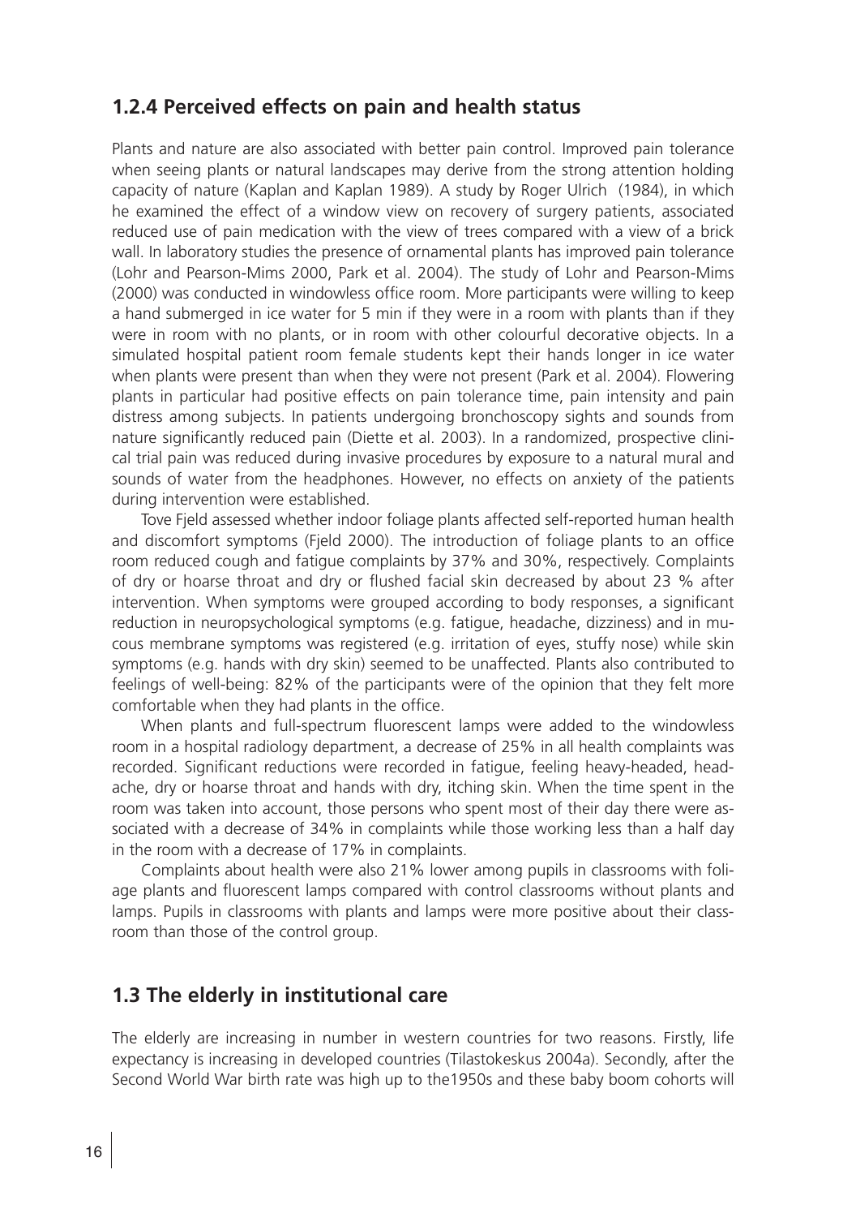### 1.2.4 Perceived effects on pain and health status

Plants and nature are also associated with better pain control. Improved pain tolerance when seeing plants or natural landscapes may derive from the strong attention holding capacity of nature (Kaplan and Kaplan 1989). A study by Roger Ulrich (1984), in which he examined the effect of a window view on recovery of surgery patients, associated reduced use of pain medication with the view of trees compared with a view of a brick wall. In laboratory studies the presence of ornamental plants has improved pain tolerance (Lohr and Pearson-Mims 2000, Park et al. 2004). The study of Lohr and Pearson-Mims (2000) was conducted in windowless office room. More participants were willing to keep a hand submerged in ice water for 5 min if they were in a room with plants than if they were in room with no plants, or in room with other colourful decorative objects. In a simulated hospital patient room female students kept their hands longer in ice water when plants were present than when they were not present (Park et al. 2004). Flowering plants in particular had positive effects on pain tolerance time, pain intensity and pain distress among subjects. In patients undergoing bronchoscopy sights and sounds from nature significantly reduced pain (Diette et al. 2003). In a randomized, prospective clinical trial pain was reduced during invasive procedures by exposure to a natural mural and sounds of water from the headphones. However, no effects on anxiety of the patients during intervention were established.

Tove Fjeld assessed whether indoor foliage plants affected self-reported human health and discomfort symptoms (Fjeld 2000). The introduction of foliage plants to an office room reduced cough and fatigue complaints by 37% and 30%, respectively. Complaints of dry or hoarse throat and dry or flushed facial skin decreased by about 23 % after intervention. When symptoms were grouped according to body responses, a significant reduction in neuropsychological symptoms (e.g. fatigue, headache, dizziness) and in mucous membrane symptoms was registered (e.g. irritation of eyes, stuffy nose) while skin symptoms (e.g. hands with dry skin) seemed to be unaffected. Plants also contributed to feelings of well-being: 82% of the participants were of the opinion that they felt more comfortable when they had plants in the office.

When plants and full-spectrum fluorescent lamps were added to the windowless room in a hospital radiology department, a decrease of 25% in all health complaints was recorded. Significant reductions were recorded in fatigue, feeling heavy-headed, headache, dry or hoarse throat and hands with dry, itching skin. When the time spent in the room was taken into account, those persons who spent most of their day there were associated with a decrease of 34% in complaints while those working less than a half day in the room with a decrease of 17% in complaints.

Complaints about health were also 21% lower among pupils in classrooms with foliage plants and fluorescent lamps compared with control classrooms without plants and lamps. Pupils in classrooms with plants and lamps were more positive about their classroom than those of the control group.

## 1.3 The elderly in institutional care

The elderly are increasing in number in western countries for two reasons. Firstly, life expectancy is increasing in developed countries (Tilastokeskus 2004a). Secondly, after the Second World War birth rate was high up to the1950s and these baby boom cohorts will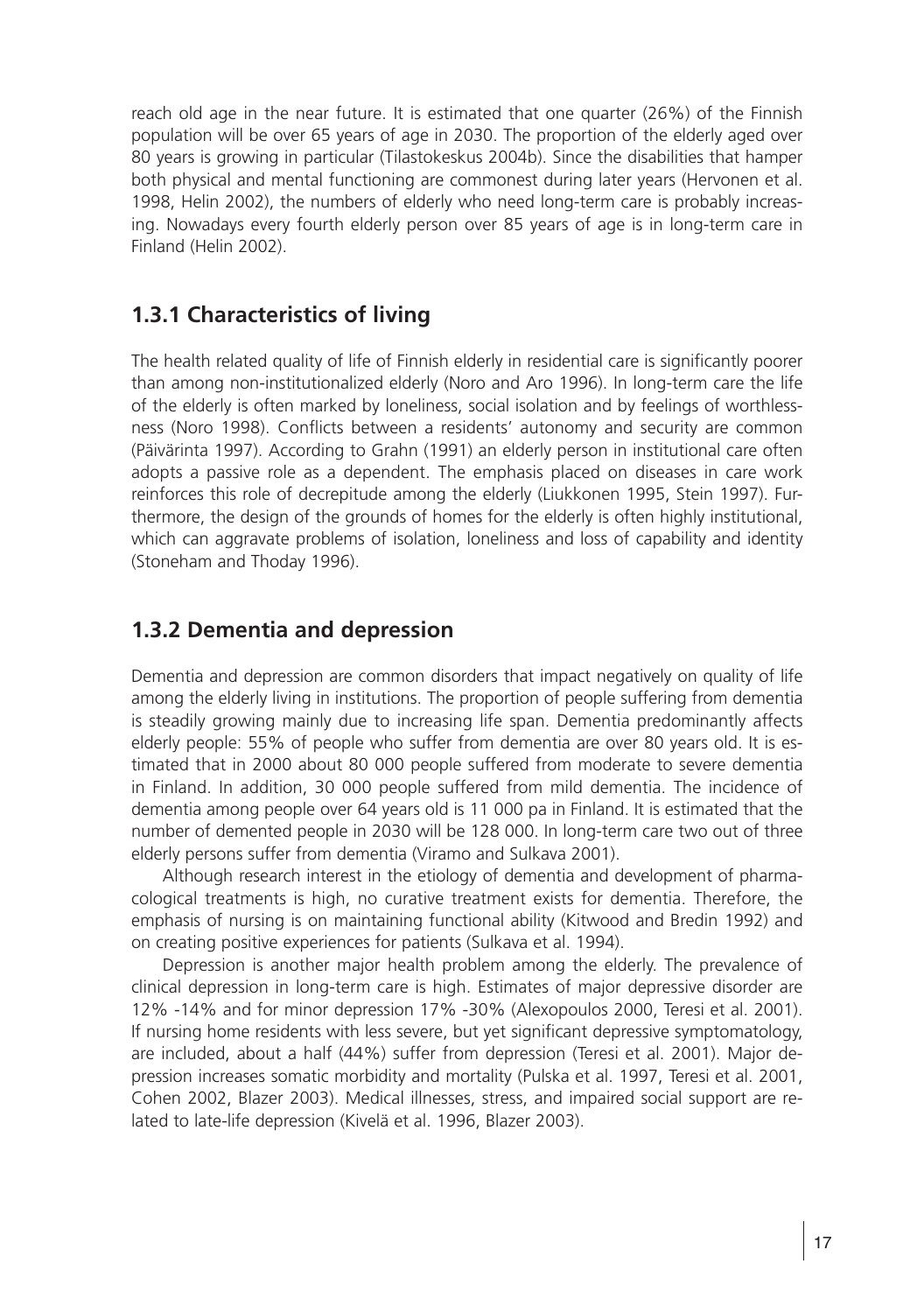reach old age in the near future. It is estimated that one quarter (26%) of the Finnish population will be over 65 years of age in 2030. The proportion of the elderly aged over 80 years is growing in particular (Tilastokeskus 2004b). Since the disabilities that hamper both physical and mental functioning are commonest during later years (Hervonen et al. 1998, Helin 2002), the numbers of elderly who need long-term care is probably increasing. Nowadays every fourth elderly person over 85 years of age is in long-term care in Finland (Helin 2002).

### 1.3.1 Characteristics of living

The health related quality of life of Finnish elderly in residential care is significantly poorer than among non-institutionalized elderly (Noro and Aro 1996). In long-term care the life of the elderly is often marked by loneliness, social isolation and by feelings of worthlessness (Noro 1998). Conflicts between a residents' autonomy and security are common (Päivärinta 1997). According to Grahn (1991) an elderly person in institutional care often adopts a passive role as a dependent. The emphasis placed on diseases in care work reinforces this role of decrepitude among the elderly (Liukkonen 1995, Stein 1997). Furthermore, the design of the grounds of homes for the elderly is often highly institutional, which can aggravate problems of isolation, loneliness and loss of capability and identity (Stoneham and Thoday 1996).

### 1.3.2 Dementia and depression

Dementia and depression are common disorders that impact negatively on quality of life among the elderly living in institutions. The proportion of people suffering from dementia is steadily growing mainly due to increasing life span. Dementia predominantly affects elderly people: 55% of people who suffer from dementia are over 80 years old. It is estimated that in 2000 about 80 000 people suffered from moderate to severe dementia in Finland. In addition, 30 000 people suffered from mild dementia. The incidence of dementia among people over 64 years old is 11 000 pa in Finland. It is estimated that the number of demented people in 2030 will be 128 000. In long-term care two out of three elderly persons suffer from dementia (Viramo and Sulkava 2001).

Although research interest in the etiology of dementia and development of pharmacological treatments is high, no curative treatment exists for dementia. Therefore, the emphasis of nursing is on maintaining functional ability (Kitwood and Bredin 1992) and on creating positive experiences for patients (Sulkava et al. 1994).

Depression is another major health problem among the elderly. The prevalence of clinical depression in long-term care is high. Estimates of major depressive disorder are 12% -14% and for minor depression 17% -30% (Alexopoulos 2000, Teresi et al. 2001). If nursing home residents with less severe, but yet significant depressive symptomatology, are included, about a half (44%) suffer from depression (Teresi et al. 2001). Major depression increases somatic morbidity and mortality (Pulska et al. 1997, Teresi et al. 2001, Cohen 2002, Blazer 2003). Medical illnesses, stress, and impaired social support are related to late-life depression (Kivelä et al. 1996, Blazer 2003).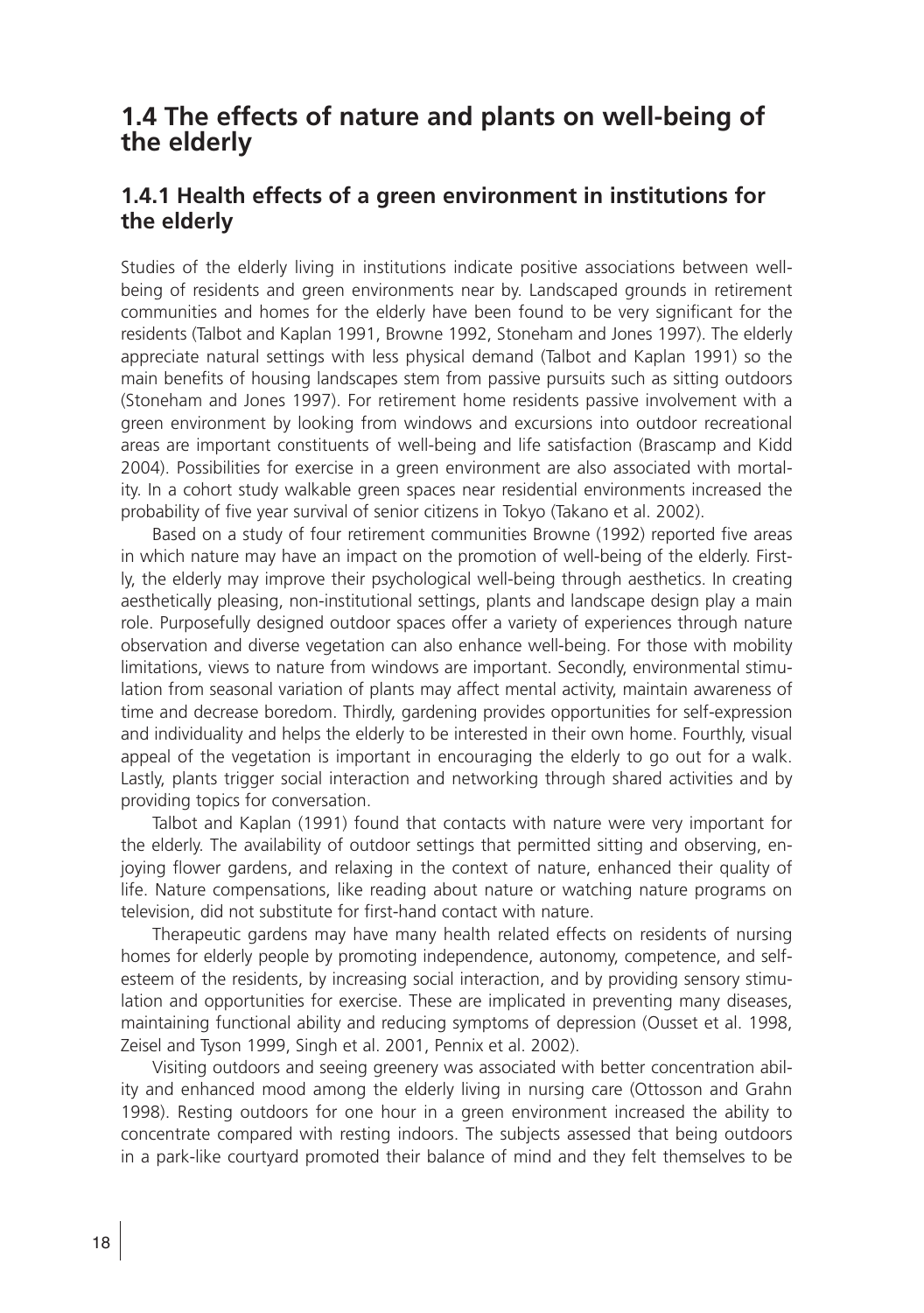## 1.4 The effects of nature and plants on well-being of the elderly

### 1.4.1 Health effects of a green environment in institutions for the elderly

Studies of the elderly living in institutions indicate positive associations between well-being of residents and green environments near by. Landscaped grounds in retirement communities and homes for the elderly have been found to be very significant for the residents (Talbot and Kaplan 1991, Browne 1992, Stoneham and Jones 1997). The elderly appreciate natural settings with less physical demand (Talbot and Kaplan 1991) so the main benefits of housing landscapes stem from passive pursuits such as sitting outdoors (Stoneham and Jones 1997). For retirement home residents passive involvement with a green environment by looking from windows and excursions into outdoor recreational areas are important constituents of well-being and life satisfaction (Brascamp and Kidd 2004). Possibilities for exercise in a green environment are also associated with mortality. In a cohort study walkable green spaces near residential environments increased the probability of five year survival of senior citizens in Tokyo (Takano et al. 2002).

Based on a study of four retirement communities Browne (1992) reported five areas in which nature may have an impact on the promotion of well-being of the elderly. Firstly, the elderly may improve their psychological well-being through aesthetics. In creating aesthetically pleasing, non-institutional settings, plants and landscape design play a main role. Purposefully designed outdoor spaces offer a variety of experiences through nature observation and diverse vegetation can also enhance well-being. For those with mobility limitations, views to nature from windows are important. Secondly, environmental stimulation from seasonal variation of plants may affect mental activity, maintain awareness of time and decrease boredom. Thirdly, gardening provides opportunities for self-expression and individuality and helps the elderly to be interested in their own home. Fourthly, visual appeal of the vegetation is important in encouraging the elderly to go out for a walk. Lastly, plants trigger social interaction and networking through shared activities and by providing topics for conversation.

Talbot and Kaplan (1991) found that contacts with nature were very important for the elderly. The availability of outdoor settings that permitted sitting and observing, enjoying flower gardens, and relaxing in the context of nature, enhanced their quality of life. Nature compensations, like reading about nature or watching nature programs on television, did not substitute for first-hand contact with nature.

Therapeutic gardens may have many health related effects on residents of nursing homes for elderly people by promoting independence, autonomy, competence, and self-esteem of the residents, by increasing social interaction, and by providing sensory stimulation and opportunities for exercise. These are implicated in preventing many diseases, maintaining functional ability and reducing symptoms of depression (Ousset et al. 1998, Zeisel and Tyson 1999, Singh et al. 2001, Pennix et al. 2002).

Visiting outdoors and seeing greenery was associated with better concentration ability and enhanced mood among the elderly living in nursing care (Ottosson and Grahn 1998). Resting outdoors for one hour in a green environment increased the ability to concentrate compared with resting indoors. The subjects assessed that being outdoors in a park-like courtyard promoted their balance of mind and they felt themselves to be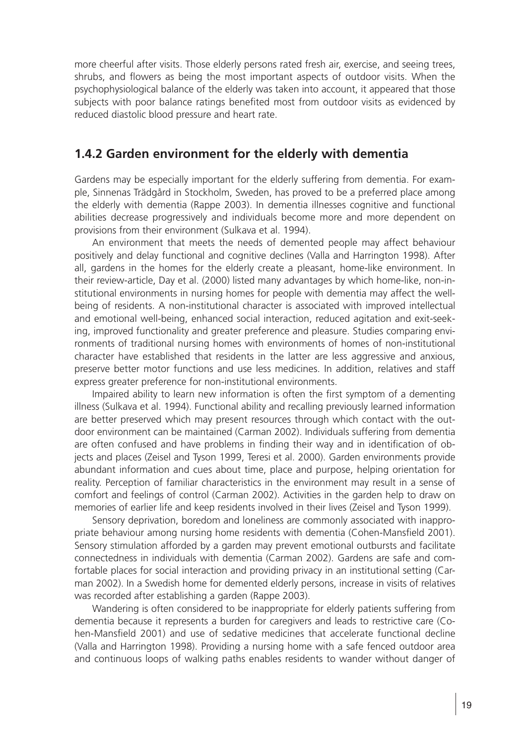more cheerful after visits. Those elderly persons rated fresh air, exercise, and seeing trees, shrubs, and flowers as being the most important aspects of outdoor visits. When the psychophysiological balance of the elderly was taken into account, it appeared that those subjects with poor balance ratings benefited most from outdoor visits as evidenced by reduced diastolic blood pressure and heart rate.

### 1.4.2 Garden environment for the elderly with dementia

Gardens may be especially important for the elderly suffering from dementia. For example, Sinnenas Trädgård in Stockholm, Sweden, has proved to be a preferred place among the elderly with dementia (Rappe 2003). In dementia illnesses cognitive and functional abilities decrease progressively and individuals become more and more dependent on provisions from their environment (Sulkava et al. 1994).

An environment that meets the needs of demented people may affect behaviour positively and delay functional and cognitive declines (Valla and Harrington 1998). After all, gardens in the homes for the elderly create a pleasant, home-like environment. In their review-article, Day et al. (2000) listed many advantages by which home-like, non-institutional environments in nursing homes for people with dementia may affect the well-being of residents. A non-institutional character is associated with improved intellectual and emotional well-being, enhanced social interaction, reduced agitation and exit-seeking, improved functionality and greater preference and pleasure. Studies comparing environments of traditional nursing homes with environments of homes of non-institutional character have established that residents in the latter are less aggressive and anxious, preserve better motor functions and use less medicines. In addition, relatives and staff express greater preference for non-institutional environments.

Impaired ability to learn new information is often the first symptom of a dementing illness (Sulkava et al. 1994). Functional ability and recalling previously learned information are better preserved which may present resources through which contact with the outdoor environment can be maintained (Carman 2002). Individuals suffering from dementia are often confused and have problems in finding their way and in identification of objects and places (Zeisel and Tyson 1999, Teresi et al. 2000). Garden environments provide abundant information and cues about time, place and purpose, helping orientation for reality. Perception of familiar characteristics in the environment may result in a sense of comfort and feelings of control (Carman 2002). Activities in the garden help to draw on memories of earlier life and keep residents involved in their lives (Zeisel and Tyson 1999).

Sensory deprivation, boredom and loneliness are commonly associated with inappropriate behaviour among nursing home residents with dementia (Cohen-Mansfield 2001). Sensory stimulation afforded by a garden may prevent emotional outbursts and facilitate connectedness in individuals with dementia (Carman 2002). Gardens are safe and comfortable places for social interaction and providing privacy in an institutional setting (Carman 2002). In a Swedish home for demented elderly persons, increase in visits of relatives was recorded after establishing a garden (Rappe 2003).

Wandering is often considered to be inappropriate for elderly patients suffering from dementia because it represents a burden for caregivers and leads to restrictive care (Cohen-Mansfield 2001) and use of sedative medicines that accelerate functional decline (Valla and Harrington 1998). Providing a nursing home with a safe fenced outdoor area and continuous loops of walking paths enables residents to wander without danger of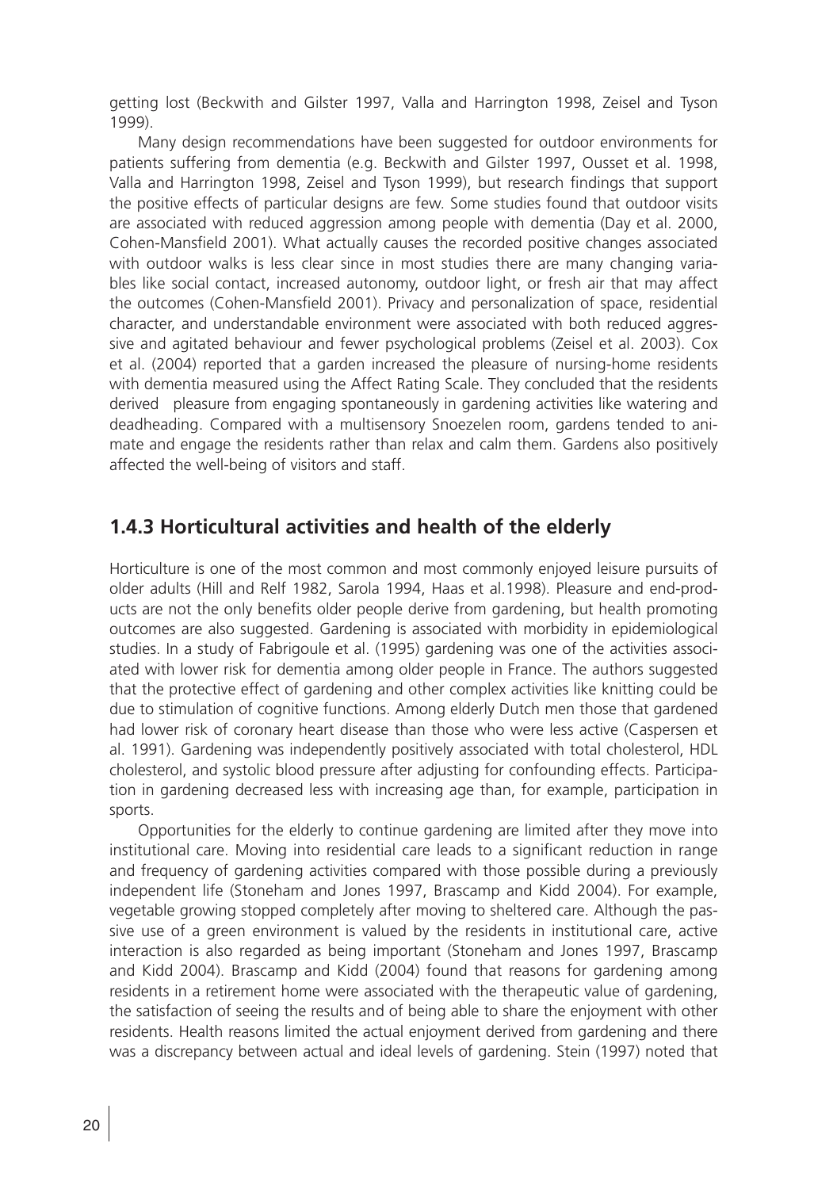getting lost (Beckwith and Gilster 1997, Valla and Harrington 1998, Zeisel and Tyson 1999).

Many design recommendations have been suggested for outdoor environments for patients suffering from dementia (e.g. Beckwith and Gilster 1997, Ousset et al. 1998, Valla and Harrington 1998, Zeisel and Tyson 1999), but research findings that support the positive effects of particular designs are few. Some studies found that outdoor visits are associated with reduced aggression among people with dementia (Day et al. 2000, Cohen-Mansfield 2001). What actually causes the recorded positive changes associated with outdoor walks is less clear since in most studies there are many changing variables like social contact, increased autonomy, outdoor light, or fresh air that may affect the outcomes (Cohen-Mansfield 2001). Privacy and personalization of space, residential character, and understandable environment were associated with both reduced aggressive and agitated behaviour and fewer psychological problems (Zeisel et al. 2003). Cox et al. (2004) reported that a garden increased the pleasure of nursing-home residents with dementia measured using the Affect Rating Scale. They concluded that the residents derived pleasure from engaging spontaneously in gardening activities like watering and deadheading. Compared with a multisensory Snoezelen room, gardens tended to animate and engage the residents rather than relax and calm them. Gardens also positively affected the well-being of visitors and staff.

### 1.4.3 Horticultural activities and health of the elderly

Horticulture is one of the most common and most commonly enjoyed leisure pursuits of older adults (Hill and Relf 1982, Sarola 1994, Haas et al.1998). Pleasure and end-products are not the only benefits older people derive from gardening, but health promoting outcomes are also suggested. Gardening is associated with morbidity in epidemiological studies. In a study of Fabrigoule et al. (1995) gardening was one of the activities associated with lower risk for dementia among older people in France. The authors suggested that the protective effect of gardening and other complex activities like knitting could be due to stimulation of cognitive functions. Among elderly Dutch men those that gardened had lower risk of coronary heart disease than those who were less active (Caspersen et al. 1991). Gardening was independently positively associated with total cholesterol, HDL cholesterol, and systolic blood pressure after adjusting for confounding effects. Participation in gardening decreased less with increasing age than, for example, participation in sports.

Opportunities for the elderly to continue gardening are limited after they move into institutional care. Moving into residential care leads to a significant reduction in range and frequency of gardening activities compared with those possible during a previously independent life (Stoneham and Jones 1997, Brascamp and Kidd 2004). For example, vegetable growing stopped completely after moving to sheltered care. Although the passive use of a green environment is valued by the residents in institutional care, active interaction is also regarded as being important (Stoneham and Jones 1997, Brascamp and Kidd 2004). Brascamp and Kidd (2004) found that reasons for gardening among residents in a retirement home were associated with the therapeutic value of gardening, the satisfaction of seeing the results and of being able to share the enjoyment with other residents. Health reasons limited the actual enjoyment derived from gardening and there was a discrepancy between actual and ideal levels of gardening. Stein (1997) noted that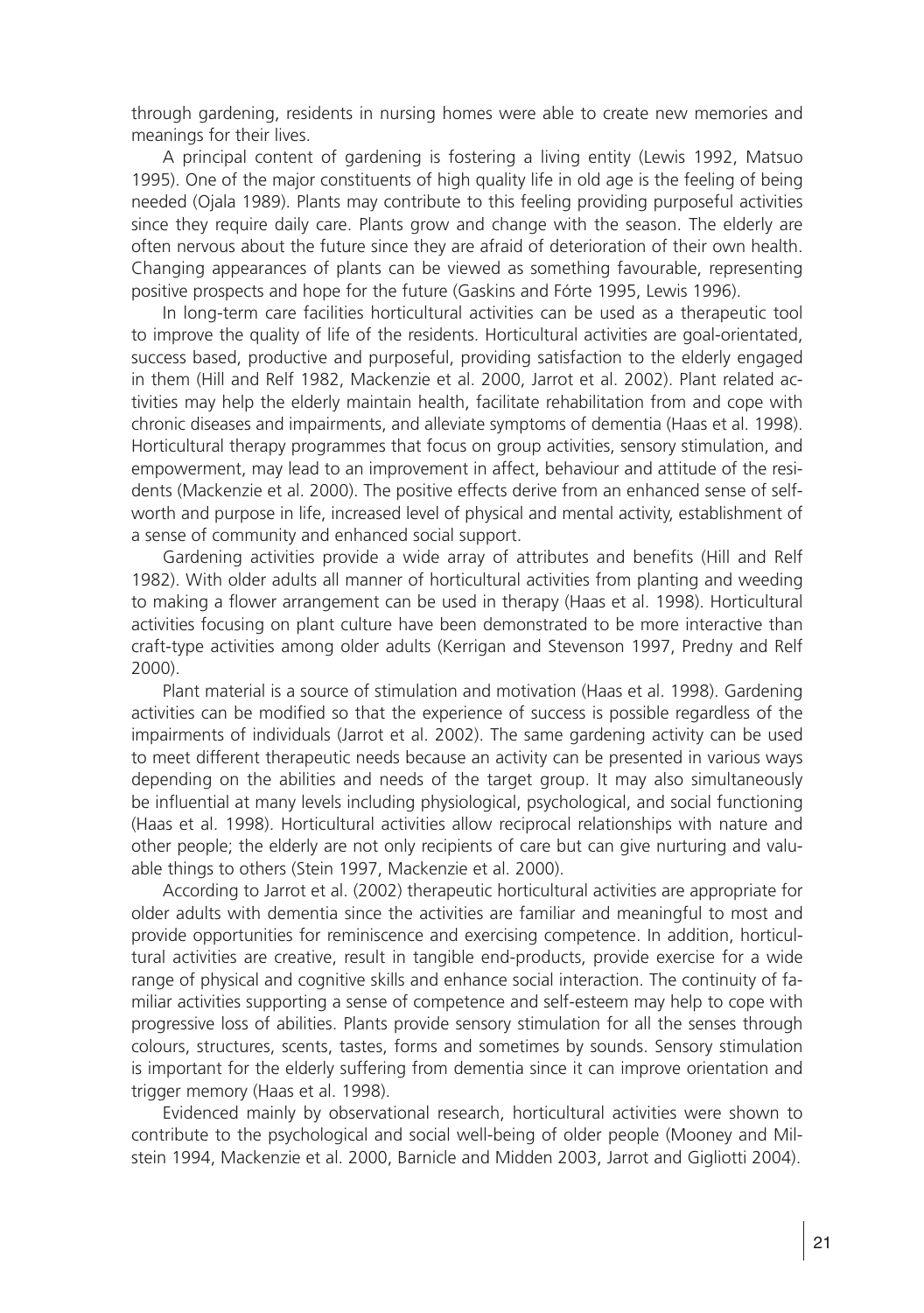through gardening, residents in nursing homes were able to create new memories and meanings for their lives.

A principal content of gardening is fostering a living entity (Lewis 1992, Matsuo 1995). One of the major constituents of high quality life in old age is the feeling of being needed (Ojala 1989). Plants may contribute to this feeling providing purposeful activities since they require daily care. Plants grow and change with the season. The elderly are often nervous about the future since they are afraid of deterioration of their own health. Changing appearances of plants can be viewed as something favourable, representing positive prospects and hope for the future (Gaskins and Fórte 1995, Lewis 1996).

In long-term care facilities horticultural activities can be used as a therapeutic tool to improve the quality of life of the residents. Horticultural activities are goal-orientated, success based, productive and purposeful, providing satisfaction to the elderly engaged in them (Hill and Relf 1982, Mackenzie et al. 2000, Jarrot et al. 2002). Plant related activities may help the elderly maintain health, facilitate rehabilitation from and cope with chronic diseases and impairments, and alleviate symptoms of dementia (Haas et al. 1998). Horticultural therapy programmes that focus on group activities, sensory stimulation, and empowerment, may lead to an improvement in affect, behaviour and attitude of the residents (Mackenzie et al. 2000). The positive effects derive from an enhanced sense of self-worth and purpose in life, increased level of physical and mental activity, establishment of a sense of community and enhanced social support.

Gardening activities provide a wide array of attributes and benefits (Hill and Relf 1982). With older adults all manner of horticultural activities from planting and weeding to making a flower arrangement can be used in therapy (Haas et al. 1998). Horticultural activities focusing on plant culture have been demonstrated to be more interactive than craft-type activities among older adults (Kerrigan and Stevenson 1997, Predny and Relf 2000).

Plant material is a source of stimulation and motivation (Haas et al. 1998). Gardening activities can be modified so that the experience of success is possible regardless of the impairments of individuals (Jarrot et al. 2002). The same gardening activity can be used to meet different therapeutic needs because an activity can be presented in various ways depending on the abilities and needs of the target group. It may also simultaneously be influential at many levels including physiological, psychological, and social functioning (Haas et al. 1998). Horticultural activities allow reciprocal relationships with nature and other people; the elderly are not only recipients of care but can give nurturing and valuable things to others (Stein 1997, Mackenzie et al. 2000).

According to Jarrot et al. (2002) therapeutic horticultural activities are appropriate for older adults with dementia since the activities are familiar and meaningful to most and provide opportunities for reminiscence and exercising competence. In addition, horticultural activities are creative, result in tangible end-products, provide exercise for a wide range of physical and cognitive skills and enhance social interaction. The continuity of familiar activities supporting a sense of competence and self-esteem may help to cope with progressive loss of abilities. Plants provide sensory stimulation for all the senses through colours, structures, scents, tastes, forms and sometimes by sounds. Sensory stimulation is important for the elderly suffering from dementia since it can improve orientation and trigger memory (Haas et al. 1998).

Evidenced mainly by observational research, horticultural activities were shown to contribute to the psychological and social well-being of older people (Mooney and Milstein 1994, Mackenzie et al. 2000, Barnicle and Midden 2003, Jarrot and Gigliotti 2004).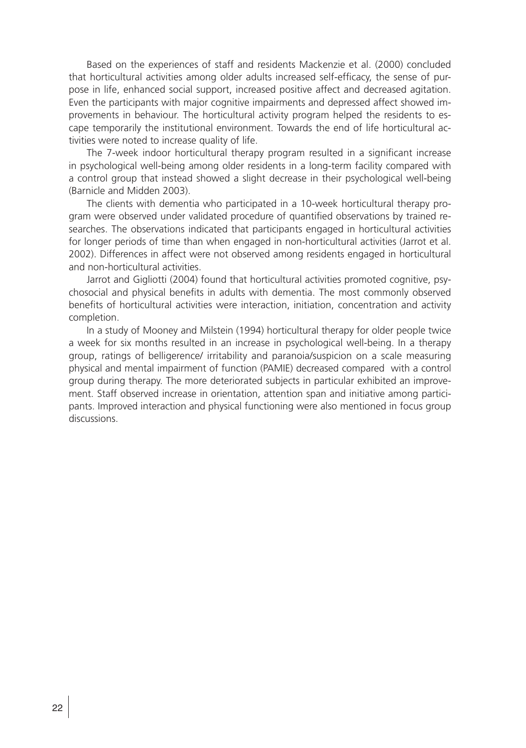Based on the experiences of staff and residents Mackenzie et al. (2000) concluded that horticultural activities among older adults increased self-efficacy, the sense of purpose in life, enhanced social support, increased positive affect and decreased agitation. Even the participants with major cognitive impairments and depressed affect showed improvements in behaviour. The horticultural activity program helped the residents to escape temporarily the institutional environment. Towards the end of life horticultural activities were noted to increase quality of life.

The 7-week indoor horticultural therapy program resulted in a significant increase in psychological well-being among older residents in a long-term facility compared with a control group that instead showed a slight decrease in their psychological well-being (Barnicle and Midden 2003).

The clients with dementia who participated in a 10-week horticultural therapy program were observed under validated procedure of quantified observations by trained researches. The observations indicated that participants engaged in horticultural activities for longer periods of time than when engaged in non-horticultural activities (Jarrot et al. 2002). Differences in affect were not observed among residents engaged in horticultural and non-horticultural activities.

Jarrot and Gigliotti (2004) found that horticultural activities promoted cognitive, psychosocial and physical benefits in adults with dementia. The most commonly observed benefits of horticultural activities were interaction, initiation, concentration and activity completion.

In a study of Mooney and Milstein (1994) horticultural therapy for older people twice a week for six months resulted in an increase in psychological well-being. In a therapy group, ratings of belligerence/ irritability and paranoia/suspicion on a scale measuring physical and mental impairment of function (PAMIE) decreased compared with a control group during therapy. The more deteriorated subjects in particular exhibited an improvement. Staff observed increase in orientation, attention span and initiative among participants. Improved interaction and physical functioning were also mentioned in focus group discussions.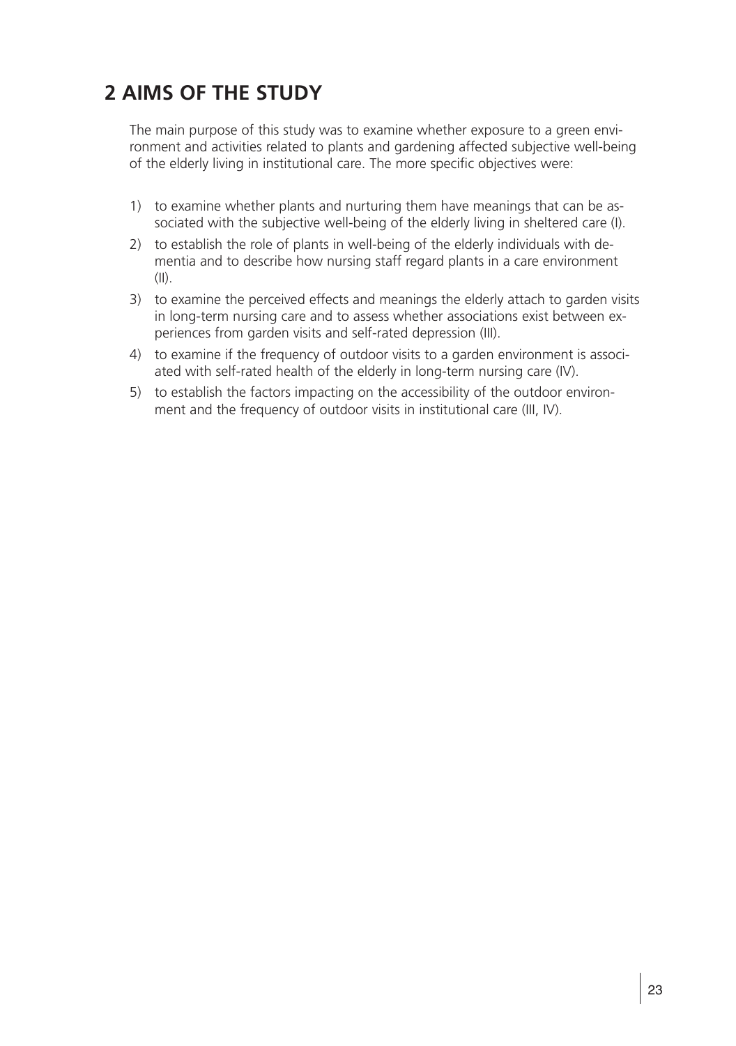# 2 AIMS OF THE STUDY

The main purpose of this study was to examine whether exposure to a green environment and activities related to plants and gardening affected subjective well-being of the elderly living in institutional care. The more specific objectives were:

1) to examine whether plants and nurturing them have meanings that can be associated with the subjective well-being of the elderly living in sheltered care (I).
2) to establish the role of plants in well-being of the elderly individuals with dementia and to describe how nursing staff regard plants in a care environment (II).
3) to examine the perceived effects and meanings the elderly attach to garden visits in long-term nursing care and to assess whether associations exist between experiences from garden visits and self-rated depression (III).
4) to examine if the frequency of outdoor visits to a garden environment is associated with self-rated health of the elderly in long-term nursing care (IV).
5) to establish the factors impacting on the accessibility of the outdoor environment and the frequency of outdoor visits in institutional care (III, IV).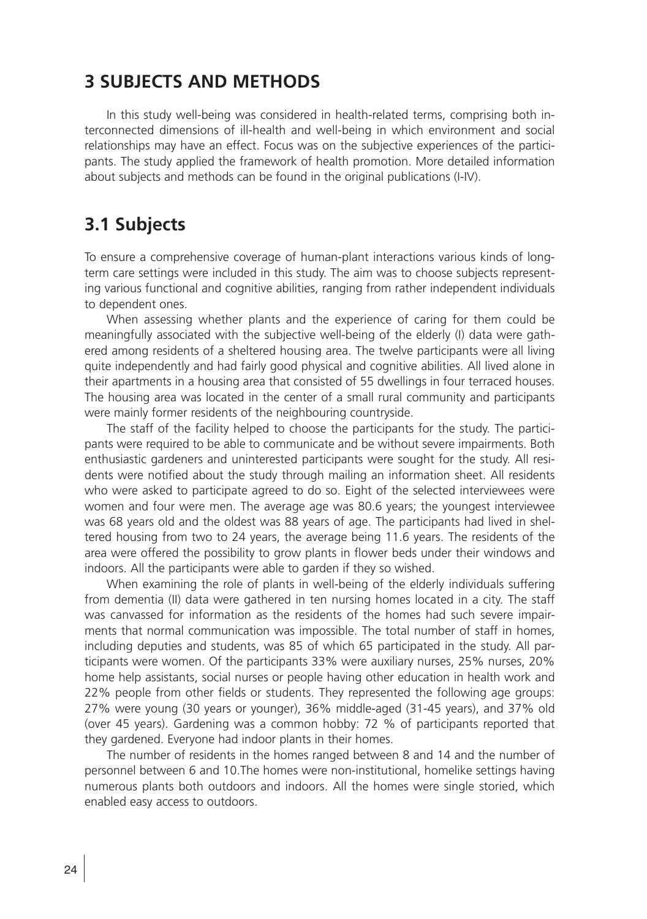# 3 SUBJECTS AND METHODS

In this study well-being was considered in health-related terms, comprising both interconnected dimensions of ill-health and well-being in which environment and social relationships may have an effect. Focus was on the subjective experiences of the participants. The study applied the framework of health promotion. More detailed information about subjects and methods can be found in the original publications (I-IV).

## 3.1 Subjects

To ensure a comprehensive coverage of human-plant interactions various kinds of long-term care settings were included in this study. The aim was to choose subjects representing various functional and cognitive abilities, ranging from rather independent individuals to dependent ones.

When assessing whether plants and the experience of caring for them could be meaningfully associated with the subjective well-being of the elderly (I) data were gathered among residents of a sheltered housing area. The twelve participants were all living quite independently and had fairly good physical and cognitive abilities. All lived alone in their apartments in a housing area that consisted of 55 dwellings in four terraced houses. The housing area was located in the center of a small rural community and participants were mainly former residents of the neighbouring countryside.

The staff of the facility helped to choose the participants for the study. The participants were required to be able to communicate and be without severe impairments. Both enthusiastic gardeners and uninterested participants were sought for the study. All residents were notified about the study through mailing an information sheet. All residents who were asked to participate agreed to do so. Eight of the selected interviewees were women and four were men. The average age was 80.6 years; the youngest interviewee was 68 years old and the oldest was 88 years of age. The participants had lived in sheltered housing from two to 24 years, the average being 11.6 years. The residents of the area were offered the possibility to grow plants in flower beds under their windows and indoors. All the participants were able to garden if they so wished.

When examining the role of plants in well-being of the elderly individuals suffering from dementia (II) data were gathered in ten nursing homes located in a city. The staff was canvassed for information as the residents of the homes had such severe impairments that normal communication was impossible. The total number of staff in homes, including deputies and students, was 85 of which 65 participated in the study. All participants were women. Of the participants 33% were auxiliary nurses, 25% nurses, 20% home help assistants, social nurses or people having other education in health work and 22% people from other fields or students. They represented the following age groups: 27% were young (30 years or younger), 36% middle-aged (31-45 years), and 37% old (over 45 years). Gardening was a common hobby: 72 % of participants reported that they gardened. Everyone had indoor plants in their homes.

The number of residents in the homes ranged between 8 and 14 and the number of personnel between 6 and 10.The homes were non-institutional, homelike settings having numerous plants both outdoors and indoors. All the homes were single storied, which enabled easy access to outdoors.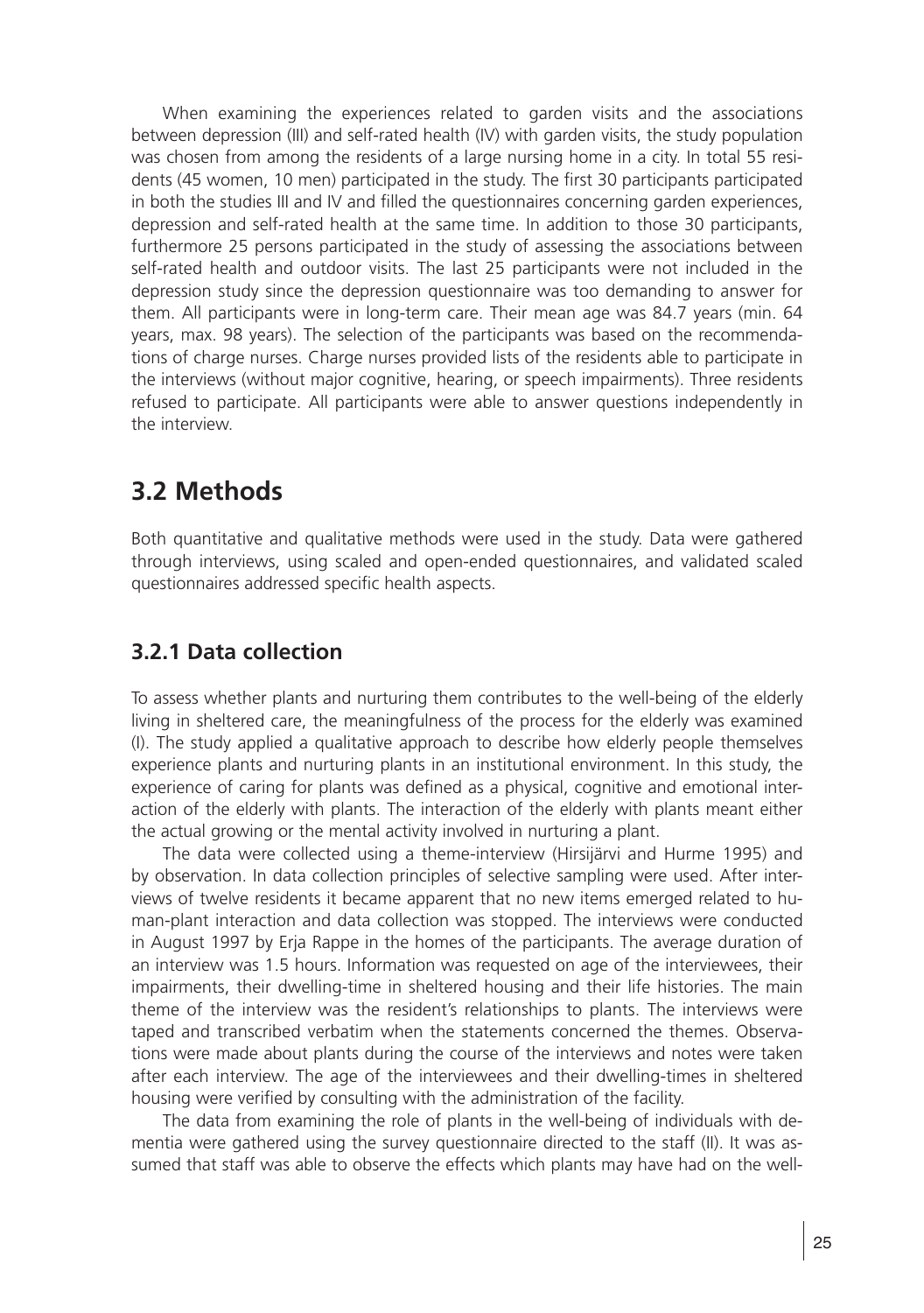When examining the experiences related to garden visits and the associations between depression (III) and self-rated health (IV) with garden visits, the study population was chosen from among the residents of a large nursing home in a city. In total 55 residents (45 women, 10 men) participated in the study. The first 30 participants participated in both the studies III and IV and filled the questionnaires concerning garden experiences, depression and self-rated health at the same time. In addition to those 30 participants, furthermore 25 persons participated in the study of assessing the associations between self-rated health and outdoor visits. The last 25 participants were not included in the depression study since the depression questionnaire was too demanding to answer for them. All participants were in long-term care. Their mean age was 84.7 years (min. 64 years, max. 98 years). The selection of the participants was based on the recommendations of charge nurses. Charge nurses provided lists of the residents able to participate in the interviews (without major cognitive, hearing, or speech impairments). Three residents refused to participate. All participants were able to answer questions independently in the interview.

## 3.2 Methods

Both quantitative and qualitative methods were used in the study. Data were gathered through interviews, using scaled and open-ended questionnaires, and validated scaled questionnaires addressed specific health aspects.

### 3.2.1 Data collection

To assess whether plants and nurturing them contributes to the well-being of the elderly living in sheltered care, the meaningfulness of the process for the elderly was examined (I). The study applied a qualitative approach to describe how elderly people themselves experience plants and nurturing plants in an institutional environment. In this study, the experience of caring for plants was defined as a physical, cognitive and emotional interaction of the elderly with plants. The interaction of the elderly with plants meant either the actual growing or the mental activity involved in nurturing a plant.

The data were collected using a theme-interview (Hirsijärvi and Hurme 1995) and by observation. In data collection principles of selective sampling were used. After interviews of twelve residents it became apparent that no new items emerged related to human-plant interaction and data collection was stopped. The interviews were conducted in August 1997 by Erja Rappe in the homes of the participants. The average duration of an interview was 1.5 hours. Information was requested on age of the interviewees, their impairments, their dwelling-time in sheltered housing and their life histories. The main theme of the interview was the resident's relationships to plants. The interviews were taped and transcribed verbatim when the statements concerned the themes. Observations were made about plants during the course of the interviews and notes were taken after each interview. The age of the interviewees and their dwelling-times in sheltered housing were verified by consulting with the administration of the facility.

The data from examining the role of plants in the well-being of individuals with dementia were gathered using the survey questionnaire directed to the staff (II). It was assumed that staff was able to observe the effects which plants may have had on the well-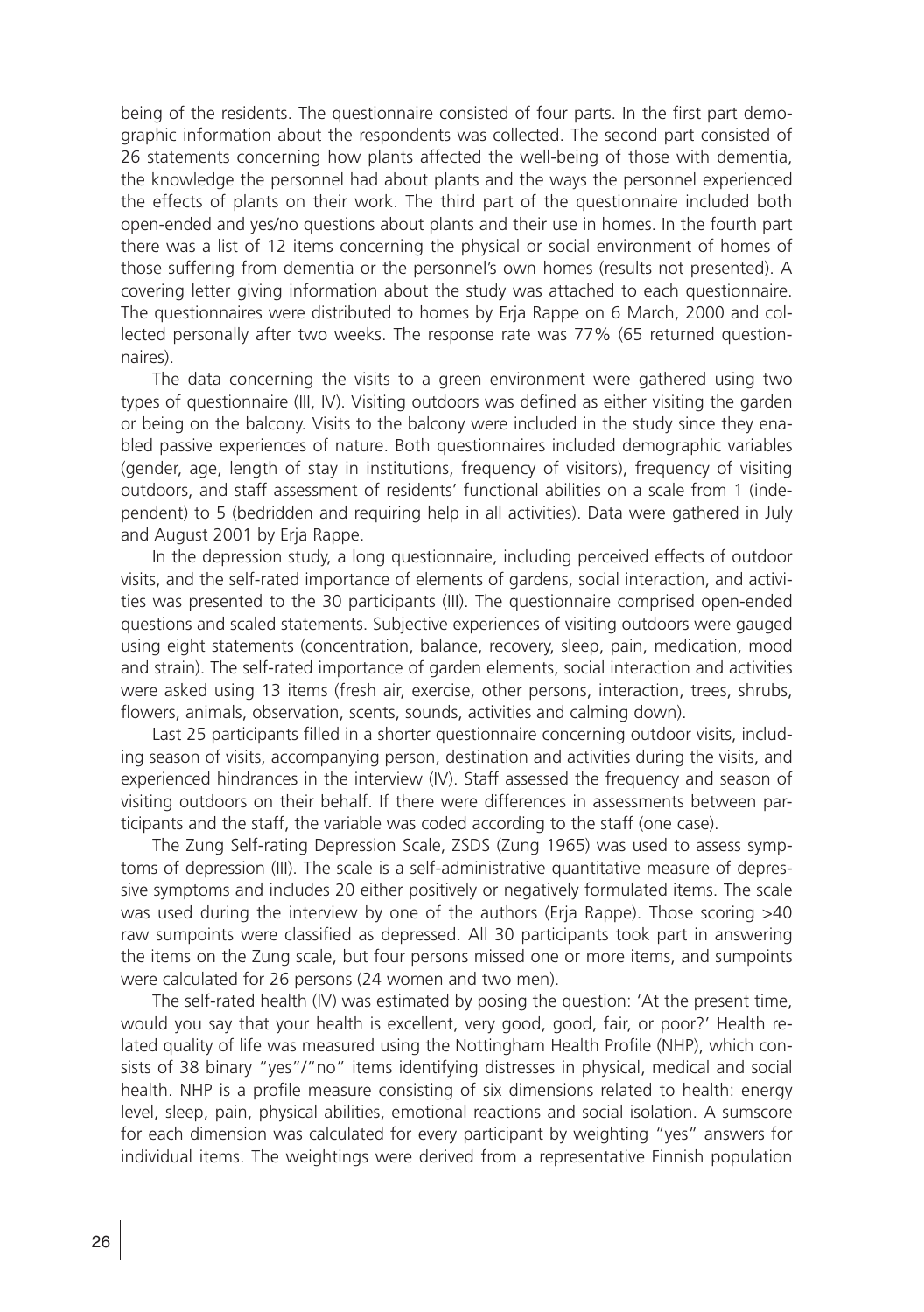being of the residents. The questionnaire consisted of four parts. In the first part demographic information about the respondents was collected. The second part consisted of 26 statements concerning how plants affected the well-being of those with dementia, the knowledge the personnel had about plants and the ways the personnel experienced the effects of plants on their work. The third part of the questionnaire included both open-ended and yes/no questions about plants and their use in homes. In the fourth part there was a list of 12 items concerning the physical or social environment of homes of those suffering from dementia or the personnel's own homes (results not presented). A covering letter giving information about the study was attached to each questionnaire. The questionnaires were distributed to homes by Erja Rappe on 6 March, 2000 and collected personally after two weeks. The response rate was 77% (65 returned questionnaires).

The data concerning the visits to a green environment were gathered using two types of questionnaire (III, IV). Visiting outdoors was defined as either visiting the garden or being on the balcony. Visits to the balcony were included in the study since they enabled passive experiences of nature. Both questionnaires included demographic variables (gender, age, length of stay in institutions, frequency of visitors), frequency of visiting outdoors, and staff assessment of residents' functional abilities on a scale from 1 (independent) to 5 (bedridden and requiring help in all activities). Data were gathered in July and August 2001 by Erja Rappe.

In the depression study, a long questionnaire, including perceived effects of outdoor visits, and the self-rated importance of elements of gardens, social interaction, and activities was presented to the 30 participants (III). The questionnaire comprised open-ended questions and scaled statements. Subjective experiences of visiting outdoors were gauged using eight statements (concentration, balance, recovery, sleep, pain, medication, mood and strain). The self-rated importance of garden elements, social interaction and activities were asked using 13 items (fresh air, exercise, other persons, interaction, trees, shrubs, flowers, animals, observation, scents, sounds, activities and calming down).

Last 25 participants filled in a shorter questionnaire concerning outdoor visits, including season of visits, accompanying person, destination and activities during the visits, and experienced hindrances in the interview (IV). Staff assessed the frequency and season of visiting outdoors on their behalf. If there were differences in assessments between participants and the staff, the variable was coded according to the staff (one case).

The Zung Self-rating Depression Scale, ZSDS (Zung 1965) was used to assess symptoms of depression (III). The scale is a self-administrative quantitative measure of depressive symptoms and includes 20 either positively or negatively formulated items. The scale was used during the interview by one of the authors (Erja Rappe). Those scoring >40 raw sumpoints were classified as depressed. All 30 participants took part in answering the items on the Zung scale, but four persons missed one or more items, and sumpoints were calculated for 26 persons (24 women and two men).

The self-rated health (IV) was estimated by posing the question: 'At the present time, would you say that your health is excellent, very good, good, fair, or poor?' Health related quality of life was measured using the Nottingham Health Profile (NHP), which consists of 38 binary "yes"/"no" items identifying distresses in physical, medical and social health. NHP is a profile measure consisting of six dimensions related to health: energy level, sleep, pain, physical abilities, emotional reactions and social isolation. A sumscore for each dimension was calculated for every participant by weighting "yes" answers for individual items. The weightings were derived from a representative Finnish population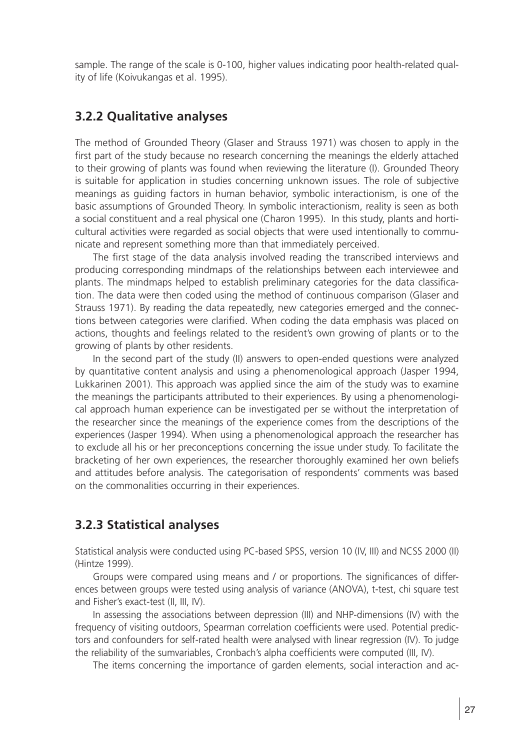sample. The range of the scale is 0-100, higher values indicating poor health-related quality of life (Koivukangas et al. 1995).

### 3.2.2 Qualitative analyses

The method of Grounded Theory (Glaser and Strauss 1971) was chosen to apply in the first part of the study because no research concerning the meanings the elderly attached to their growing of plants was found when reviewing the literature (I). Grounded Theory is suitable for application in studies concerning unknown issues. The role of subjective meanings as guiding factors in human behavior, symbolic interactionism, is one of the basic assumptions of Grounded Theory. In symbolic interactionism, reality is seen as both a social constituent and a real physical one (Charon 1995). In this study, plants and horticultural activities were regarded as social objects that were used intentionally to communicate and represent something more than that immediately perceived.

The first stage of the data analysis involved reading the transcribed interviews and producing corresponding mindmaps of the relationships between each interviewee and plants. The mindmaps helped to establish preliminary categories for the data classification. The data were then coded using the method of continuous comparison (Glaser and Strauss 1971). By reading the data repeatedly, new categories emerged and the connections between categories were clarified. When coding the data emphasis was placed on actions, thoughts and feelings related to the resident's own growing of plants or to the growing of plants by other residents.

In the second part of the study (II) answers to open-ended questions were analyzed by quantitative content analysis and using a phenomenological approach (Jasper 1994, Lukkarinen 2001). This approach was applied since the aim of the study was to examine the meanings the participants attributed to their experiences. By using a phenomenological approach human experience can be investigated per se without the interpretation of the researcher since the meanings of the experience comes from the descriptions of the experiences (Jasper 1994). When using a phenomenological approach the researcher has to exclude all his or her preconceptions concerning the issue under study. To facilitate the bracketing of her own experiences, the researcher thoroughly examined her own beliefs and attitudes before analysis. The categorisation of respondents' comments was based on the commonalities occurring in their experiences.

### 3.2.3 Statistical analyses

Statistical analysis were conducted using PC-based SPSS, version 10 (IV, III) and NCSS 2000 (II) (Hintze 1999).

Groups were compared using means and / or proportions. The significances of differences between groups were tested using analysis of variance (ANOVA), t-test, chi square test and Fisher's exact-test (II, III, IV).

In assessing the associations between depression (III) and NHP-dimensions (IV) with the frequency of visiting outdoors, Spearman correlation coefficients were used. Potential predictors and confounders for self-rated health were analysed with linear regression (IV). To judge the reliability of the sumvariables, Cronbach's alpha coefficients were computed (III, IV).

The items concerning the importance of garden elements, social interaction and ac-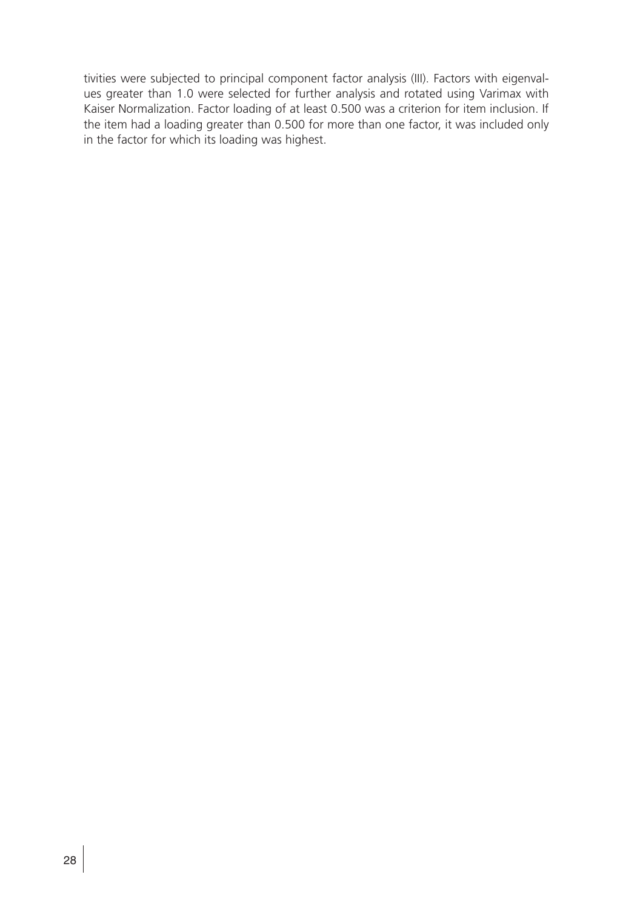tivities were subjected to principal component factor analysis (III). Factors with eigenvalues greater than 1.0 were selected for further analysis and rotated using Varimax with Kaiser Normalization. Factor loading of at least 0.500 was a criterion for item inclusion. If the item had a loading greater than 0.500 for more than one factor, it was included only in the factor for which its loading was highest.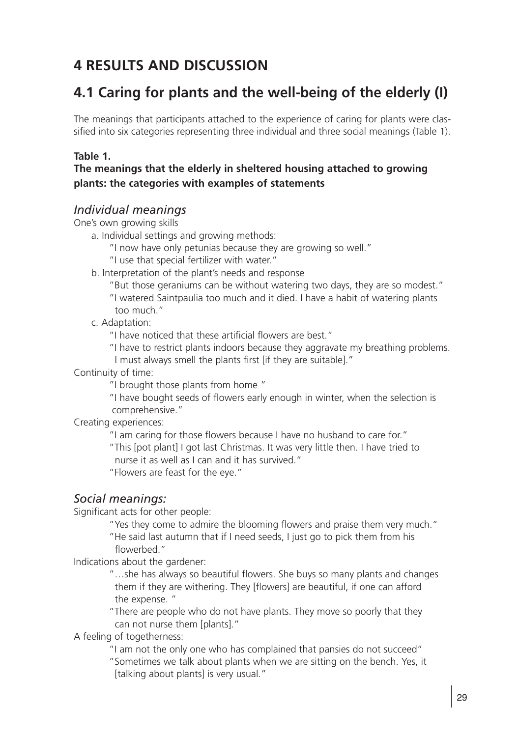# 4 RESULTS AND DISCUSSION

## 4.1 Caring for plants and the well-being of the elderly (I)

The meanings that participants attached to the experience of caring for plants were classified into six categories representing three individual and three social meanings (Table 1).

**Table 1.**
**The meanings that the elderly in sheltered housing attached to growing plants: the categories with examples of statements**

### *Individual meanings*

One's own growing skills

- a. Individual settings and growing methods:
  - "I now have only petunias because they are growing so well."
  - "I use that special fertilizer with water."
- b. Interpretation of the plant's needs and response
  - "But those geraniums can be without watering two days, they are so modest."
  - "I watered Saintpaulia too much and it died. I have a habit of watering plants too much."
- c. Adaptation:
  - "I have noticed that these artificial flowers are best."
  - "I have to restrict plants indoors because they aggravate my breathing problems. I must always smell the plants first [if they are suitable]."

Continuity of time:

- "I brought those plants from home "
- "I have bought seeds of flowers early enough in winter, when the selection is comprehensive."

Creating experiences:

- "I am caring for those flowers because I have no husband to care for."
- "This [pot plant] I got last Christmas. It was very little then. I have tried to nurse it as well as I can and it has survived."
- "Flowers are feast for the eye."

### *Social meanings:*

Significant acts for other people:

- "Yes they come to admire the blooming flowers and praise them very much."
- "He said last autumn that if I need seeds, I just go to pick them from his flowerbed."

Indications about the gardener:

- "…she has always so beautiful flowers. She buys so many plants and changes them if they are withering. They [flowers] are beautiful, if one can afford the expense. "
- "There are people who do not have plants. They move so poorly that they can not nurse them [plants]."

A feeling of togetherness:

- "I am not the only one who has complained that pansies do not succeed"
- "Sometimes we talk about plants when we are sitting on the bench. Yes, it [talking about plants] is very usual."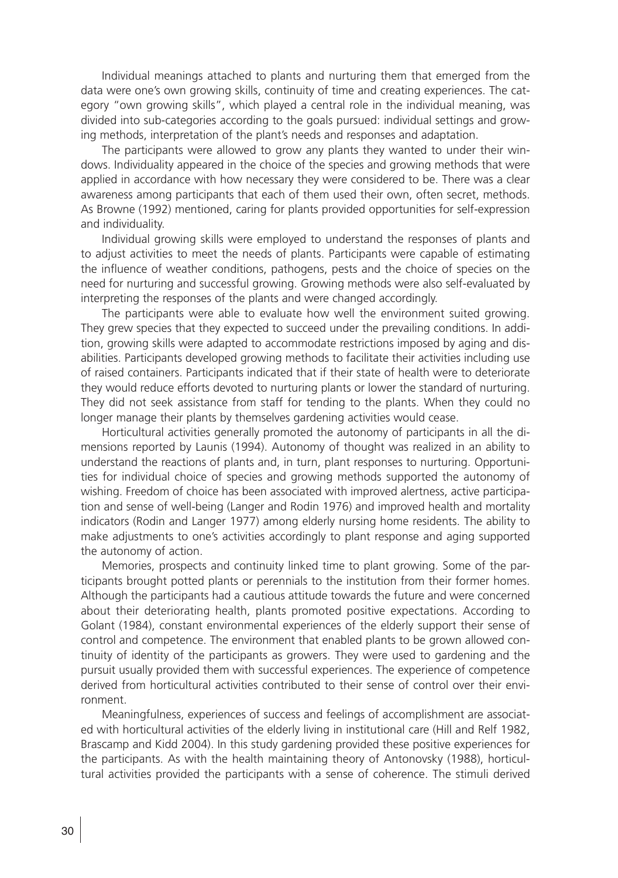Individual meanings attached to plants and nurturing them that emerged from the data were one's own growing skills, continuity of time and creating experiences. The category "own growing skills", which played a central role in the individual meaning, was divided into sub-categories according to the goals pursued: individual settings and growing methods, interpretation of the plant's needs and responses and adaptation.

The participants were allowed to grow any plants they wanted to under their windows. Individuality appeared in the choice of the species and growing methods that were applied in accordance with how necessary they were considered to be. There was a clear awareness among participants that each of them used their own, often secret, methods. As Browne (1992) mentioned, caring for plants provided opportunities for self-expression and individuality.

Individual growing skills were employed to understand the responses of plants and to adjust activities to meet the needs of plants. Participants were capable of estimating the influence of weather conditions, pathogens, pests and the choice of species on the need for nurturing and successful growing. Growing methods were also self-evaluated by interpreting the responses of the plants and were changed accordingly.

The participants were able to evaluate how well the environment suited growing. They grew species that they expected to succeed under the prevailing conditions. In addition, growing skills were adapted to accommodate restrictions imposed by aging and disabilities. Participants developed growing methods to facilitate their activities including use of raised containers. Participants indicated that if their state of health were to deteriorate they would reduce efforts devoted to nurturing plants or lower the standard of nurturing. They did not seek assistance from staff for tending to the plants. When they could no longer manage their plants by themselves gardening activities would cease.

Horticultural activities generally promoted the autonomy of participants in all the dimensions reported by Launis (1994). Autonomy of thought was realized in an ability to understand the reactions of plants and, in turn, plant responses to nurturing. Opportunities for individual choice of species and growing methods supported the autonomy of wishing. Freedom of choice has been associated with improved alertness, active participation and sense of well-being (Langer and Rodin 1976) and improved health and mortality indicators (Rodin and Langer 1977) among elderly nursing home residents. The ability to make adjustments to one's activities accordingly to plant response and aging supported the autonomy of action.

Memories, prospects and continuity linked time to plant growing. Some of the participants brought potted plants or perennials to the institution from their former homes. Although the participants had a cautious attitude towards the future and were concerned about their deteriorating health, plants promoted positive expectations. According to Golant (1984), constant environmental experiences of the elderly support their sense of control and competence. The environment that enabled plants to be grown allowed continuity of identity of the participants as growers. They were used to gardening and the pursuit usually provided them with successful experiences. The experience of competence derived from horticultural activities contributed to their sense of control over their environment.

Meaningfulness, experiences of success and feelings of accomplishment are associated with horticultural activities of the elderly living in institutional care (Hill and Relf 1982, Brascamp and Kidd 2004). In this study gardening provided these positive experiences for the participants. As with the health maintaining theory of Antonovsky (1988), horticultural activities provided the participants with a sense of coherence. The stimuli derived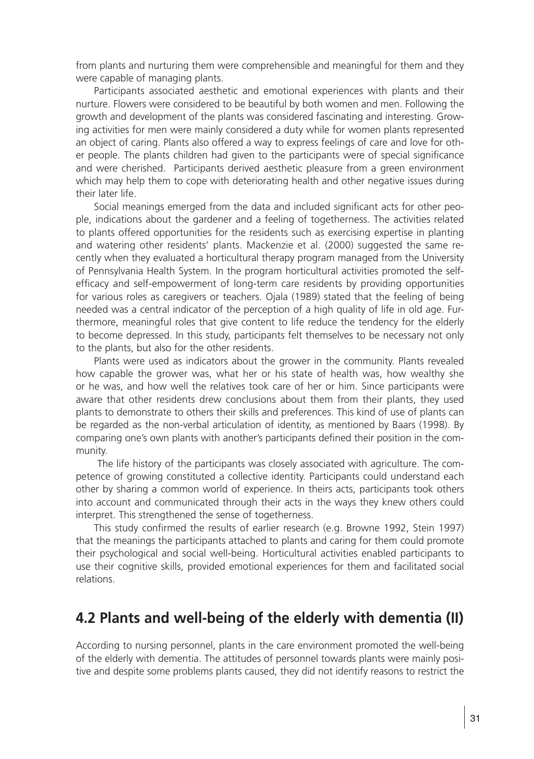from plants and nurturing them were comprehensible and meaningful for them and they were capable of managing plants.

Participants associated aesthetic and emotional experiences with plants and their nurture. Flowers were considered to be beautiful by both women and men. Following the growth and development of the plants was considered fascinating and interesting. Growing activities for men were mainly considered a duty while for women plants represented an object of caring. Plants also offered a way to express feelings of care and love for other people. The plants children had given to the participants were of special significance and were cherished. Participants derived aesthetic pleasure from a green environment which may help them to cope with deteriorating health and other negative issues during their later life.

Social meanings emerged from the data and included significant acts for other people, indications about the gardener and a feeling of togetherness. The activities related to plants offered opportunities for the residents such as exercising expertise in planting and watering other residents' plants. Mackenzie et al. (2000) suggested the same recently when they evaluated a horticultural therapy program managed from the University of Pennsylvania Health System. In the program horticultural activities promoted the self-efficacy and self-empowerment of long-term care residents by providing opportunities for various roles as caregivers or teachers. Ojala (1989) stated that the feeling of being needed was a central indicator of the perception of a high quality of life in old age. Furthermore, meaningful roles that give content to life reduce the tendency for the elderly to become depressed. In this study, participants felt themselves to be necessary not only to the plants, but also for the other residents.

Plants were used as indicators about the grower in the community. Plants revealed how capable the grower was, what her or his state of health was, how wealthy she or he was, and how well the relatives took care of her or him. Since participants were aware that other residents drew conclusions about them from their plants, they used plants to demonstrate to others their skills and preferences. This kind of use of plants can be regarded as the non-verbal articulation of identity, as mentioned by Baars (1998). By comparing one's own plants with another's participants defined their position in the community.

The life history of the participants was closely associated with agriculture. The competence of growing constituted a collective identity. Participants could understand each other by sharing a common world of experience. In theirs acts, participants took others into account and communicated through their acts in the ways they knew others could interpret. This strengthened the sense of togetherness.

This study confirmed the results of earlier research (e.g. Browne 1992, Stein 1997) that the meanings the participants attached to plants and caring for them could promote their psychological and social well-being. Horticultural activities enabled participants to use their cognitive skills, provided emotional experiences for them and facilitated social relations.

## 4.2 Plants and well-being of the elderly with dementia (II)

According to nursing personnel, plants in the care environment promoted the well-being of the elderly with dementia. The attitudes of personnel towards plants were mainly positive and despite some problems plants caused, they did not identify reasons to restrict the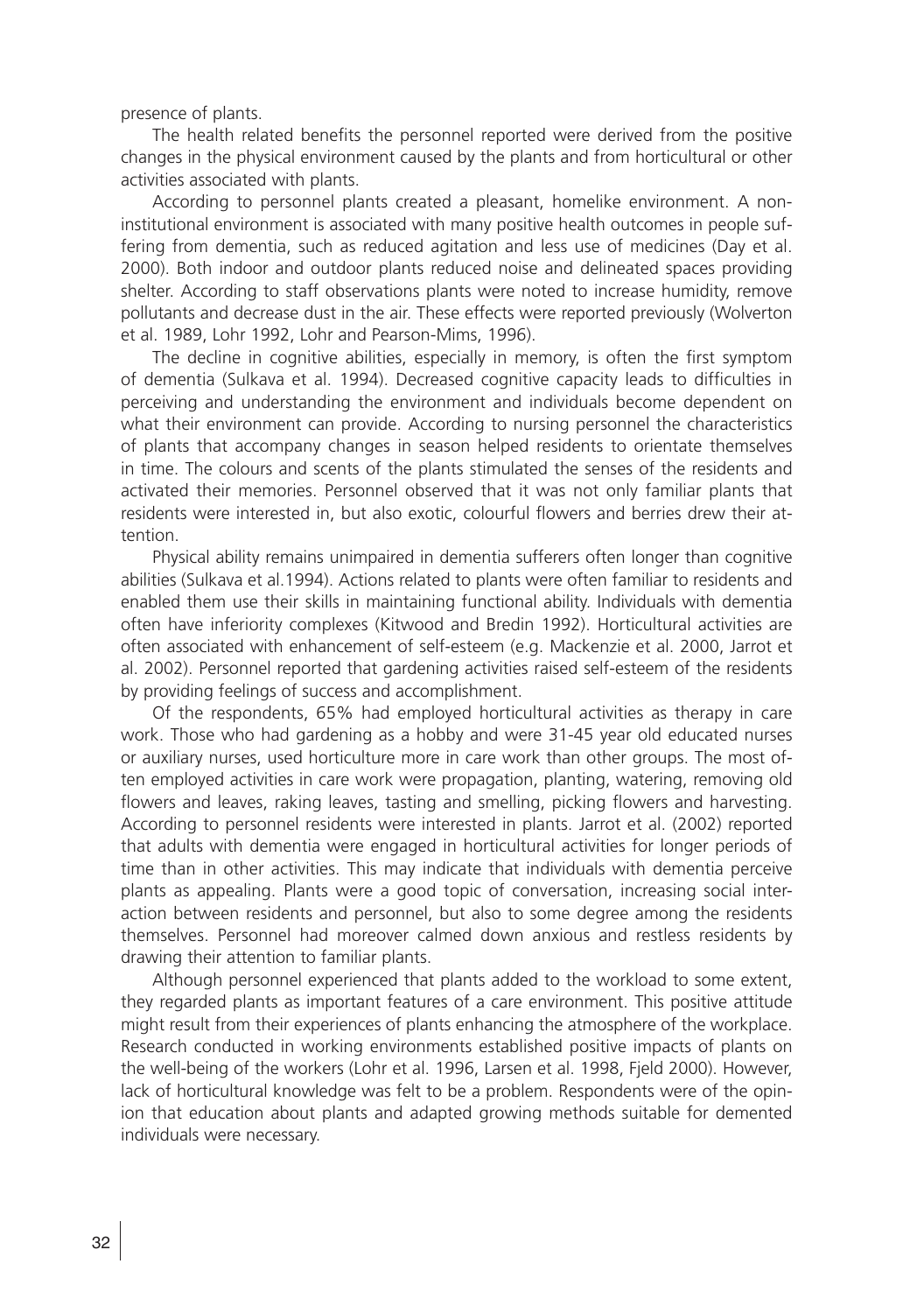presence of plants.

The health related benefits the personnel reported were derived from the positive changes in the physical environment caused by the plants and from horticultural or other activities associated with plants.

According to personnel plants created a pleasant, homelike environment. A non-institutional environment is associated with many positive health outcomes in people suffering from dementia, such as reduced agitation and less use of medicines (Day et al. 2000). Both indoor and outdoor plants reduced noise and delineated spaces providing shelter. According to staff observations plants were noted to increase humidity, remove pollutants and decrease dust in the air. These effects were reported previously (Wolverton et al. 1989, Lohr 1992, Lohr and Pearson-Mims, 1996).

The decline in cognitive abilities, especially in memory, is often the first symptom of dementia (Sulkava et al. 1994). Decreased cognitive capacity leads to difficulties in perceiving and understanding the environment and individuals become dependent on what their environment can provide. According to nursing personnel the characteristics of plants that accompany changes in season helped residents to orientate themselves in time. The colours and scents of the plants stimulated the senses of the residents and activated their memories. Personnel observed that it was not only familiar plants that residents were interested in, but also exotic, colourful flowers and berries drew their attention.

Physical ability remains unimpaired in dementia sufferers often longer than cognitive abilities (Sulkava et al.1994). Actions related to plants were often familiar to residents and enabled them use their skills in maintaining functional ability. Individuals with dementia often have inferiority complexes (Kitwood and Bredin 1992). Horticultural activities are often associated with enhancement of self-esteem (e.g. Mackenzie et al. 2000, Jarrot et al. 2002). Personnel reported that gardening activities raised self-esteem of the residents by providing feelings of success and accomplishment.

Of the respondents, 65% had employed horticultural activities as therapy in care work. Those who had gardening as a hobby and were 31-45 year old educated nurses or auxiliary nurses, used horticulture more in care work than other groups. The most often employed activities in care work were propagation, planting, watering, removing old flowers and leaves, raking leaves, tasting and smelling, picking flowers and harvesting. According to personnel residents were interested in plants. Jarrot et al. (2002) reported that adults with dementia were engaged in horticultural activities for longer periods of time than in other activities. This may indicate that individuals with dementia perceive plants as appealing. Plants were a good topic of conversation, increasing social interaction between residents and personnel, but also to some degree among the residents themselves. Personnel had moreover calmed down anxious and restless residents by drawing their attention to familiar plants.

Although personnel experienced that plants added to the workload to some extent, they regarded plants as important features of a care environment. This positive attitude might result from their experiences of plants enhancing the atmosphere of the workplace. Research conducted in working environments established positive impacts of plants on the well-being of the workers (Lohr et al. 1996, Larsen et al. 1998, Fjeld 2000). However, lack of horticultural knowledge was felt to be a problem. Respondents were of the opinion that education about plants and adapted growing methods suitable for demented individuals were necessary.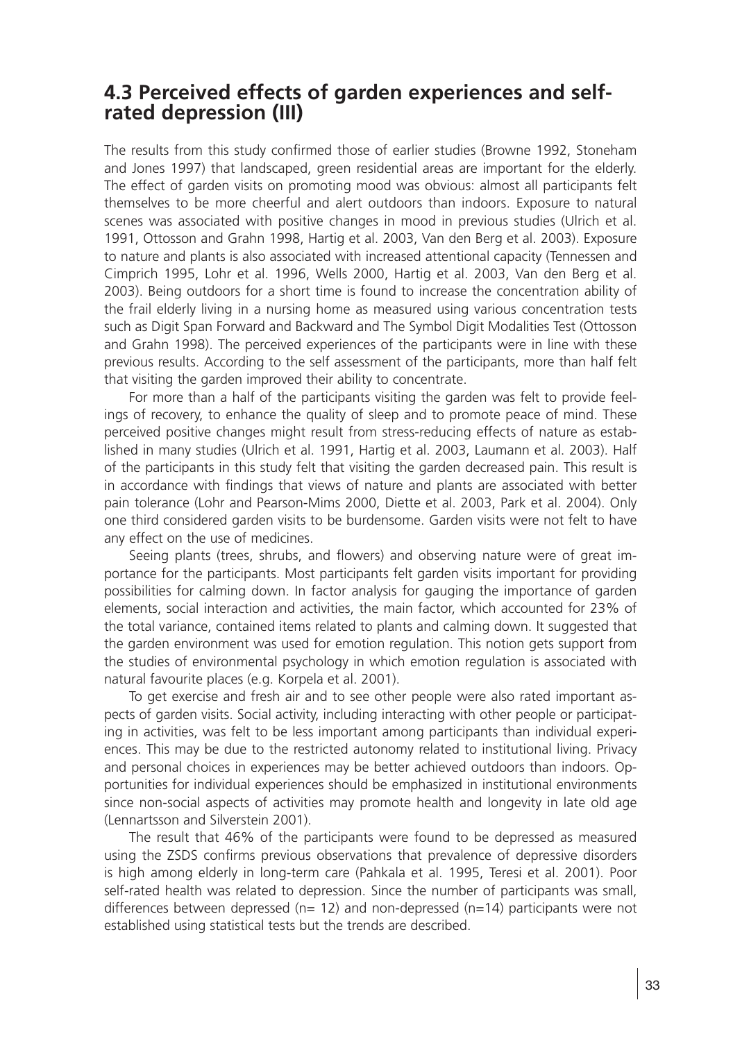## 4.3 Perceived effects of garden experiences and self-rated depression (III)

The results from this study confirmed those of earlier studies (Browne 1992, Stoneham and Jones 1997) that landscaped, green residential areas are important for the elderly. The effect of garden visits on promoting mood was obvious: almost all participants felt themselves to be more cheerful and alert outdoors than indoors. Exposure to natural scenes was associated with positive changes in mood in previous studies (Ulrich et al. 1991, Ottosson and Grahn 1998, Hartig et al. 2003, Van den Berg et al. 2003). Exposure to nature and plants is also associated with increased attentional capacity (Tennessen and Cimprich 1995, Lohr et al. 1996, Wells 2000, Hartig et al. 2003, Van den Berg et al. 2003). Being outdoors for a short time is found to increase the concentration ability of the frail elderly living in a nursing home as measured using various concentration tests such as Digit Span Forward and Backward and The Symbol Digit Modalities Test (Ottosson and Grahn 1998). The perceived experiences of the participants were in line with these previous results. According to the self assessment of the participants, more than half felt that visiting the garden improved their ability to concentrate.

For more than a half of the participants visiting the garden was felt to provide feelings of recovery, to enhance the quality of sleep and to promote peace of mind. These perceived positive changes might result from stress-reducing effects of nature as established in many studies (Ulrich et al. 1991, Hartig et al. 2003, Laumann et al. 2003). Half of the participants in this study felt that visiting the garden decreased pain. This result is in accordance with findings that views of nature and plants are associated with better pain tolerance (Lohr and Pearson-Mims 2000, Diette et al. 2003, Park et al. 2004). Only one third considered garden visits to be burdensome. Garden visits were not felt to have any effect on the use of medicines.

Seeing plants (trees, shrubs, and flowers) and observing nature were of great importance for the participants. Most participants felt garden visits important for providing possibilities for calming down. In factor analysis for gauging the importance of garden elements, social interaction and activities, the main factor, which accounted for 23% of the total variance, contained items related to plants and calming down. It suggested that the garden environment was used for emotion regulation. This notion gets support from the studies of environmental psychology in which emotion regulation is associated with natural favourite places (e.g. Korpela et al. 2001).

To get exercise and fresh air and to see other people were also rated important aspects of garden visits. Social activity, including interacting with other people or participating in activities, was felt to be less important among participants than individual experiences. This may be due to the restricted autonomy related to institutional living. Privacy and personal choices in experiences may be better achieved outdoors than indoors. Opportunities for individual experiences should be emphasized in institutional environments since non-social aspects of activities may promote health and longevity in late old age (Lennartsson and Silverstein 2001).

The result that 46% of the participants were found to be depressed as measured using the ZSDS confirms previous observations that prevalence of depressive disorders is high among elderly in long-term care (Pahkala et al. 1995, Teresi et al. 2001). Poor self-rated health was related to depression. Since the number of participants was small, differences between depressed (n= 12) and non-depressed (n=14) participants were not established using statistical tests but the trends are described.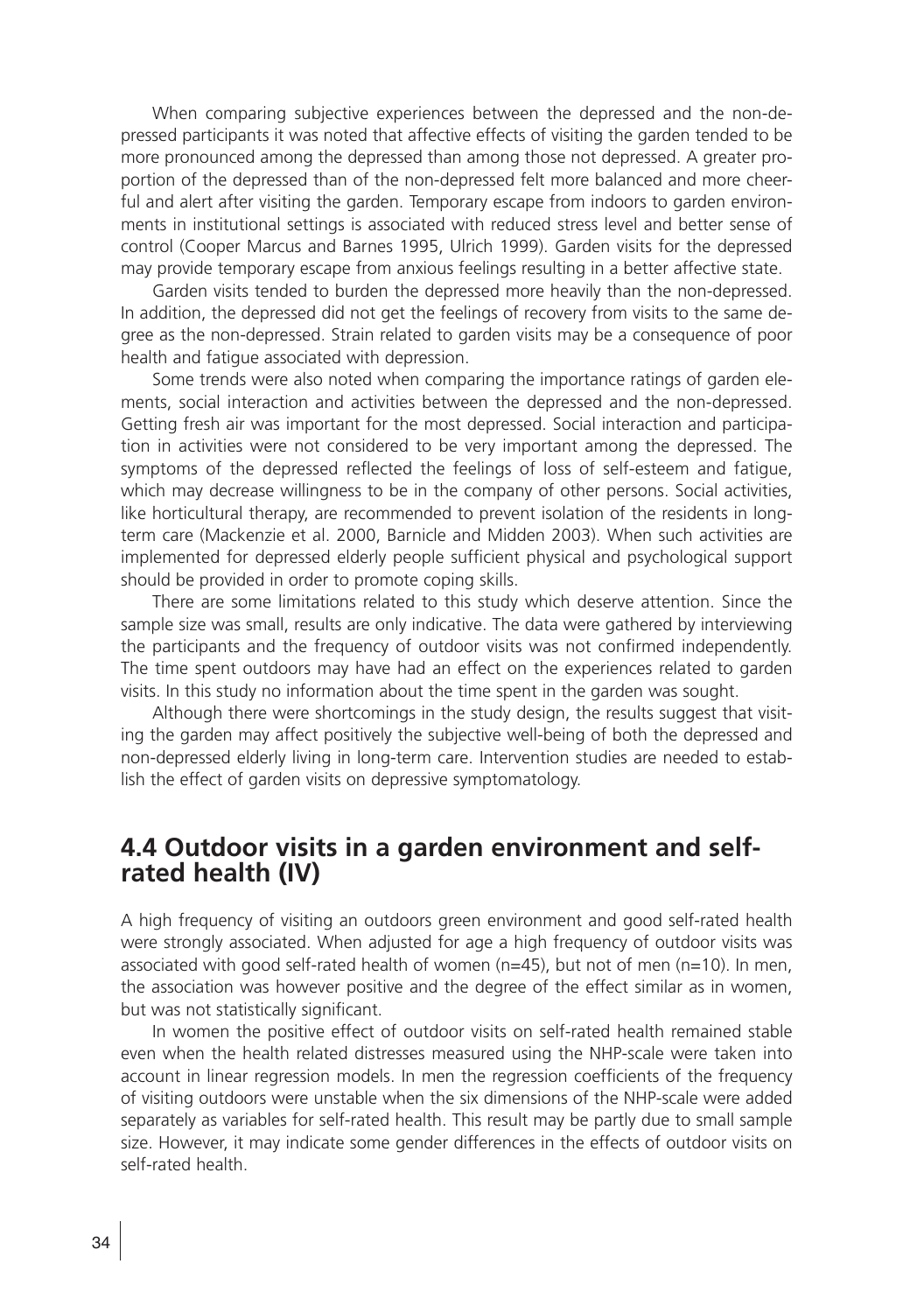When comparing subjective experiences between the depressed and the non-depressed participants it was noted that affective effects of visiting the garden tended to be more pronounced among the depressed than among those not depressed. A greater proportion of the depressed than of the non-depressed felt more balanced and more cheerful and alert after visiting the garden. Temporary escape from indoors to garden environments in institutional settings is associated with reduced stress level and better sense of control (Cooper Marcus and Barnes 1995, Ulrich 1999). Garden visits for the depressed may provide temporary escape from anxious feelings resulting in a better affective state.

Garden visits tended to burden the depressed more heavily than the non-depressed. In addition, the depressed did not get the feelings of recovery from visits to the same degree as the non-depressed. Strain related to garden visits may be a consequence of poor health and fatigue associated with depression.

Some trends were also noted when comparing the importance ratings of garden elements, social interaction and activities between the depressed and the non-depressed. Getting fresh air was important for the most depressed. Social interaction and participation in activities were not considered to be very important among the depressed. The symptoms of the depressed reflected the feelings of loss of self-esteem and fatigue, which may decrease willingness to be in the company of other persons. Social activities, like horticultural therapy, are recommended to prevent isolation of the residents in long-term care (Mackenzie et al. 2000, Barnicle and Midden 2003). When such activities are implemented for depressed elderly people sufficient physical and psychological support should be provided in order to promote coping skills.

There are some limitations related to this study which deserve attention. Since the sample size was small, results are only indicative. The data were gathered by interviewing the participants and the frequency of outdoor visits was not confirmed independently. The time spent outdoors may have had an effect on the experiences related to garden visits. In this study no information about the time spent in the garden was sought.

Although there were shortcomings in the study design, the results suggest that visiting the garden may affect positively the subjective well-being of both the depressed and non-depressed elderly living in long-term care. Intervention studies are needed to establish the effect of garden visits on depressive symptomatology.

## 4.4 Outdoor visits in a garden environment and self-rated health (IV)

A high frequency of visiting an outdoors green environment and good self-rated health were strongly associated. When adjusted for age a high frequency of outdoor visits was associated with good self-rated health of women (n=45), but not of men (n=10). In men, the association was however positive and the degree of the effect similar as in women, but was not statistically significant.

In women the positive effect of outdoor visits on self-rated health remained stable even when the health related distresses measured using the NHP-scale were taken into account in linear regression models. In men the regression coefficients of the frequency of visiting outdoors were unstable when the six dimensions of the NHP-scale were added separately as variables for self-rated health. This result may be partly due to small sample size. However, it may indicate some gender differences in the effects of outdoor visits on self-rated health.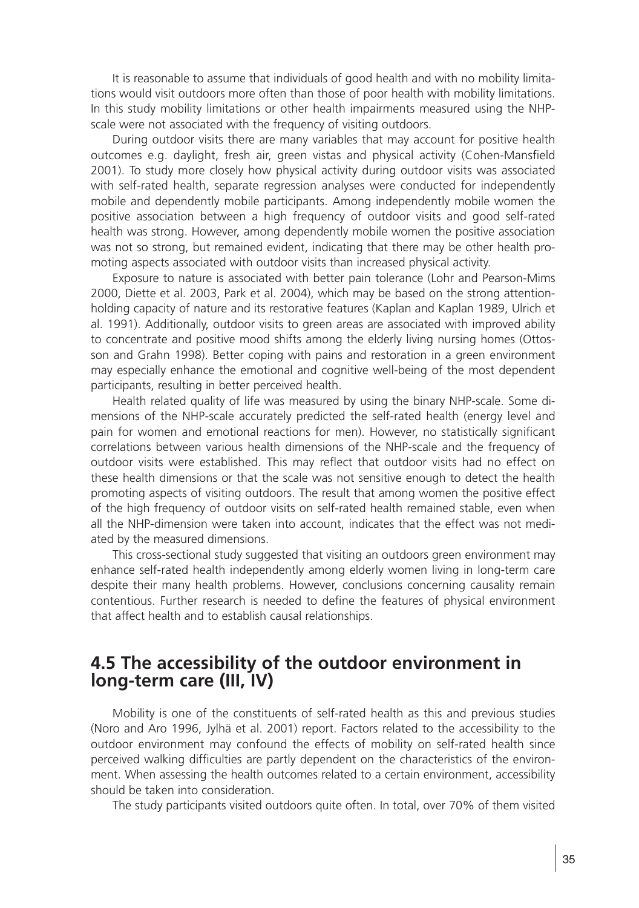It is reasonable to assume that individuals of good health and with no mobility limitations would visit outdoors more often than those of poor health with mobility limitations. In this study mobility limitations or other health impairments measured using the NHP-scale were not associated with the frequency of visiting outdoors.

During outdoor visits there are many variables that may account for positive health outcomes e.g. daylight, fresh air, green vistas and physical activity (Cohen-Mansfield 2001). To study more closely how physical activity during outdoor visits was associated with self-rated health, separate regression analyses were conducted for independently mobile and dependently mobile participants. Among independently mobile women the positive association between a high frequency of outdoor visits and good self-rated health was strong. However, among dependently mobile women the positive association was not so strong, but remained evident, indicating that there may be other health promoting aspects associated with outdoor visits than increased physical activity.

Exposure to nature is associated with better pain tolerance (Lohr and Pearson-Mims 2000, Diette et al. 2003, Park et al. 2004), which may be based on the strong attention-holding capacity of nature and its restorative features (Kaplan and Kaplan 1989, Ulrich et al. 1991). Additionally, outdoor visits to green areas are associated with improved ability to concentrate and positive mood shifts among the elderly living nursing homes (Ottosson and Grahn 1998). Better coping with pains and restoration in a green environment may especially enhance the emotional and cognitive well-being of the most dependent participants, resulting in better perceived health.

Health related quality of life was measured by using the binary NHP-scale. Some dimensions of the NHP-scale accurately predicted the self-rated health (energy level and pain for women and emotional reactions for men). However, no statistically significant correlations between various health dimensions of the NHP-scale and the frequency of outdoor visits were established. This may reflect that outdoor visits had no effect on these health dimensions or that the scale was not sensitive enough to detect the health promoting aspects of visiting outdoors. The result that among women the positive effect of the high frequency of outdoor visits on self-rated health remained stable, even when all the NHP-dimension were taken into account, indicates that the effect was not mediated by the measured dimensions.

This cross-sectional study suggested that visiting an outdoors green environment may enhance self-rated health independently among elderly women living in long-term care despite their many health problems. However, conclusions concerning causality remain contentious. Further research is needed to define the features of physical environment that affect health and to establish causal relationships.

## 4.5 The accessibility of the outdoor environment in long-term care (III, IV)

Mobility is one of the constituents of self-rated health as this and previous studies (Noro and Aro 1996, Jylhä et al. 2001) report. Factors related to the accessibility to the outdoor environment may confound the effects of mobility on self-rated health since perceived walking difficulties are partly dependent on the characteristics of the environment. When assessing the health outcomes related to a certain environment, accessibility should be taken into consideration.

The study participants visited outdoors quite often. In total, over 70% of them visited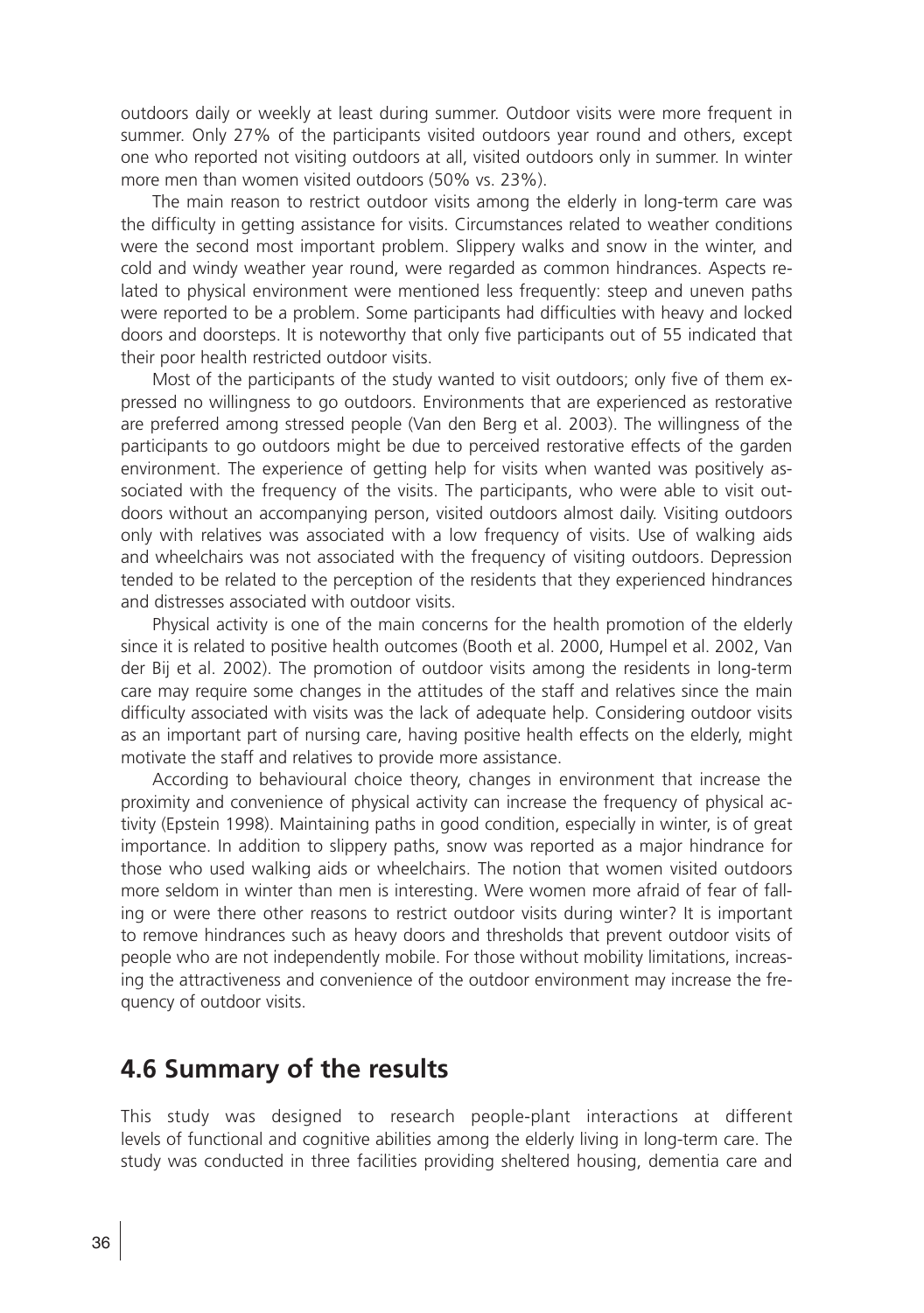outdoors daily or weekly at least during summer. Outdoor visits were more frequent in summer. Only 27% of the participants visited outdoors year round and others, except one who reported not visiting outdoors at all, visited outdoors only in summer. In winter more men than women visited outdoors (50% vs. 23%).

The main reason to restrict outdoor visits among the elderly in long-term care was the difficulty in getting assistance for visits. Circumstances related to weather conditions were the second most important problem. Slippery walks and snow in the winter, and cold and windy weather year round, were regarded as common hindrances. Aspects related to physical environment were mentioned less frequently: steep and uneven paths were reported to be a problem. Some participants had difficulties with heavy and locked doors and doorsteps. It is noteworthy that only five participants out of 55 indicated that their poor health restricted outdoor visits.

Most of the participants of the study wanted to visit outdoors; only five of them expressed no willingness to go outdoors. Environments that are experienced as restorative are preferred among stressed people (Van den Berg et al. 2003). The willingness of the participants to go outdoors might be due to perceived restorative effects of the garden environment. The experience of getting help for visits when wanted was positively associated with the frequency of the visits. The participants, who were able to visit outdoors without an accompanying person, visited outdoors almost daily. Visiting outdoors only with relatives was associated with a low frequency of visits. Use of walking aids and wheelchairs was not associated with the frequency of visiting outdoors. Depression tended to be related to the perception of the residents that they experienced hindrances and distresses associated with outdoor visits.

Physical activity is one of the main concerns for the health promotion of the elderly since it is related to positive health outcomes (Booth et al. 2000, Humpel et al. 2002, Van der Bij et al. 2002). The promotion of outdoor visits among the residents in long-term care may require some changes in the attitudes of the staff and relatives since the main difficulty associated with visits was the lack of adequate help. Considering outdoor visits as an important part of nursing care, having positive health effects on the elderly, might motivate the staff and relatives to provide more assistance.

According to behavioural choice theory, changes in environment that increase the proximity and convenience of physical activity can increase the frequency of physical activity (Epstein 1998). Maintaining paths in good condition, especially in winter, is of great importance. In addition to slippery paths, snow was reported as a major hindrance for those who used walking aids or wheelchairs. The notion that women visited outdoors more seldom in winter than men is interesting. Were women more afraid of fear of falling or were there other reasons to restrict outdoor visits during winter? It is important to remove hindrances such as heavy doors and thresholds that prevent outdoor visits of people who are not independently mobile. For those without mobility limitations, increasing the attractiveness and convenience of the outdoor environment may increase the frequency of outdoor visits.

## 4.6 Summary of the results

This study was designed to research people-plant interactions at different levels of functional and cognitive abilities among the elderly living in long-term care. The study was conducted in three facilities providing sheltered housing, dementia care and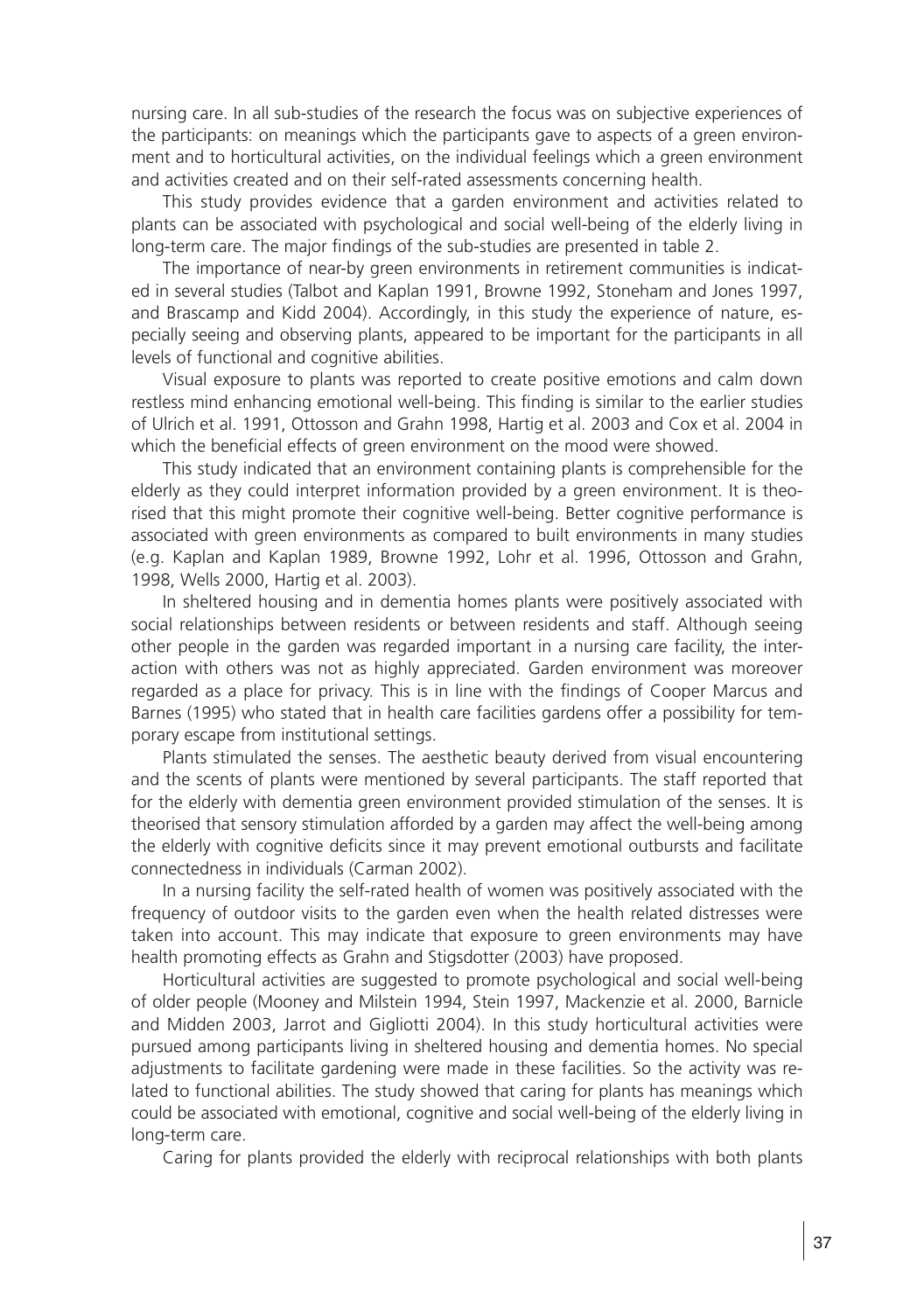nursing care. In all sub-studies of the research the focus was on subjective experiences of the participants: on meanings which the participants gave to aspects of a green environment and to horticultural activities, on the individual feelings which a green environment and activities created and on their self-rated assessments concerning health.

This study provides evidence that a garden environment and activities related to plants can be associated with psychological and social well-being of the elderly living in long-term care. The major findings of the sub-studies are presented in table 2.

The importance of near-by green environments in retirement communities is indicated in several studies (Talbot and Kaplan 1991, Browne 1992, Stoneham and Jones 1997, and Brascamp and Kidd 2004). Accordingly, in this study the experience of nature, especially seeing and observing plants, appeared to be important for the participants in all levels of functional and cognitive abilities.

Visual exposure to plants was reported to create positive emotions and calm down restless mind enhancing emotional well-being. This finding is similar to the earlier studies of Ulrich et al. 1991, Ottosson and Grahn 1998, Hartig et al. 2003 and Cox et al. 2004 in which the beneficial effects of green environment on the mood were showed.

This study indicated that an environment containing plants is comprehensible for the elderly as they could interpret information provided by a green environment. It is theorised that this might promote their cognitive well-being. Better cognitive performance is associated with green environments as compared to built environments in many studies (e.g. Kaplan and Kaplan 1989, Browne 1992, Lohr et al. 1996, Ottosson and Grahn, 1998, Wells 2000, Hartig et al. 2003).

In sheltered housing and in dementia homes plants were positively associated with social relationships between residents or between residents and staff. Although seeing other people in the garden was regarded important in a nursing care facility, the interaction with others was not as highly appreciated. Garden environment was moreover regarded as a place for privacy. This is in line with the findings of Cooper Marcus and Barnes (1995) who stated that in health care facilities gardens offer a possibility for temporary escape from institutional settings.

Plants stimulated the senses. The aesthetic beauty derived from visual encountering and the scents of plants were mentioned by several participants. The staff reported that for the elderly with dementia green environment provided stimulation of the senses. It is theorised that sensory stimulation afforded by a garden may affect the well-being among the elderly with cognitive deficits since it may prevent emotional outbursts and facilitate connectedness in individuals (Carman 2002).

In a nursing facility the self-rated health of women was positively associated with the frequency of outdoor visits to the garden even when the health related distresses were taken into account. This may indicate that exposure to green environments may have health promoting effects as Grahn and Stigsdotter (2003) have proposed.

Horticultural activities are suggested to promote psychological and social well-being of older people (Mooney and Milstein 1994, Stein 1997, Mackenzie et al. 2000, Barnicle and Midden 2003, Jarrot and Gigliotti 2004). In this study horticultural activities were pursued among participants living in sheltered housing and dementia homes. No special adjustments to facilitate gardening were made in these facilities. So the activity was related to functional abilities. The study showed that caring for plants has meanings which could be associated with emotional, cognitive and social well-being of the elderly living in long-term care.

Caring for plants provided the elderly with reciprocal relationships with both plants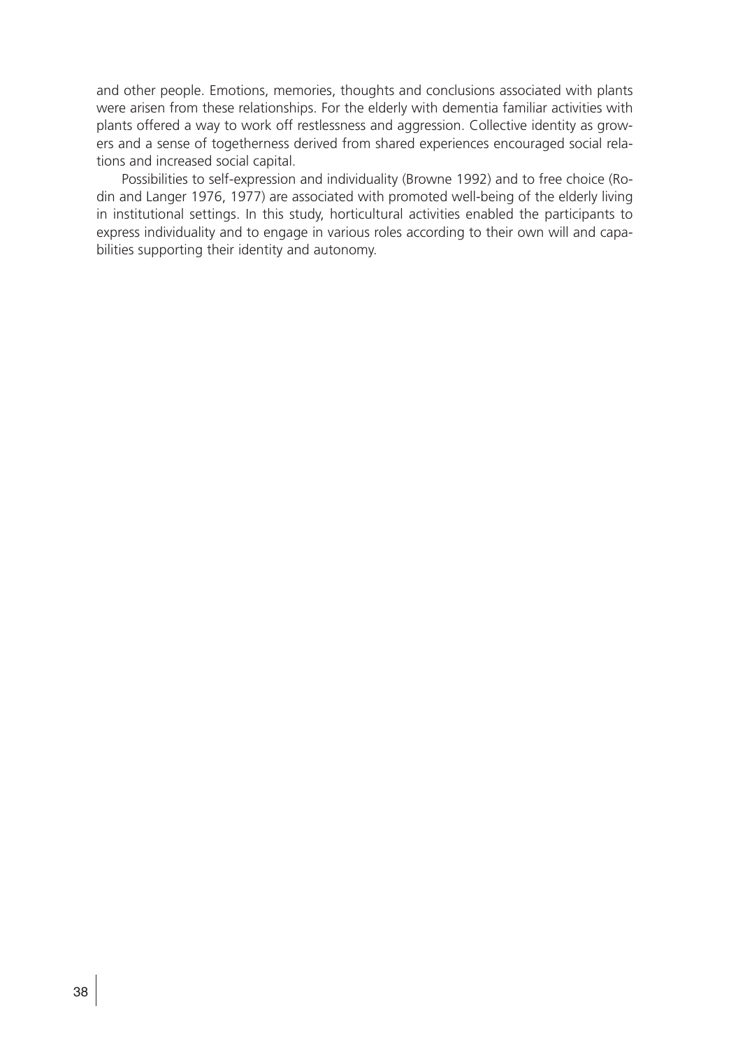and other people. Emotions, memories, thoughts and conclusions associated with plants were arisen from these relationships. For the elderly with dementia familiar activities with plants offered a way to work off restlessness and aggression. Collective identity as growers and a sense of togetherness derived from shared experiences encouraged social relations and increased social capital.

Possibilities to self-expression and individuality (Browne 1992) and to free choice (Rodin and Langer 1976, 1977) are associated with promoted well-being of the elderly living in institutional settings. In this study, horticultural activities enabled the participants to express individuality and to engage in various roles according to their own will and capabilities supporting their identity and autonomy.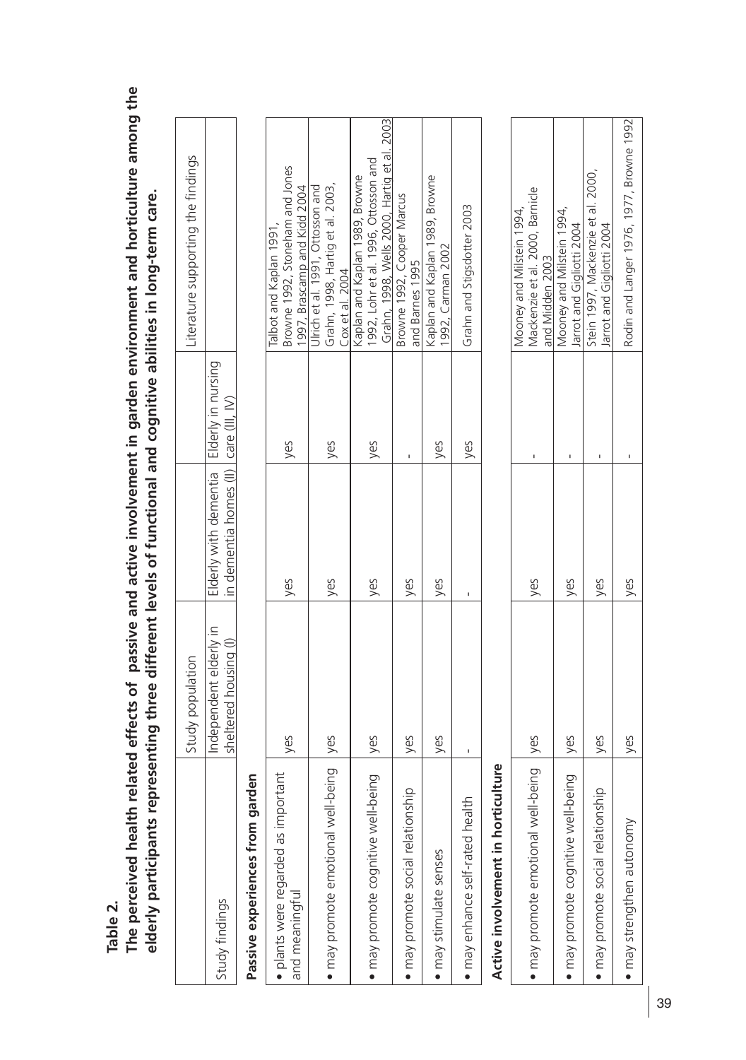**Table 2.**

**The perceived health related effects of passive and active involvement in garden environment and horticulture among the elderly participants representing three different levels of functional and cognitive abilities in long-term care.**

| | Study population | | | Literature supporting the findings |
|---|---|---|---|---|
| Study findings | Independent elderly in sheltered housing (I) | Elderly with dementia in dementia homes (II) | Elderly in nursing care (III, IV) | |
| **Passive experiences from garden** | | | | |
| • plants were regarded as important and meaningful | yes | yes | yes | Talbot and Kaplan 1991, Browne 1992, Stoneham and Jones 1997, Brascamp and Kidd 2004 |
| • may promote emotional well-being | yes | yes | yes | Ulrich et al. 1991, Ottosson and Grahn, 1998, Hartig et al. 2003, Cox et al. 2004 |
| • may promote cognitive well-being | yes | yes | yes | Kaplan and Kaplan 1989, Browne 1992, Lohr et al. 1996, Ottosson and Grahn, 1998, Wells 2000, Hartig et al. 2003 |
| • may promote social relationship | yes | yes | - | Browne 1992, Cooper Marcus and Barnes 1995 |
| • may stimulate senses | yes | yes | yes | Kaplan and Kaplan 1989, Browne 1992, Carman 2002 |
| • may enhance self-rated health | - | - | yes | Grahn and Stigsdotter 2003 |
| **Active involvement in horticulture** | | | | |
| • may promote emotional well-being | yes | yes | - | Mooney and Milstein 1994, Mackenzie et al. 2000, Barnicle and Midden 2003 |
| • may promote cognitive well-being | yes | yes | - | Mooney and Milstein 1994, Jarrot and Gigliotti 2004 |
| • may promote social relationship | yes | yes | - | Stein 1997, Mackenzie et al. 2000, Jarrot and Gigliotti 2004 |
| • may strengthen autonomy | yes | yes | - | Rodin and Langer 1976, 1977, Browne 1992 |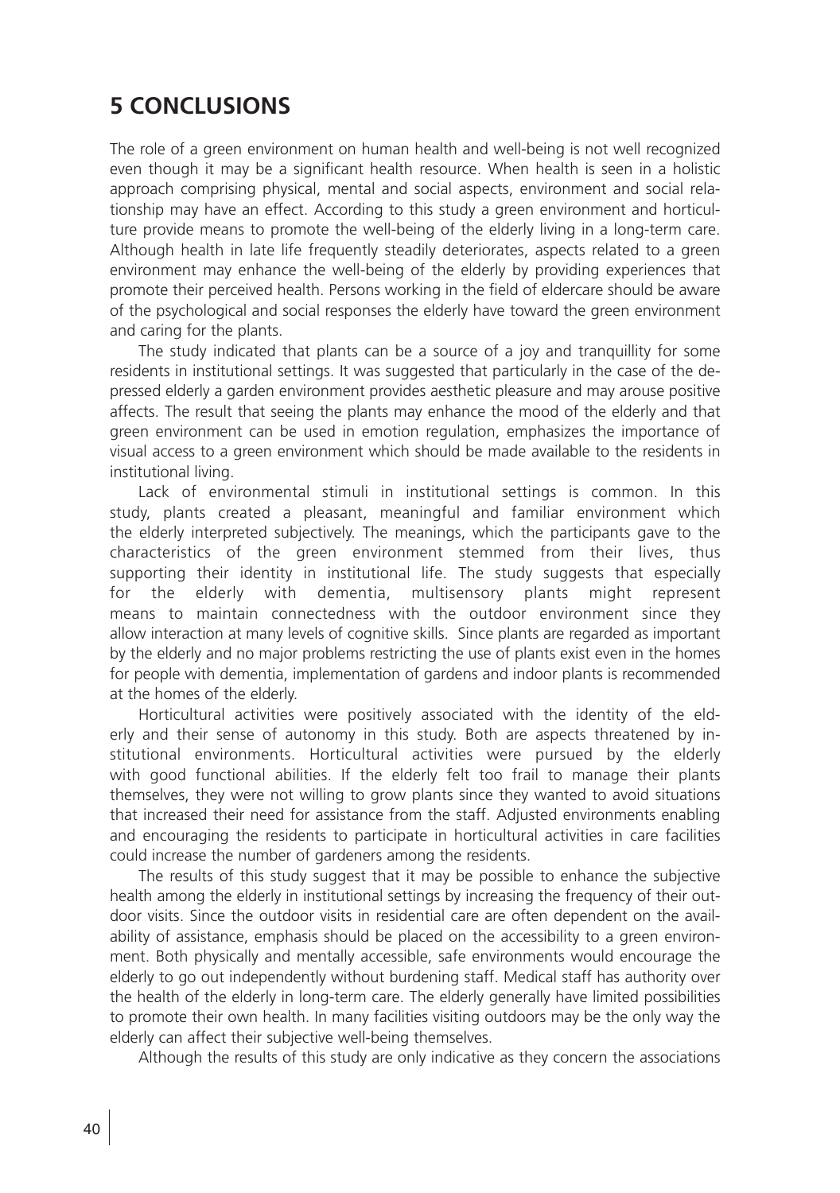## 5 CONCLUSIONS

The role of a green environment on human health and well-being is not well recognized even though it may be a significant health resource. When health is seen in a holistic approach comprising physical, mental and social aspects, environment and social relationship may have an effect. According to this study a green environment and horticulture provide means to promote the well-being of the elderly living in a long-term care. Although health in late life frequently steadily deteriorates, aspects related to a green environment may enhance the well-being of the elderly by providing experiences that promote their perceived health. Persons working in the field of eldercare should be aware of the psychological and social responses the elderly have toward the green environment and caring for the plants.

The study indicated that plants can be a source of a joy and tranquillity for some residents in institutional settings. It was suggested that particularly in the case of the depressed elderly a garden environment provides aesthetic pleasure and may arouse positive affects. The result that seeing the plants may enhance the mood of the elderly and that green environment can be used in emotion regulation, emphasizes the importance of visual access to a green environment which should be made available to the residents in institutional living.

Lack of environmental stimuli in institutional settings is common. In this study, plants created a pleasant, meaningful and familiar environment which the elderly interpreted subjectively. The meanings, which the participants gave to the characteristics of the green environment stemmed from their lives, thus supporting their identity in institutional life. The study suggests that especially for the elderly with dementia, multisensory plants might represent means to maintain connectedness with the outdoor environment since they allow interaction at many levels of cognitive skills. Since plants are regarded as important by the elderly and no major problems restricting the use of plants exist even in the homes for people with dementia, implementation of gardens and indoor plants is recommended at the homes of the elderly.

Horticultural activities were positively associated with the identity of the elderly and their sense of autonomy in this study. Both are aspects threatened by institutional environments. Horticultural activities were pursued by the elderly with good functional abilities. If the elderly felt too frail to manage their plants themselves, they were not willing to grow plants since they wanted to avoid situations that increased their need for assistance from the staff. Adjusted environments enabling and encouraging the residents to participate in horticultural activities in care facilities could increase the number of gardeners among the residents.

The results of this study suggest that it may be possible to enhance the subjective health among the elderly in institutional settings by increasing the frequency of their outdoor visits. Since the outdoor visits in residential care are often dependent on the availability of assistance, emphasis should be placed on the accessibility to a green environment. Both physically and mentally accessible, safe environments would encourage the elderly to go out independently without burdening staff. Medical staff has authority over the health of the elderly in long-term care. The elderly generally have limited possibilities to promote their own health. In many facilities visiting outdoors may be the only way the elderly can affect their subjective well-being themselves.

Although the results of this study are only indicative as they concern the associations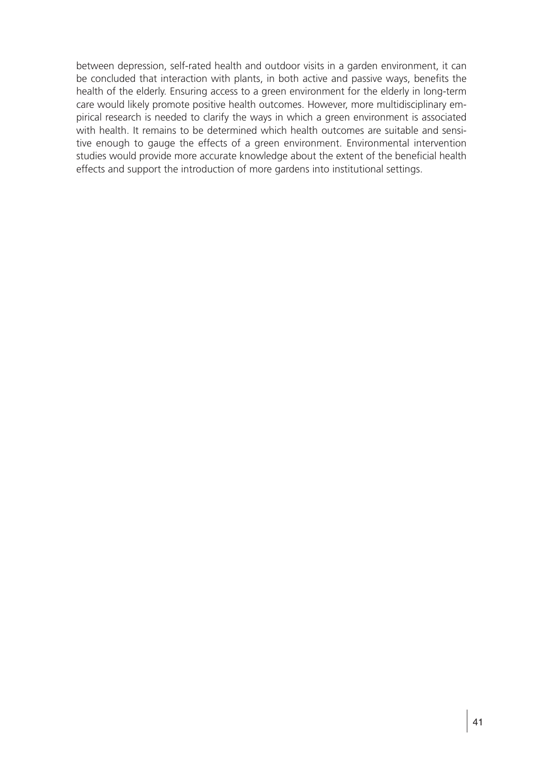between depression, self-rated health and outdoor visits in a garden environment, it can be concluded that interaction with plants, in both active and passive ways, benefits the health of the elderly. Ensuring access to a green environment for the elderly in long-term care would likely promote positive health outcomes. However, more multidisciplinary empirical research is needed to clarify the ways in which a green environment is associated with health. It remains to be determined which health outcomes are suitable and sensitive enough to gauge the effects of a green environment. Environmental intervention studies would provide more accurate knowledge about the extent of the beneficial health effects and support the introduction of more gardens into institutional settings.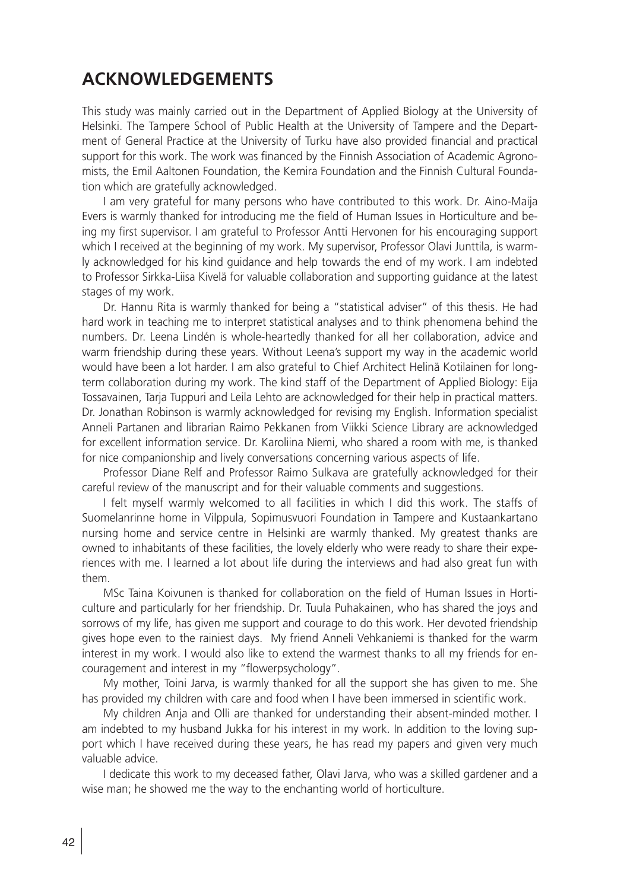## ACKNOWLEDGEMENTS

This study was mainly carried out in the Department of Applied Biology at the University of Helsinki. The Tampere School of Public Health at the University of Tampere and the Department of General Practice at the University of Turku have also provided financial and practical support for this work. The work was financed by the Finnish Association of Academic Agronomists, the Emil Aaltonen Foundation, the Kemira Foundation and the Finnish Cultural Foundation which are gratefully acknowledged.

I am very grateful for many persons who have contributed to this work. Dr. Aino-Maija Evers is warmly thanked for introducing me the field of Human Issues in Horticulture and being my first supervisor. I am grateful to Professor Antti Hervonen for his encouraging support which I received at the beginning of my work. My supervisor, Professor Olavi Junttila, is warmly acknowledged for his kind guidance and help towards the end of my work. I am indebted to Professor Sirkka-Liisa Kivelä for valuable collaboration and supporting guidance at the latest stages of my work.

Dr. Hannu Rita is warmly thanked for being a "statistical adviser" of this thesis. He had hard work in teaching me to interpret statistical analyses and to think phenomena behind the numbers. Dr. Leena Lindén is whole-heartedly thanked for all her collaboration, advice and warm friendship during these years. Without Leena's support my way in the academic world would have been a lot harder. I am also grateful to Chief Architect Helinä Kotilainen for long-term collaboration during my work. The kind staff of the Department of Applied Biology: Eija Tossavainen, Tarja Tuppuri and Leila Lehto are acknowledged for their help in practical matters. Dr. Jonathan Robinson is warmly acknowledged for revising my English. Information specialist Anneli Partanen and librarian Raimo Pekkanen from Viikki Science Library are acknowledged for excellent information service. Dr. Karoliina Niemi, who shared a room with me, is thanked for nice companionship and lively conversations concerning various aspects of life.

Professor Diane Relf and Professor Raimo Sulkava are gratefully acknowledged for their careful review of the manuscript and for their valuable comments and suggestions.

I felt myself warmly welcomed to all facilities in which I did this work. The staffs of Suomelanrinne home in Vilppula, Sopimusvuori Foundation in Tampere and Kustaankartano nursing home and service centre in Helsinki are warmly thanked. My greatest thanks are owned to inhabitants of these facilities, the lovely elderly who were ready to share their experiences with me. I learned a lot about life during the interviews and had also great fun with them.

MSc Taina Koivunen is thanked for collaboration on the field of Human Issues in Horticulture and particularly for her friendship. Dr. Tuula Puhakainen, who has shared the joys and sorrows of my life, has given me support and courage to do this work. Her devoted friendship gives hope even to the rainiest days. My friend Anneli Vehkaniemi is thanked for the warm interest in my work. I would also like to extend the warmest thanks to all my friends for encouragement and interest in my "flowerpsychology".

My mother, Toini Jarva, is warmly thanked for all the support she has given to me. She has provided my children with care and food when I have been immersed in scientific work.

My children Anja and Olli are thanked for understanding their absent-minded mother. I am indebted to my husband Jukka for his interest in my work. In addition to the loving support which I have received during these years, he has read my papers and given very much valuable advice.

I dedicate this work to my deceased father, Olavi Jarva, who was a skilled gardener and a wise man; he showed me the way to the enchanting world of horticulture.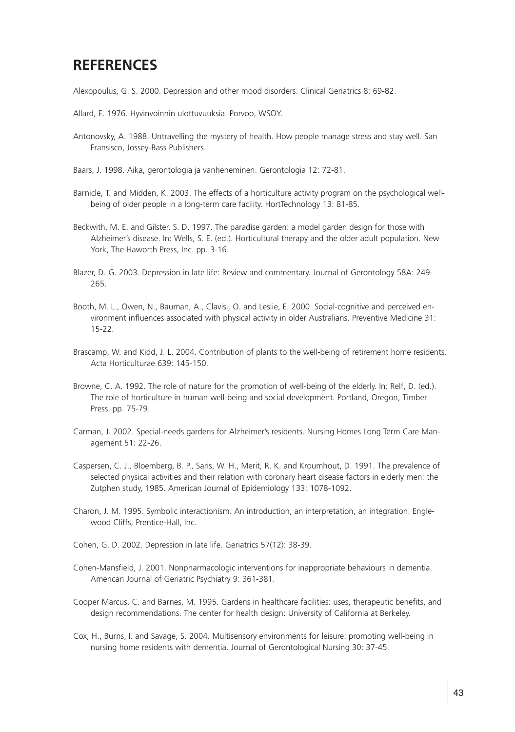## REFERENCES

Alexopoulus, G. S. 2000. Depression and other mood disorders. Clinical Geriatrics 8: 69-82.

Allard, E. 1976. Hyvinvoinnin ulottuvuuksia. Porvoo, WSOY.

Antonovsky, A. 1988. Untravelling the mystery of health. How people manage stress and stay well. San Fransisco, Jossey-Bass Publishers.

Baars, J. 1998. Aika, gerontologia ja vanheneminen. Gerontologia 12: 72-81.

Barnicle, T. and Midden, K. 2003. The effects of a horticulture activity program on the psychological well-being of older people in a long-term care facility. HortTechnology 13: 81-85.

Beckwith, M. E. and Gilster. S. D. 1997. The paradise garden: a model garden design for those with Alzheimer's disease. In: Wells, S. E. (ed.). Horticultural therapy and the older adult population. New York, The Haworth Press, Inc. pp. 3-16.

Blazer, D. G. 2003. Depression in late life: Review and commentary. Journal of Gerontology 58A: 249-265.

Booth, M. L., Owen, N., Bauman, A., Clavisi, O. and Leslie, E. 2000. Social-cognitive and perceived environment influences associated with physical activity in older Australians. Preventive Medicine 31: 15-22.

Brascamp, W. and Kidd, J. L. 2004. Contribution of plants to the well-being of retirement home residents. Acta Horticulturae 639: 145-150.

Browne, C. A. 1992. The role of nature for the promotion of well-being of the elderly. In: Relf, D. (ed.). The role of horticulture in human well-being and social development. Portland, Oregon, Timber Press. pp. 75-79.

Carman, J. 2002. Special-needs gardens for Alzheimer's residents. Nursing Homes Long Term Care Management 51: 22-26.

Caspersen, C. J., Bloemberg, B. P., Saris, W. H., Merit, R. K. and Kroumhout, D. 1991. The prevalence of selected physical activities and their relation with coronary heart disease factors in elderly men: the Zutphen study, 1985. American Journal of Epidemiology 133: 1078-1092.

Charon, J. M. 1995. Symbolic interactionism. An introduction, an interpretation, an integration. Englewood Cliffs, Prentice-Hall, Inc.

Cohen, G. D. 2002. Depression in late life. Geriatrics 57(12): 38-39.

Cohen-Mansfield, J. 2001. Nonpharmacologic interventions for inappropriate behaviours in dementia. American Journal of Geriatric Psychiatry 9: 361-381.

Cooper Marcus, C. and Barnes, M. 1995. Gardens in healthcare facilities: uses, therapeutic benefits, and design recommendations. The center for health design: University of California at Berkeley.

Cox, H., Burns, I. and Savage, S. 2004. Multisensory environments for leisure: promoting well-being in nursing home residents with dementia. Journal of Gerontological Nursing 30: 37-45.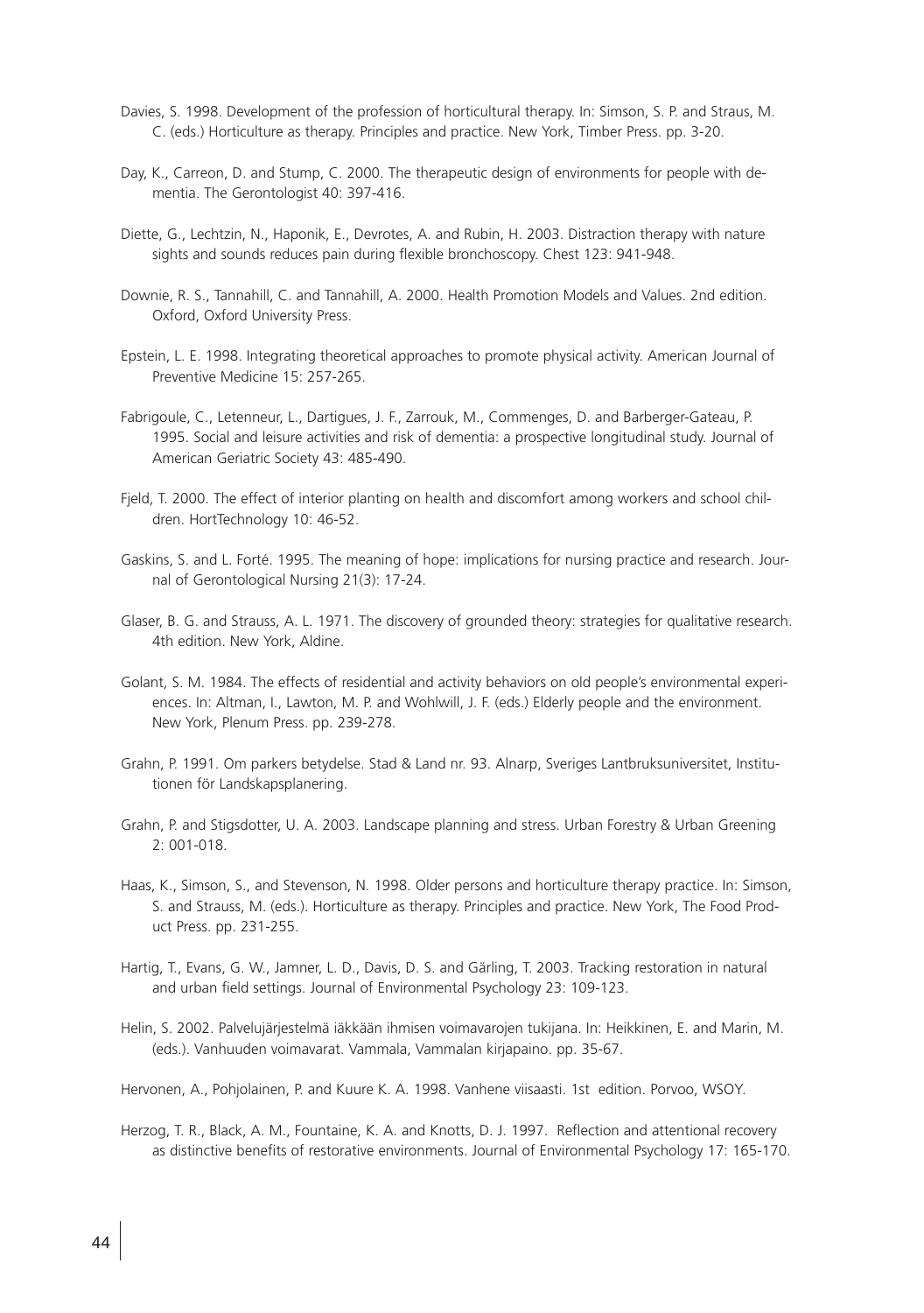Davies, S. 1998. Development of the profession of horticultural therapy. In: Simson, S. P. and Straus, M. C. (eds.) Horticulture as therapy. Principles and practice. New York, Timber Press. pp. 3-20.

Day, K., Carreon, D. and Stump, C. 2000. The therapeutic design of environments for people with dementia. The Gerontologist 40: 397-416.

Diette, G., Lechtzin, N., Haponik, E., Devrotes, A. and Rubin, H. 2003. Distraction therapy with nature sights and sounds reduces pain during flexible bronchoscopy. Chest 123: 941-948.

Downie, R. S., Tannahill, C. and Tannahill, A. 2000. Health Promotion Models and Values. 2nd edition. Oxford, Oxford University Press.

Epstein, L. E. 1998. Integrating theoretical approaches to promote physical activity. American Journal of Preventive Medicine 15: 257-265.

Fabrigoule, C., Letenneur, L., Dartigues, J. F., Zarrouk, M., Commenges, D. and Barberger-Gateau, P. 1995. Social and leisure activities and risk of dementia: a prospective longitudinal study. Journal of American Geriatric Society 43: 485-490.

Fjeld, T. 2000. The effect of interior planting on health and discomfort among workers and school children. HortTechnology 10: 46-52.

Gaskins, S. and L. Forté. 1995. The meaning of hope: implications for nursing practice and research. Journal of Gerontological Nursing 21(3): 17-24.

Glaser, B. G. and Strauss, A. L. 1971. The discovery of grounded theory: strategies for qualitative research. 4th edition. New York, Aldine.

Golant, S. M. 1984. The effects of residential and activity behaviors on old people's environmental experiences. In: Altman, I., Lawton, M. P. and Wohlwill, J. F. (eds.) Elderly people and the environment. New York, Plenum Press. pp. 239-278.

Grahn, P. 1991. Om parkers betydelse. Stad & Land nr. 93. Alnarp, Sveriges Lantbruksuniversitet, Institutionen för Landskapsplanering.

Grahn, P. and Stigsdotter, U. A. 2003. Landscape planning and stress. Urban Forestry & Urban Greening 2: 001-018.

Haas, K., Simson, S., and Stevenson, N. 1998. Older persons and horticulture therapy practice. In: Simson, S. and Strauss, M. (eds.). Horticulture as therapy. Principles and practice. New York, The Food Product Press. pp. 231-255.

Hartig, T., Evans, G. W., Jamner, L. D., Davis, D. S. and Gärling, T. 2003. Tracking restoration in natural and urban field settings. Journal of Environmental Psychology 23: 109-123.

Helin, S. 2002. Palvelujärjestelmä iäkkään ihmisen voimavarojen tukijana. In: Heikkinen, E. and Marin, M. (eds.). Vanhuuden voimavarat. Vammala, Vammalan kirjapaino. pp. 35-67.

Hervonen, A., Pohjolainen, P. and Kuure K. A. 1998. Vanhene viisaasti. 1st edition. Porvoo, WSOY.

Herzog, T. R., Black, A. M., Fountaine, K. A. and Knotts, D. J. 1997. Reflection and attentional recovery as distinctive benefits of restorative environments. Journal of Environmental Psychology 17: 165-170.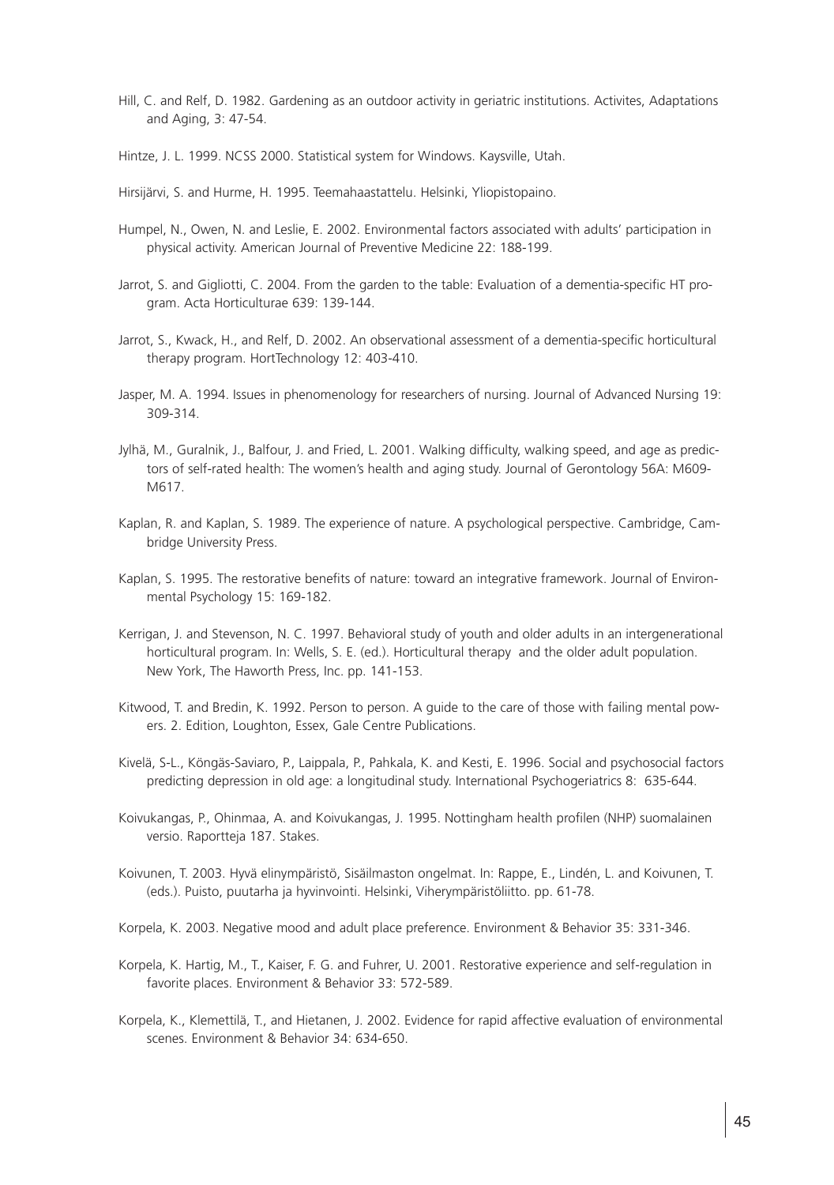Hill, C. and Relf, D. 1982. Gardening as an outdoor activity in geriatric institutions. Activites, Adaptations and Aging, 3: 47-54.

Hintze, J. L. 1999. NCSS 2000. Statistical system for Windows. Kaysville, Utah.

Hirsijärvi, S. and Hurme, H. 1995. Teemahaastattelu. Helsinki, Yliopistopaino.

Humpel, N., Owen, N. and Leslie, E. 2002. Environmental factors associated with adults' participation in physical activity. American Journal of Preventive Medicine 22: 188-199.

Jarrot, S. and Gigliotti, C. 2004. From the garden to the table: Evaluation of a dementia-specific HT program. Acta Horticulturae 639: 139-144.

Jarrot, S., Kwack, H., and Relf, D. 2002. An observational assessment of a dementia-specific horticultural therapy program. HortTechnology 12: 403-410.

Jasper, M. A. 1994. Issues in phenomenology for researchers of nursing. Journal of Advanced Nursing 19: 309-314.

Jylhä, M., Guralnik, J., Balfour, J. and Fried, L. 2001. Walking difficulty, walking speed, and age as predictors of self-rated health: The women's health and aging study. Journal of Gerontology 56A: M609-M617.

Kaplan, R. and Kaplan, S. 1989. The experience of nature. A psychological perspective. Cambridge, Cambridge University Press.

Kaplan, S. 1995. The restorative benefits of nature: toward an integrative framework. Journal of Environmental Psychology 15: 169-182.

Kerrigan, J. and Stevenson, N. C. 1997. Behavioral study of youth and older adults in an intergenerational horticultural program. In: Wells, S. E. (ed.). Horticultural therapy and the older adult population. New York, The Haworth Press, Inc. pp. 141-153.

Kitwood, T. and Bredin, K. 1992. Person to person. A guide to the care of those with failing mental powers. 2. Edition, Loughton, Essex, Gale Centre Publications.

Kivelä, S-L., Köngäs-Saviaro, P., Laippala, P., Pahkala, K. and Kesti, E. 1996. Social and psychosocial factors predicting depression in old age: a longitudinal study. International Psychogeriatrics 8: 635-644.

Koivukangas, P., Ohinmaa, A. and Koivukangas, J. 1995. Nottingham health profilen (NHP) suomalainen versio. Raportteja 187. Stakes.

Koivunen, T. 2003. Hyvä elinympäristö, Sisäilmaston ongelmat. In: Rappe, E., Lindén, L. and Koivunen, T. (eds.). Puisto, puutarha ja hyvinvointi. Helsinki, Viherympäristöliitto. pp. 61-78.

Korpela, K. 2003. Negative mood and adult place preference. Environment & Behavior 35: 331-346.

Korpela, K. Hartig, M., T., Kaiser, F. G. and Fuhrer, U. 2001. Restorative experience and self-regulation in favorite places. Environment & Behavior 33: 572-589.

Korpela, K., Klemettilä, T., and Hietanen, J. 2002. Evidence for rapid affective evaluation of environmental scenes. Environment & Behavior 34: 634-650.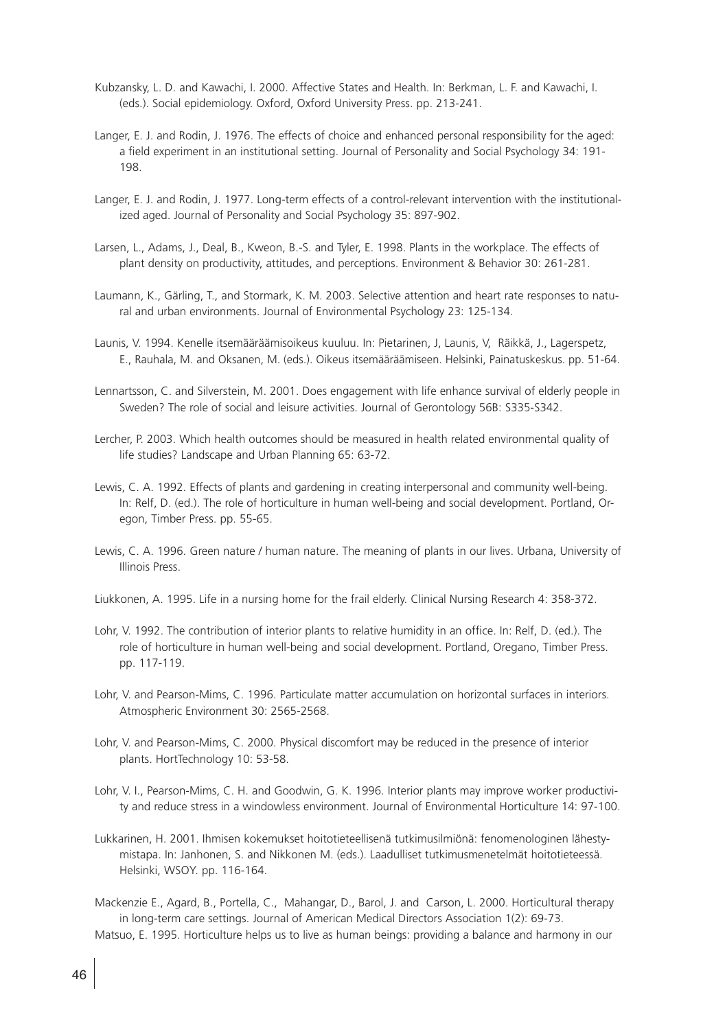Kubzansky, L. D. and Kawachi, I. 2000. Affective States and Health. In: Berkman, L. F. and Kawachi, I. (eds.). Social epidemiology. Oxford, Oxford University Press. pp. 213-241.

Langer, E. J. and Rodin, J. 1976. The effects of choice and enhanced personal responsibility for the aged: a field experiment in an institutional setting. Journal of Personality and Social Psychology 34: 191-198.

Langer, E. J. and Rodin, J. 1977. Long-term effects of a control-relevant intervention with the institutionalized aged. Journal of Personality and Social Psychology 35: 897-902.

Larsen, L., Adams, J., Deal, B., Kweon, B.-S. and Tyler, E. 1998. Plants in the workplace. The effects of plant density on productivity, attitudes, and perceptions. Environment & Behavior 30: 261-281.

Laumann, K., Gärling, T., and Stormark, K. M. 2003. Selective attention and heart rate responses to natural and urban environments. Journal of Environmental Psychology 23: 125-134.

Launis, V. 1994. Kenelle itsemääräämisoikeus kuuluu. In: Pietarinen, J, Launis, V, Räikkä, J., Lagerspetz, E., Rauhala, M. and Oksanen, M. (eds.). Oikeus itsemääräämiseen. Helsinki, Painatuskeskus. pp. 51-64.

Lennartsson, C. and Silverstein, M. 2001. Does engagement with life enhance survival of elderly people in Sweden? The role of social and leisure activities. Journal of Gerontology 56B: S335-S342.

Lercher, P. 2003. Which health outcomes should be measured in health related environmental quality of life studies? Landscape and Urban Planning 65: 63-72.

Lewis, C. A. 1992. Effects of plants and gardening in creating interpersonal and community well-being. In: Relf, D. (ed.). The role of horticulture in human well-being and social development. Portland, Oregon, Timber Press. pp. 55-65.

Lewis, C. A. 1996. Green nature / human nature. The meaning of plants in our lives. Urbana, University of Illinois Press.

Liukkonen, A. 1995. Life in a nursing home for the frail elderly. Clinical Nursing Research 4: 358-372.

Lohr, V. 1992. The contribution of interior plants to relative humidity in an office. In: Relf, D. (ed.). The role of horticulture in human well-being and social development. Portland, Oregano, Timber Press. pp. 117-119.

Lohr, V. and Pearson-Mims, C. 1996. Particulate matter accumulation on horizontal surfaces in interiors. Atmospheric Environment 30: 2565-2568.

Lohr, V. and Pearson-Mims, C. 2000. Physical discomfort may be reduced in the presence of interior plants. HortTechnology 10: 53-58.

Lohr, V. I., Pearson-Mims, C. H. and Goodwin, G. K. 1996. Interior plants may improve worker productivity and reduce stress in a windowless environment. Journal of Environmental Horticulture 14: 97-100.

Lukkarinen, H. 2001. Ihmisen kokemukset hoitotieteellisenä tutkimusilmiönä: fenomenologinen lähestymistapa. In: Janhonen, S. and Nikkonen M. (eds.). Laadulliset tutkimusmenetelmät hoitotieteessä. Helsinki, WSOY. pp. 116-164.

Mackenzie E., Agard, B., Portella, C., Mahangar, D., Barol, J. and Carson, L. 2000. Horticultural therapy in long-term care settings. Journal of American Medical Directors Association 1(2): 69-73.

Matsuo, E. 1995. Horticulture helps us to live as human beings: providing a balance and harmony in our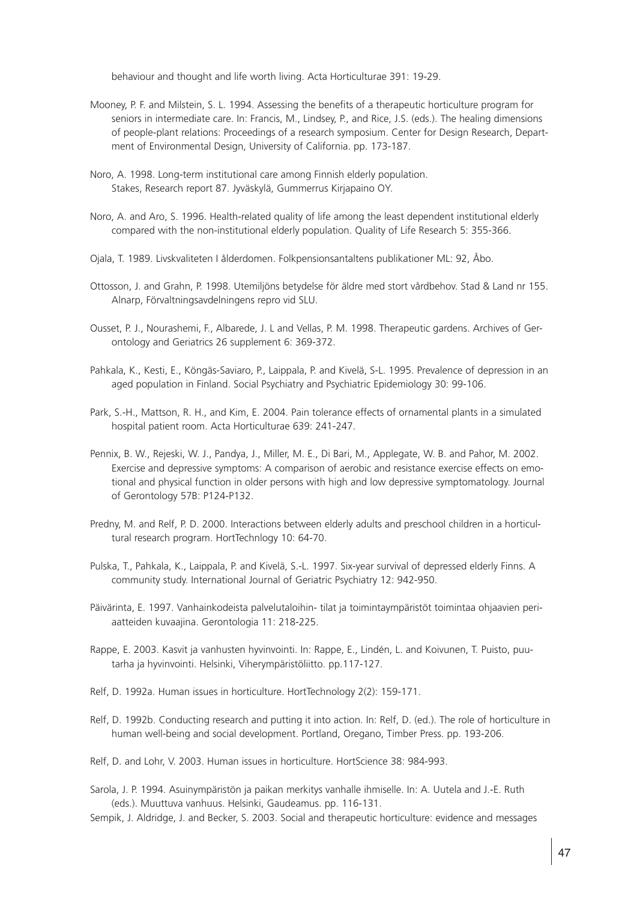behaviour and thought and life worth living. Acta Horticulturae 391: 19-29.

Mooney, P. F. and Milstein, S. L. 1994. Assessing the benefits of a therapeutic horticulture program for seniors in intermediate care. In: Francis, M., Lindsey, P., and Rice, J.S. (eds.). The healing dimensions of people-plant relations: Proceedings of a research symposium. Center for Design Research, Department of Environmental Design, University of California. pp. 173-187.

Noro, A. 1998. Long-term institutional care among Finnish elderly population. Stakes, Research report 87. Jyväskylä, Gummerrus Kirjapaino OY.

Noro, A. and Aro, S. 1996. Health-related quality of life among the least dependent institutional elderly compared with the non-institutional elderly population. Quality of Life Research 5: 355-366.

Ojala, T. 1989. Livskvaliteten I ålderdomen. Folkpensionsantaltens publikationer ML: 92, Åbo.

Ottosson, J. and Grahn, P. 1998. Utemiljöns betydelse för äldre med stort vårdbehov. Stad & Land nr 155. Alnarp, Förvaltningsavdelningens repro vid SLU.

Ousset, P. J., Nourashemi, F., Albarede, J. L and Vellas, P. M. 1998. Therapeutic gardens. Archives of Gerontology and Geriatrics 26 supplement 6: 369-372.

Pahkala, K., Kesti, E., Köngäs-Saviaro, P., Laippala, P. and Kivelä, S-L. 1995. Prevalence of depression in an aged population in Finland. Social Psychiatry and Psychiatric Epidemiology 30: 99-106.

Park, S.-H., Mattson, R. H., and Kim, E. 2004. Pain tolerance effects of ornamental plants in a simulated hospital patient room. Acta Horticulturae 639: 241-247.

Pennix, B. W., Rejeski, W. J., Pandya, J., Miller, M. E., Di Bari, M., Applegate, W. B. and Pahor, M. 2002. Exercise and depressive symptoms: A comparison of aerobic and resistance exercise effects on emotional and physical function in older persons with high and low depressive symptomatology. Journal of Gerontology 57B: P124-P132.

Predny, M. and Relf, P. D. 2000. Interactions between elderly adults and preschool children in a horticultural research program. HortTechnlogy 10: 64-70.

Pulska, T., Pahkala, K., Laippala, P. and Kivelä, S.-L. 1997. Six-year survival of depressed elderly Finns. A community study. International Journal of Geriatric Psychiatry 12: 942-950.

Päivärinta, E. 1997. Vanhainkodeista palvelutaloihin- tilat ja toimintaympäristöt toimintaa ohjaavien periaatteiden kuvaajina. Gerontologia 11: 218-225.

Rappe, E. 2003. Kasvit ja vanhusten hyvinvointi. In: Rappe, E., Lindén, L. and Koivunen, T. Puisto, puutarha ja hyvinvointi. Helsinki, Viherympäristöliitto. pp.117-127.

Relf, D. 1992a. Human issues in horticulture. HortTechnology 2(2): 159-171.

Relf, D. 1992b. Conducting research and putting it into action. In: Relf, D. (ed.). The role of horticulture in human well-being and social development. Portland, Oregano, Timber Press. pp. 193-206.

Relf, D. and Lohr, V. 2003. Human issues in horticulture. HortScience 38: 984-993.

Sarola, J. P. 1994. Asuinympäristön ja paikan merkitys vanhalle ihmiselle. In: A. Uutela and J.-E. Ruth (eds.). Muuttuva vanhuus. Helsinki, Gaudeamus. pp. 116-131.

Sempik, J. Aldridge, J. and Becker, S. 2003. Social and therapeutic horticulture: evidence and messages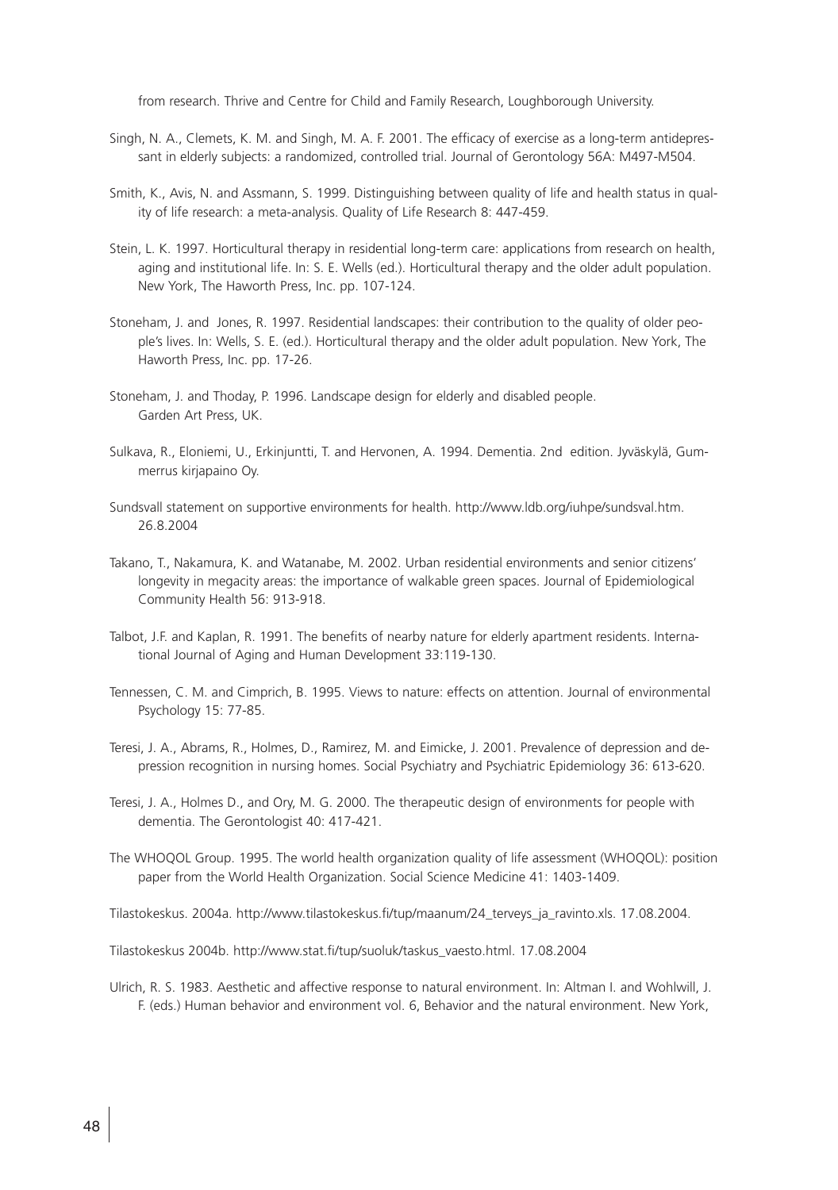from research. Thrive and Centre for Child and Family Research, Loughborough University.

Singh, N. A., Clemets, K. M. and Singh, M. A. F. 2001. The efficacy of exercise as a long-term antidepressant in elderly subjects: a randomized, controlled trial. Journal of Gerontology 56A: M497-M504.

Smith, K., Avis, N. and Assmann, S. 1999. Distinguishing between quality of life and health status in quality of life research: a meta-analysis. Quality of Life Research 8: 447-459.

Stein, L. K. 1997. Horticultural therapy in residential long-term care: applications from research on health, aging and institutional life. In: S. E. Wells (ed.). Horticultural therapy and the older adult population. New York, The Haworth Press, Inc. pp. 107-124.

Stoneham, J. and Jones, R. 1997. Residential landscapes: their contribution to the quality of older people's lives. In: Wells, S. E. (ed.). Horticultural therapy and the older adult population. New York, The Haworth Press, Inc. pp. 17-26.

Stoneham, J. and Thoday, P. 1996. Landscape design for elderly and disabled people. Garden Art Press, UK.

Sulkava, R., Eloniemi, U., Erkinjuntti, T. and Hervonen, A. 1994. Dementia. 2nd edition. Jyväskylä, Gummerrus kirjapaino Oy.

Sundsvall statement on supportive environments for health. http://www.ldb.org/iuhpe/sundsval.htm. 26.8.2004

Takano, T., Nakamura, K. and Watanabe, M. 2002. Urban residential environments and senior citizens' longevity in megacity areas: the importance of walkable green spaces. Journal of Epidemiological Community Health 56: 913-918.

Talbot, J.F. and Kaplan, R. 1991. The benefits of nearby nature for elderly apartment residents. International Journal of Aging and Human Development 33:119-130.

Tennessen, C. M. and Cimprich, B. 1995. Views to nature: effects on attention. Journal of environmental Psychology 15: 77-85.

Teresi, J. A., Abrams, R., Holmes, D., Ramirez, M. and Eimicke, J. 2001. Prevalence of depression and depression recognition in nursing homes. Social Psychiatry and Psychiatric Epidemiology 36: 613-620.

Teresi, J. A., Holmes D., and Ory, M. G. 2000. The therapeutic design of environments for people with dementia. The Gerontologist 40: 417-421.

The WHOQOL Group. 1995. The world health organization quality of life assessment (WHOQOL): position paper from the World Health Organization. Social Science Medicine 41: 1403-1409.

Tilastokeskus. 2004a. http://www.tilastokeskus.fi/tup/maanum/24_terveys_ja_ravinto.xls. 17.08.2004.

Tilastokeskus 2004b. http://www.stat.fi/tup/suoluk/taskus_vaesto.html. 17.08.2004

Ulrich, R. S. 1983. Aesthetic and affective response to natural environment. In: Altman I. and Wohlwill, J. F. (eds.) Human behavior and environment vol. 6, Behavior and the natural environment. New York,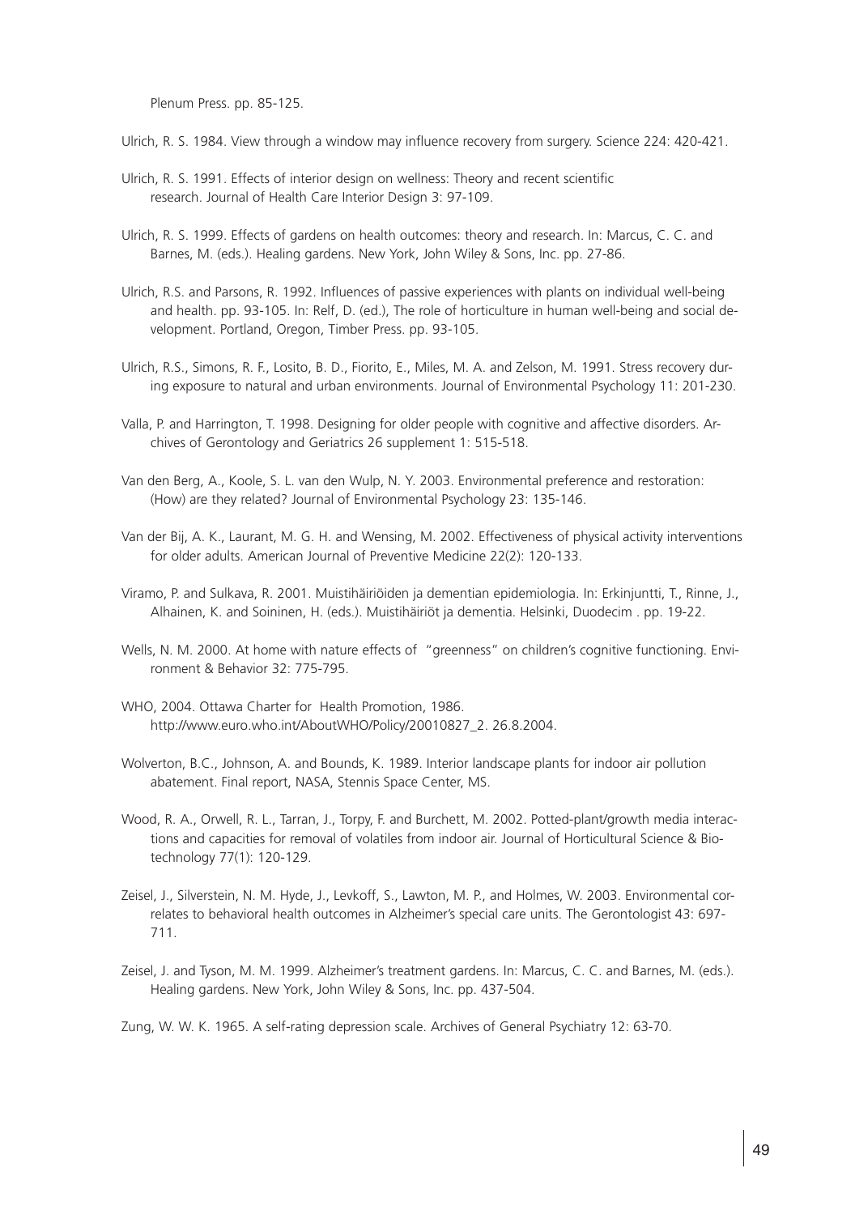Plenum Press. pp. 85-125.

Ulrich, R. S. 1984. View through a window may influence recovery from surgery. Science 224: 420-421.

Ulrich, R. S. 1991. Effects of interior design on wellness: Theory and recent scientific research. Journal of Health Care Interior Design 3: 97-109.

Ulrich, R. S. 1999. Effects of gardens on health outcomes: theory and research. In: Marcus, C. C. and Barnes, M. (eds.). Healing gardens. New York, John Wiley & Sons, Inc. pp. 27-86.

Ulrich, R.S. and Parsons, R. 1992. Influences of passive experiences with plants on individual well-being and health. pp. 93-105. In: Relf, D. (ed.), The role of horticulture in human well-being and social development. Portland, Oregon, Timber Press. pp. 93-105.

Ulrich, R.S., Simons, R. F., Losito, B. D., Fiorito, E., Miles, M. A. and Zelson, M. 1991. Stress recovery during exposure to natural and urban environments. Journal of Environmental Psychology 11: 201-230.

Valla, P. and Harrington, T. 1998. Designing for older people with cognitive and affective disorders. Archives of Gerontology and Geriatrics 26 supplement 1: 515-518.

Van den Berg, A., Koole, S. L. van den Wulp, N. Y. 2003. Environmental preference and restoration: (How) are they related? Journal of Environmental Psychology 23: 135-146.

Van der Bij, A. K., Laurant, M. G. H. and Wensing, M. 2002. Effectiveness of physical activity interventions for older adults. American Journal of Preventive Medicine 22(2): 120-133.

Viramo, P. and Sulkava, R. 2001. Muistihäiriöiden ja dementian epidemiologia. In: Erkinjuntti, T., Rinne, J., Alhainen, K. and Soininen, H. (eds.). Muistihäiriöt ja dementia. Helsinki, Duodecim . pp. 19-22.

Wells, N. M. 2000. At home with nature effects of "greenness" on children's cognitive functioning. Environment & Behavior 32: 775-795.

WHO, 2004. Ottawa Charter for Health Promotion, 1986. http://www.euro.who.int/AboutWHO/Policy/20010827_2. 26.8.2004.

Wolverton, B.C., Johnson, A. and Bounds, K. 1989. Interior landscape plants for indoor air pollution abatement. Final report, NASA, Stennis Space Center, MS.

Wood, R. A., Orwell, R. L., Tarran, J., Torpy, F. and Burchett, M. 2002. Potted-plant/growth media interactions and capacities for removal of volatiles from indoor air. Journal of Horticultural Science & Biotechnology 77(1): 120-129.

Zeisel, J., Silverstein, N. M. Hyde, J., Levkoff, S., Lawton, M. P., and Holmes, W. 2003. Environmental correlates to behavioral health outcomes in Alzheimer's special care units. The Gerontologist 43: 697-711.

Zeisel, J. and Tyson, M. M. 1999. Alzheimer's treatment gardens. In: Marcus, C. C. and Barnes, M. (eds.). Healing gardens. New York, John Wiley & Sons, Inc. pp. 437-504.

Zung, W. W. K. 1965. A self-rating depression scale. Archives of General Psychiatry 12: 63-70.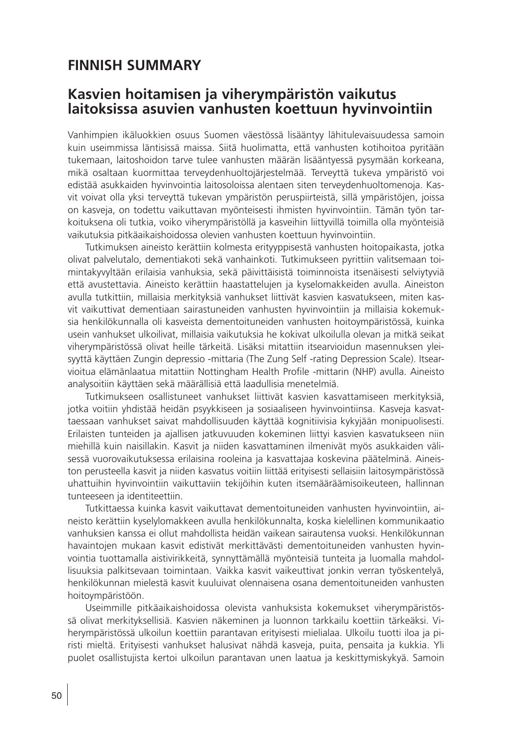## FINNISH SUMMARY

### Kasvien hoitamisen ja viherympäristön vaikutus laitoksissa asuvien vanhusten koettuun hyvinvointiin

Vanhimpien ikäluokkien osuus Suomen väestössä lisääntyy lähitulevaisuudessa samoin kuin useimmissa läntisissä maissa. Siitä huolimatta, että vanhusten kotihoitoa pyritään tukemaan, laitoshoidon tarve tulee vanhusten määrän lisääntyessä pysymään korkeana, mikä osaltaan kuormittaa terveydenhuoltojärjestelmää. Terveyttä tukeva ympäristö voi edistää asukkaiden hyvinvointia laitosoloissa alentaen siten terveydenhuoltomenoja. Kasvit voivat olla yksi terveyttä tukevan ympäristön peruspiirteistä, sillä ympäristöjen, joissa on kasveja, on todettu vaikuttavan myönteisesti ihmisten hyvinvointiin. Tämän työn tarkoituksena oli tutkia, voiko viherympäristöllä ja kasveihin liittyvillä toimilla olla myönteisiä vaikutuksia pitkäaikaishoidossa olevien vanhusten koettuun hyvinvointiin.

Tutkimuksen aineisto kerättiin kolmesta erityyppisestä vanhusten hoitopaikasta, jotka olivat palvelutalo, dementiakoti sekä vanhainkoti. Tutkimukseen pyrittiin valitsemaan toimintakyvyltään erilaisia vanhuksia, sekä päivittäisistä toiminnoista itsenäisesti selviytyviä että avustettavia. Aineisto kerättiin haastattelujen ja kyselomakkeiden avulla. Aineiston avulla tutkittiin, millaisia merkityksiä vanhukset liittivät kasvien kasvatukseen, miten kasvit vaikuttivat dementiaan sairastuneiden vanhusten hyvinvointiin ja millaisia kokemuksia henkilökunnalla oli kasveista dementoituneiden vanhusten hoitoympäristössä, kuinka usein vanhukset ulkoilivat, millaisia vaikutuksia he kokivat ulkoilulla olevan ja mitkä seikat viherympäristössä olivat heille tärkeitä. Lisäksi mitattiin itsearvioidun masennuksen yleisyyttä käyttäen Zungin depressio -mittaria (The Zung Self -rating Depression Scale). Itsearvioitua elämänlaatua mitattiin Nottingham Health Profile -mittarin (NHP) avulla. Aineisto analysoitiin käyttäen sekä määrällisiä että laadullisia menetelmiä.

Tutkimukseen osallistuneet vanhukset liittivät kasvien kasvattamiseen merkityksiä, jotka voitiin yhdistää heidän psyykkiseen ja sosiaaliseen hyvinvointiinsa. Kasveja kasvattaessaan vanhukset saivat mahdollisuuden käyttää kognitiivisia kykyjään monipuolisesti. Erilaisten tunteiden ja ajallisen jatkuvuuden kokeminen liittyi kasvien kasvatukseen niin miehillä kuin naisillakin. Kasvit ja niiden kasvattaminen ilmenivät myös asukkaiden välisessä vuorovaikutuksessa erilaisina rooleina ja kasvattajaa koskevina päätelminä. Aineiston perusteella kasvit ja niiden kasvatus voitiin liittää erityisesti sellaisiin laitosympäristössä uhattuihin hyvinvointiin vaikuttaviin tekijöihin kuten itsemääräämisoikeuteen, hallinnan tunteeseen ja identiteettiin.

Tutkittaessa kuinka kasvit vaikuttavat dementoituneiden vanhusten hyvinvointiin, aineisto kerättiin kyselylomakkeen avulla henkilökunnalta, koska kielellinen kommunikaatio vanhuksien kanssa ei ollut mahdollista heidän vaikean sairautensa vuoksi. Henkilökunnan havaintojen mukaan kasvit edistivät merkittävästi dementoituneiden vanhusten hyvinvointia tuottamalla aistivirikkeitä, synnyttämällä myönteisiä tunteita ja luomalla mahdollisuuksia palkitsevaan toimintaan. Vaikka kasvit vaikeuttivat jonkin verran työskentelyä, henkilökunnan mielestä kasvit kuuluivat olennaisena osana dementoituneiden vanhusten hoitoympäristöön.

Useimmille pitkäaikaishoidossa olevista vanhuksista kokemukset viherympäristössä olivat merkityksellisiä. Kasvien näkeminen ja luonnon tarkkailu koettiin tärkeäksi. Viherympäristössä ulkoilun koettiin parantavan erityisesti mielialaa. Ulkoilu tuotti iloa ja piristi mieltä. Erityisesti vanhukset halusivat nähdä kasveja, puita, pensaita ja kukkia. Yli puolet osallistujista kertoi ulkoilun parantavan unen laatua ja keskittymiskykyä. Samoin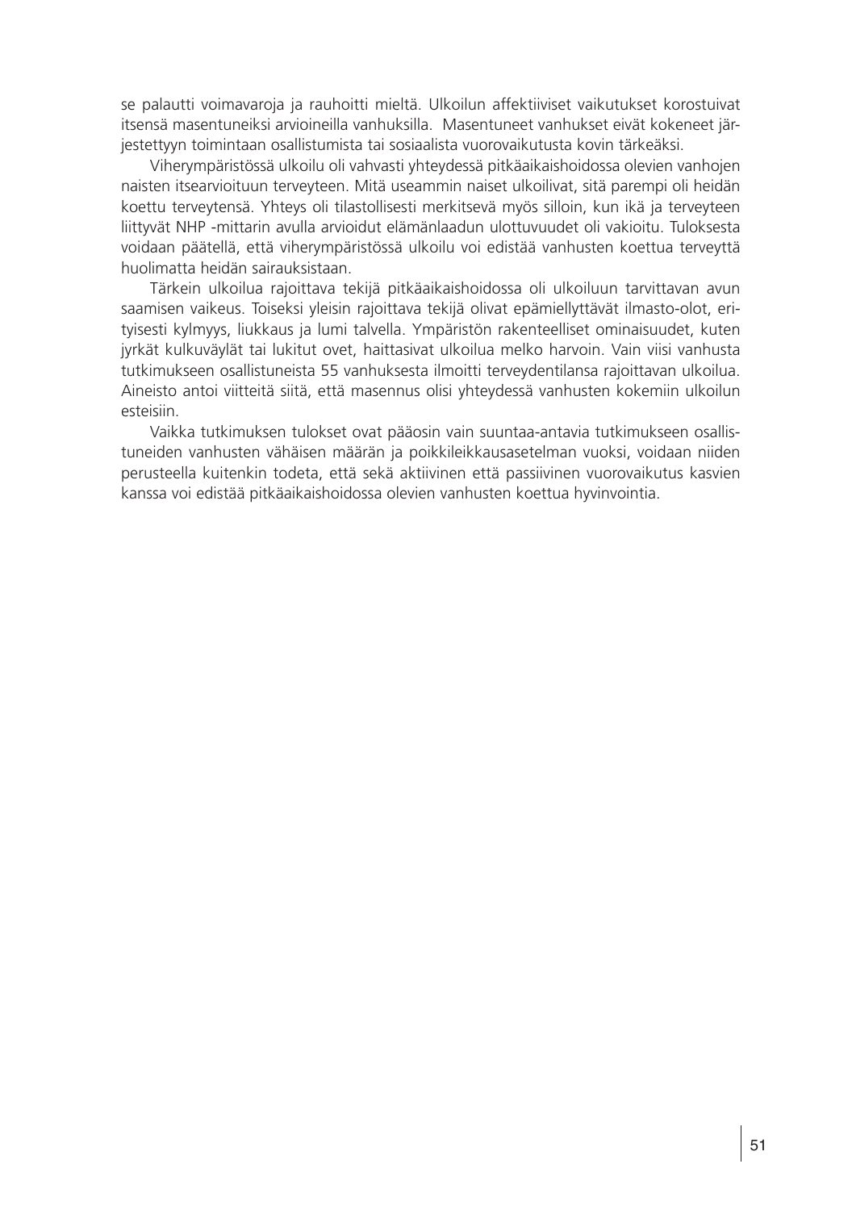se palautti voimavaroja ja rauhoitti mieltä. Ulkoilun affektiiviset vaikutukset korostuivat itsensä masentuneiksi arvioineilla vanhuksilla. Masentuneet vanhukset eivät kokeneet järjestettyyn toimintaan osallistumista tai sosiaalista vuorovaikutusta kovin tärkeäksi.

Viherympäristössä ulkoilu oli vahvasti yhteydessä pitkäaikaishoidossa olevien vanhojen naisten itsearvioituun terveyteen. Mitä useammin naiset ulkoilivat, sitä parempi oli heidän koettu terveytensä. Yhteys oli tilastollisesti merkitsevä myös silloin, kun ikä ja terveyteen liittyvät NHP -mittarin avulla arvioidut elämänlaadun ulottuvuudet oli vakioitu. Tuloksesta voidaan päätellä, että viherympäristössä ulkoilu voi edistää vanhusten koettua terveyttä huolimatta heidän sairauksistaan.

Tärkein ulkoilua rajoittava tekijä pitkäaikaishoidossa oli ulkoiluun tarvittavan avun saamisen vaikeus. Toiseksi yleisin rajoittava tekijä olivat epämiellyttävät ilmasto-olot, erityisesti kylmyys, liukkaus ja lumi talvella. Ympäristön rakenteelliset ominaisuudet, kuten jyrkät kulkuväylät tai lukitut ovet, haittasivat ulkoilua melko harvoin. Vain viisi vanhusta tutkimukseen osallistuneista 55 vanhuksesta ilmoitti terveydentilansa rajoittavan ulkoilua. Aineisto antoi viitteitä siitä, että masennus olisi yhteydessä vanhusten kokemiin ulkoilun esteisiin.

Vaikka tutkimuksen tulokset ovat pääosin vain suuntaa-antavia tutkimukseen osallistuneiden vanhusten vähäisen määrän ja poikkileikkausasetelman vuoksi, voidaan niiden perusteella kuitenkin todeta, että sekä aktiivinen että passiivinen vuorovaikutus kasvien kanssa voi edistää pitkäaikaishoidossa olevien vanhusten koettua hyvinvointia.